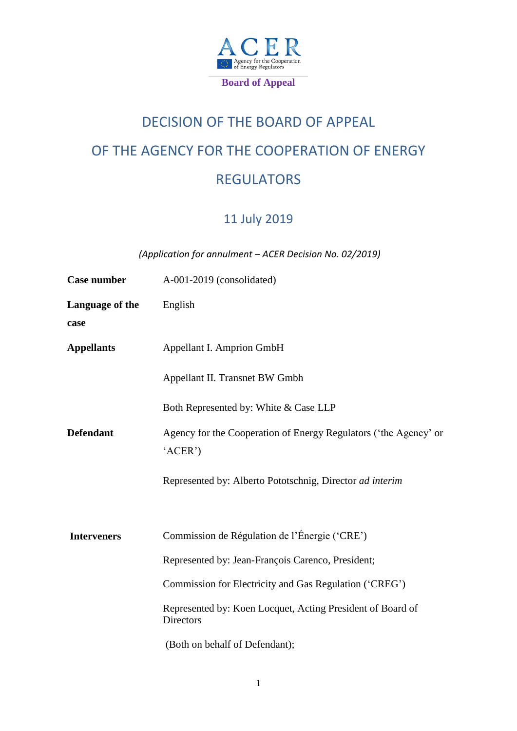ACER

Agency for the Cooperation of Energy Regulators

**Board of Appeal**

# DECISION OF THE BOARD OF APPEAL OF THE AGENCY FOR THE COOPERATION OF ENERGY REGULATORS

## 11 July 2019

*(Application for annulment – ACER Decision No. 02/2019)*

| | |
|---|---|
| **Case number** | A-001-2019 (consolidated) |
| **Language of the case** | English |
| **Appellants** | Appellant I. Amprion GmbH |
| | Appellant II. Transnet BW Gmbh |
| | Both Represented by: White & Case LLP |
| **Defendant** | Agency for the Cooperation of Energy Regulators ('the Agency' or 'ACER') |
| | Represented by: Alberto Pototschnig, Director *ad interim* |
| **Interveners** | Commission de Régulation de l'Énergie ('CRE') |
| | Represented by: Jean-François Carenco, President; |
| | Commission for Electricity and Gas Regulation ('CREG') |
| | Represented by: Koen Locquet, Acting President of Board of Directors |
| | (Both on behalf of Defendant); |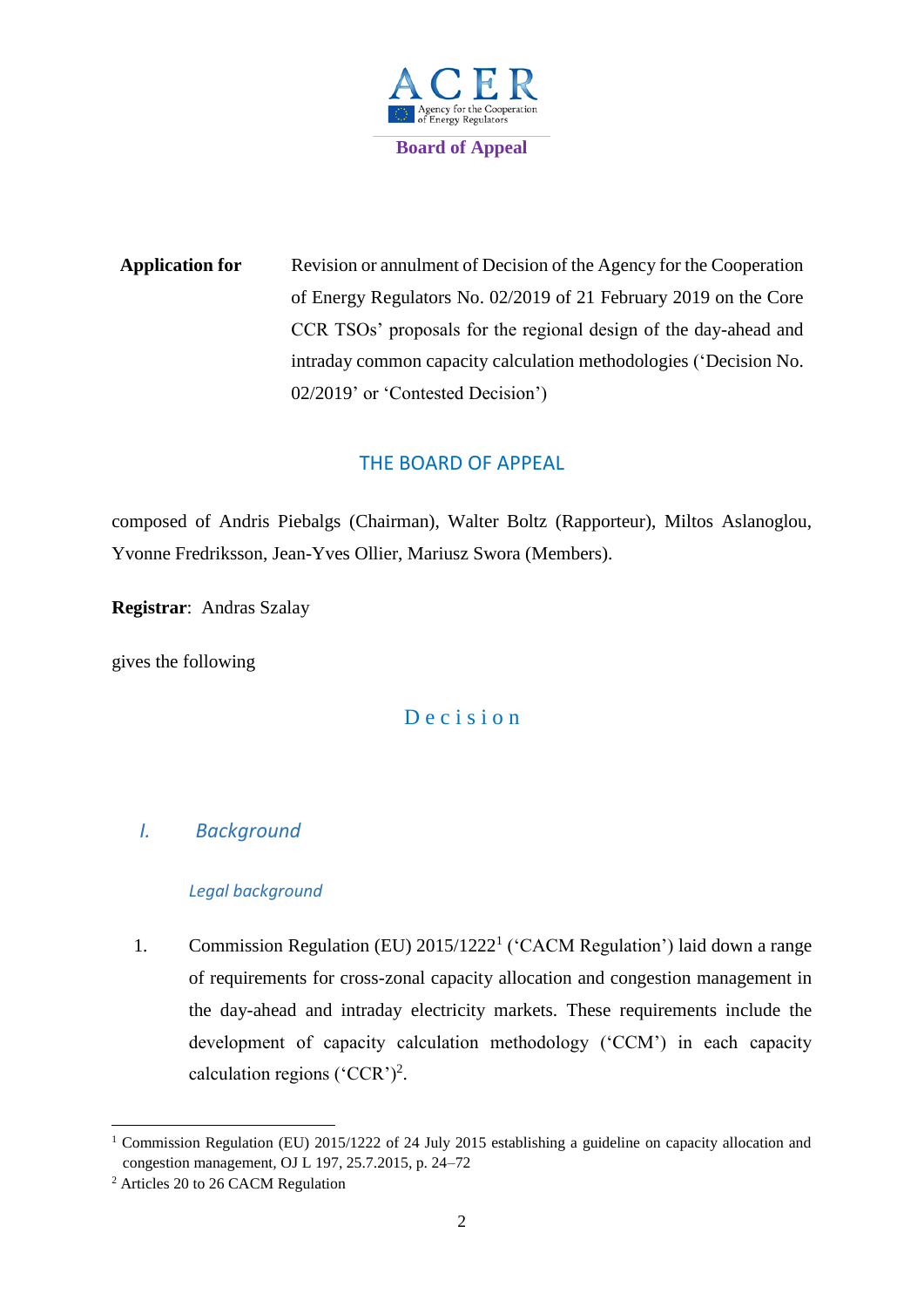**Board of Appeal**

**Application for** Revision or annulment of Decision of the Agency for the Cooperation of Energy Regulators No. 02/2019 of 21 February 2019 on the Core CCR TSOs' proposals for the regional design of the day-ahead and intraday common capacity calculation methodologies ('Decision No. 02/2019' or 'Contested Decision')

## THE BOARD OF APPEAL

composed of Andris Piebalgs (Chairman), Walter Boltz (Rapporteur), Miltos Aslanoglou, Yvonne Fredriksson, Jean-Yves Ollier, Mariusz Swora (Members).

**Registrar**: Andras Szalay

gives the following

## Decision

## *I. Background*

### *Legal background*

1. Commission Regulation (EU) 2015/1222[1] ('CACM Regulation') laid down a range of requirements for cross-zonal capacity allocation and congestion management in the day-ahead and intraday electricity markets. These requirements include the development of capacity calculation methodology ('CCM') in each capacity calculation regions ('CCR')[2].

[1] Commission Regulation (EU) 2015/1222 of 24 July 2015 establishing a guideline on capacity allocation and congestion management, OJ L 197, 25.7.2015, p. 24–72

[2] Articles 20 to 26 CACM Regulation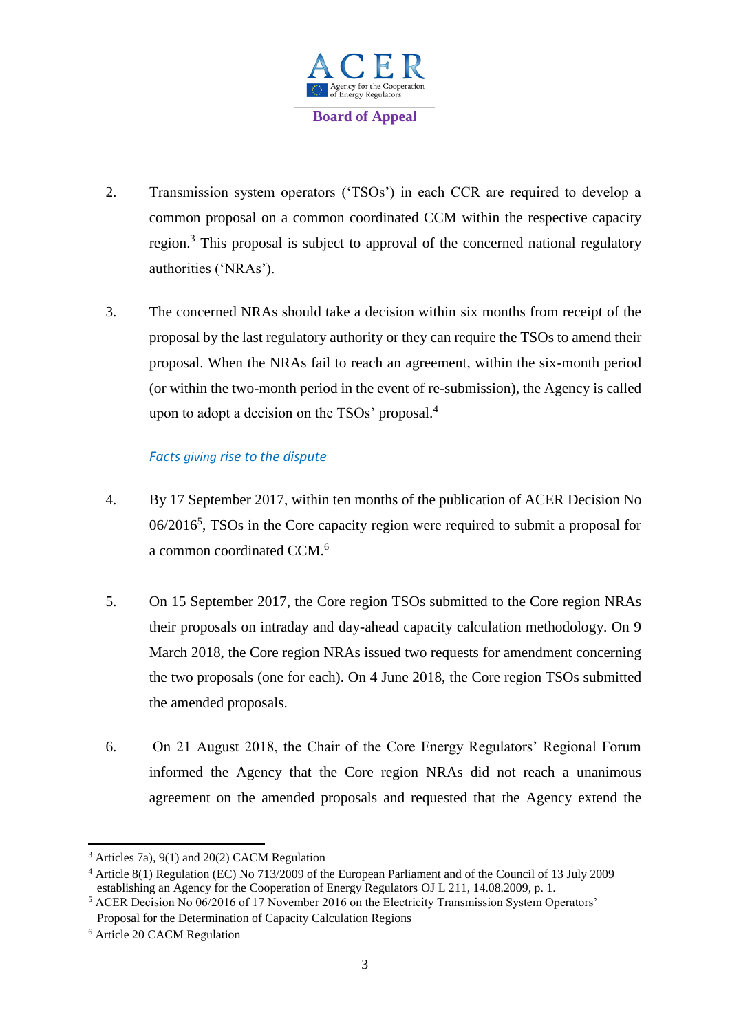2. Transmission system operators ('TSOs') in each CCR are required to develop a common proposal on a common coordinated CCM within the respective capacity region.[3] This proposal is subject to approval of the concerned national regulatory authorities ('NRAs').

3. The concerned NRAs should take a decision within six months from receipt of the proposal by the last regulatory authority or they can require the TSOs to amend their proposal. When the NRAs fail to reach an agreement, within the six-month period (or within the two-month period in the event of re-submission), the Agency is called upon to adopt a decision on the TSOs' proposal.[4]

*Facts giving rise to the dispute*

4. By 17 September 2017, within ten months of the publication of ACER Decision No 06/2016[5], TSOs in the Core capacity region were required to submit a proposal for a common coordinated CCM.[6]

5. On 15 September 2017, the Core region TSOs submitted to the Core region NRAs their proposals on intraday and day-ahead capacity calculation methodology. On 9 March 2018, the Core region NRAs issued two requests for amendment concerning the two proposals (one for each). On 4 June 2018, the Core region TSOs submitted the amended proposals.

6. On 21 August 2018, the Chair of the Core Energy Regulators' Regional Forum informed the Agency that the Core region NRAs did not reach a unanimous agreement on the amended proposals and requested that the Agency extend the

---

[3] Articles 7a), 9(1) and 20(2) CACM Regulation

[4] Article 8(1) Regulation (EC) No 713/2009 of the European Parliament and of the Council of 13 July 2009 establishing an Agency for the Cooperation of Energy Regulators OJ L 211, 14.08.2009, p. 1.

[5] ACER Decision No 06/2016 of 17 November 2016 on the Electricity Transmission System Operators' Proposal for the Determination of Capacity Calculation Regions

[6] Article 20 CACM Regulation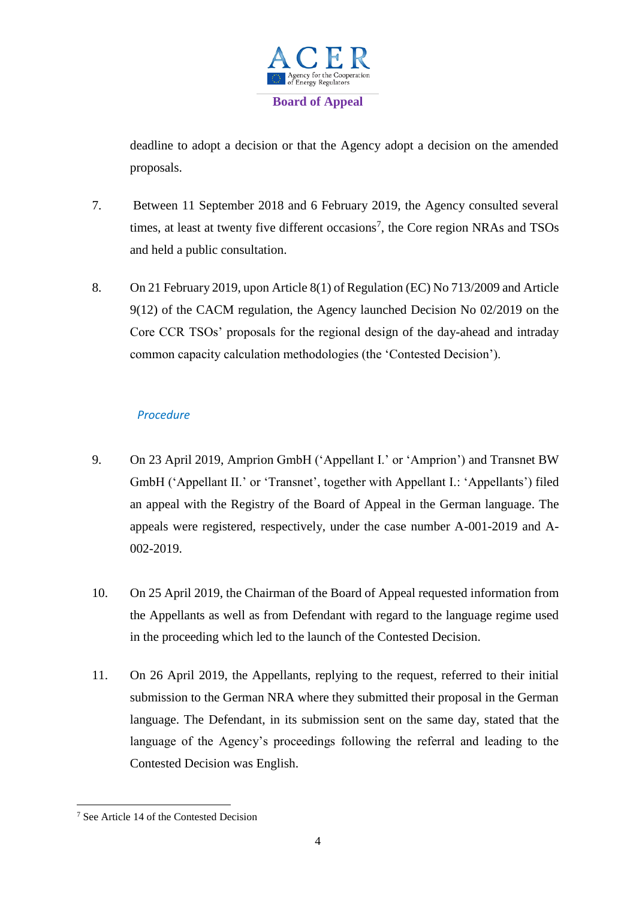deadline to adopt a decision or that the Agency adopt a decision on the amended proposals.

7. Between 11 September 2018 and 6 February 2019, the Agency consulted several times, at least at twenty five different occasions[7], the Core region NRAs and TSOs and held a public consultation.

8. On 21 February 2019, upon Article 8(1) of Regulation (EC) No 713/2009 and Article 9(12) of the CACM regulation, the Agency launched Decision No 02/2019 on the Core CCR TSOs' proposals for the regional design of the day-ahead and intraday common capacity calculation methodologies (the 'Contested Decision').

*Procedure*

9. On 23 April 2019, Amprion GmbH ('Appellant I.' or 'Amprion') and Transnet BW GmbH ('Appellant II.' or 'Transnet', together with Appellant I.: 'Appellants') filed an appeal with the Registry of the Board of Appeal in the German language. The appeals were registered, respectively, under the case number A-001-2019 and A-002-2019.

10. On 25 April 2019, the Chairman of the Board of Appeal requested information from the Appellants as well as from Defendant with regard to the language regime used in the proceeding which led to the launch of the Contested Decision.

11. On 26 April 2019, the Appellants, replying to the request, referred to their initial submission to the German NRA where they submitted their proposal in the German language. The Defendant, in its submission sent on the same day, stated that the language of the Agency's proceedings following the referral and leading to the Contested Decision was English.

[7] See Article 14 of the Contested Decision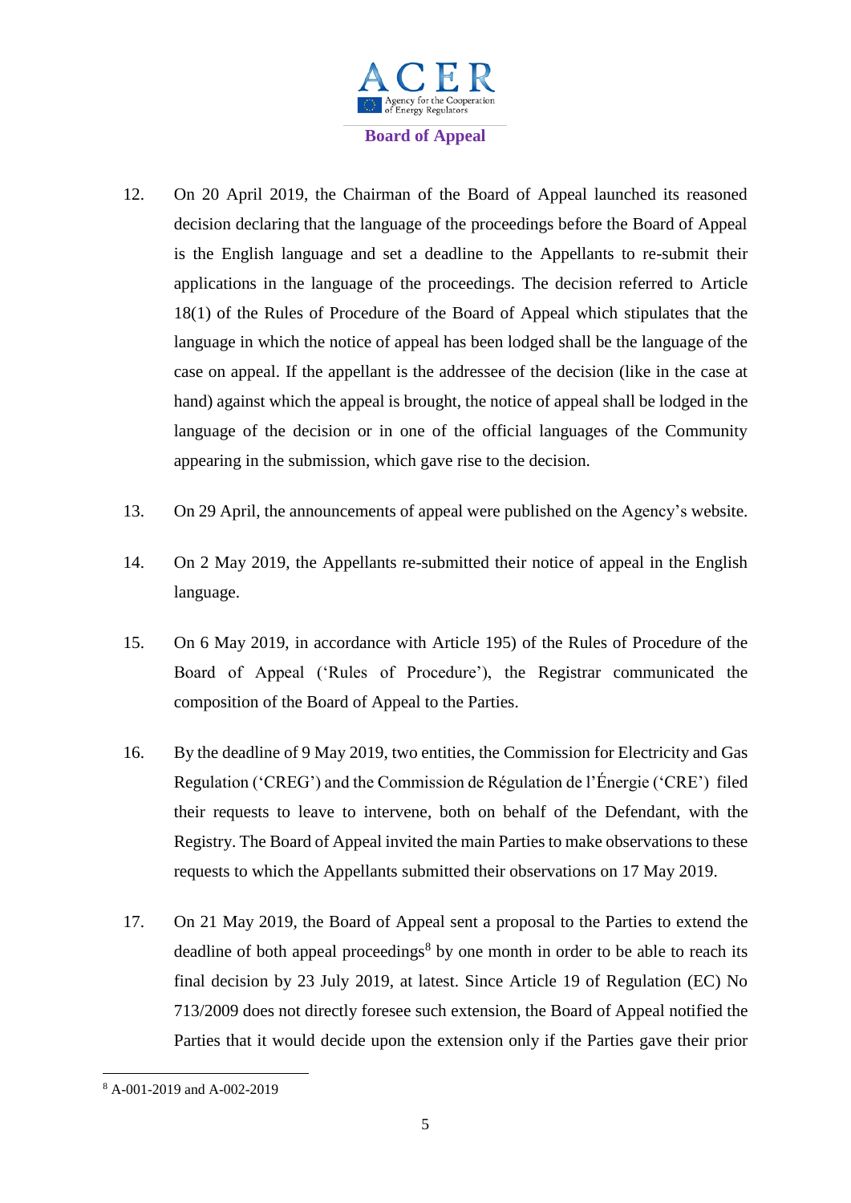12. On 20 April 2019, the Chairman of the Board of Appeal launched its reasoned decision declaring that the language of the proceedings before the Board of Appeal is the English language and set a deadline to the Appellants to re-submit their applications in the language of the proceedings. The decision referred to Article 18(1) of the Rules of Procedure of the Board of Appeal which stipulates that the language in which the notice of appeal has been lodged shall be the language of the case on appeal. If the appellant is the addressee of the decision (like in the case at hand) against which the appeal is brought, the notice of appeal shall be lodged in the language of the decision or in one of the official languages of the Community appearing in the submission, which gave rise to the decision.

13. On 29 April, the announcements of appeal were published on the Agency's website.

14. On 2 May 2019, the Appellants re-submitted their notice of appeal in the English language.

15. On 6 May 2019, in accordance with Article 195) of the Rules of Procedure of the Board of Appeal ('Rules of Procedure'), the Registrar communicated the composition of the Board of Appeal to the Parties.

16. By the deadline of 9 May 2019, two entities, the Commission for Electricity and Gas Regulation ('CREG') and the Commission de Régulation de l'Énergie ('CRE') filed their requests to leave to intervene, both on behalf of the Defendant, with the Registry. The Board of Appeal invited the main Parties to make observations to these requests to which the Appellants submitted their observations on 17 May 2019.

17. On 21 May 2019, the Board of Appeal sent a proposal to the Parties to extend the deadline of both appeal proceedings[8] by one month in order to be able to reach its final decision by 23 July 2019, at latest. Since Article 19 of Regulation (EC) No 713/2009 does not directly foresee such extension, the Board of Appeal notified the Parties that it would decide upon the extension only if the Parties gave their prior

[8] A-001-2019 and A-002-2019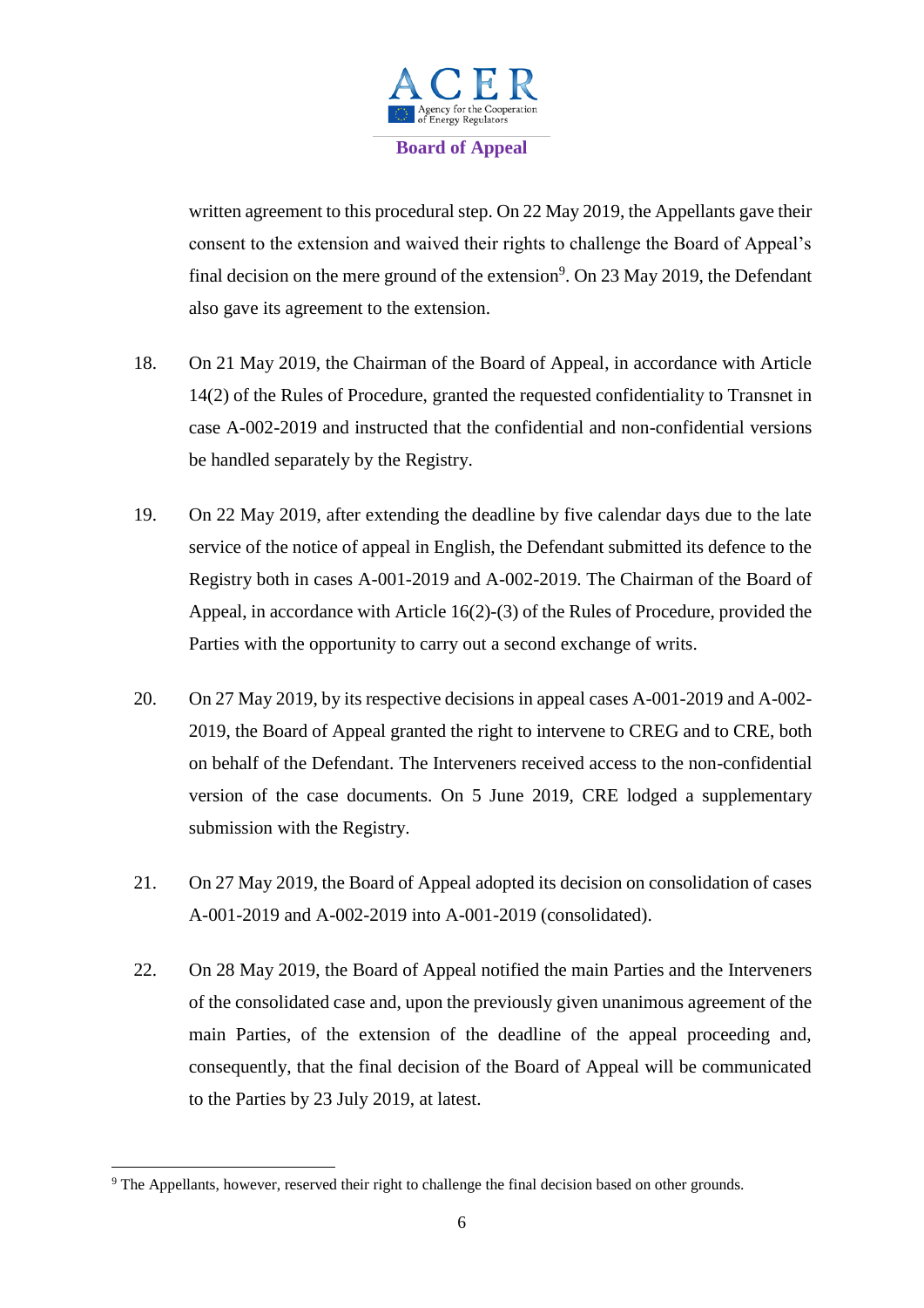written agreement to this procedural step. On 22 May 2019, the Appellants gave their consent to the extension and waived their rights to challenge the Board of Appeal's final decision on the mere ground of the extension[9]. On 23 May 2019, the Defendant also gave its agreement to the extension.

18. On 21 May 2019, the Chairman of the Board of Appeal, in accordance with Article 14(2) of the Rules of Procedure, granted the requested confidentiality to Transnet in case A-002-2019 and instructed that the confidential and non-confidential versions be handled separately by the Registry.

19. On 22 May 2019, after extending the deadline by five calendar days due to the late service of the notice of appeal in English, the Defendant submitted its defence to the Registry both in cases A-001-2019 and A-002-2019. The Chairman of the Board of Appeal, in accordance with Article 16(2)-(3) of the Rules of Procedure, provided the Parties with the opportunity to carry out a second exchange of writs.

20. On 27 May 2019, by its respective decisions in appeal cases A-001-2019 and A-002-2019, the Board of Appeal granted the right to intervene to CREG and to CRE, both on behalf of the Defendant. The Interveners received access to the non-confidential version of the case documents. On 5 June 2019, CRE lodged a supplementary submission with the Registry.

21. On 27 May 2019, the Board of Appeal adopted its decision on consolidation of cases A-001-2019 and A-002-2019 into A-001-2019 (consolidated).

22. On 28 May 2019, the Board of Appeal notified the main Parties and the Interveners of the consolidated case and, upon the previously given unanimous agreement of the main Parties, of the extension of the deadline of the appeal proceeding and, consequently, that the final decision of the Board of Appeal will be communicated to the Parties by 23 July 2019, at latest.

---

[9] The Appellants, however, reserved their right to challenge the final decision based on other grounds.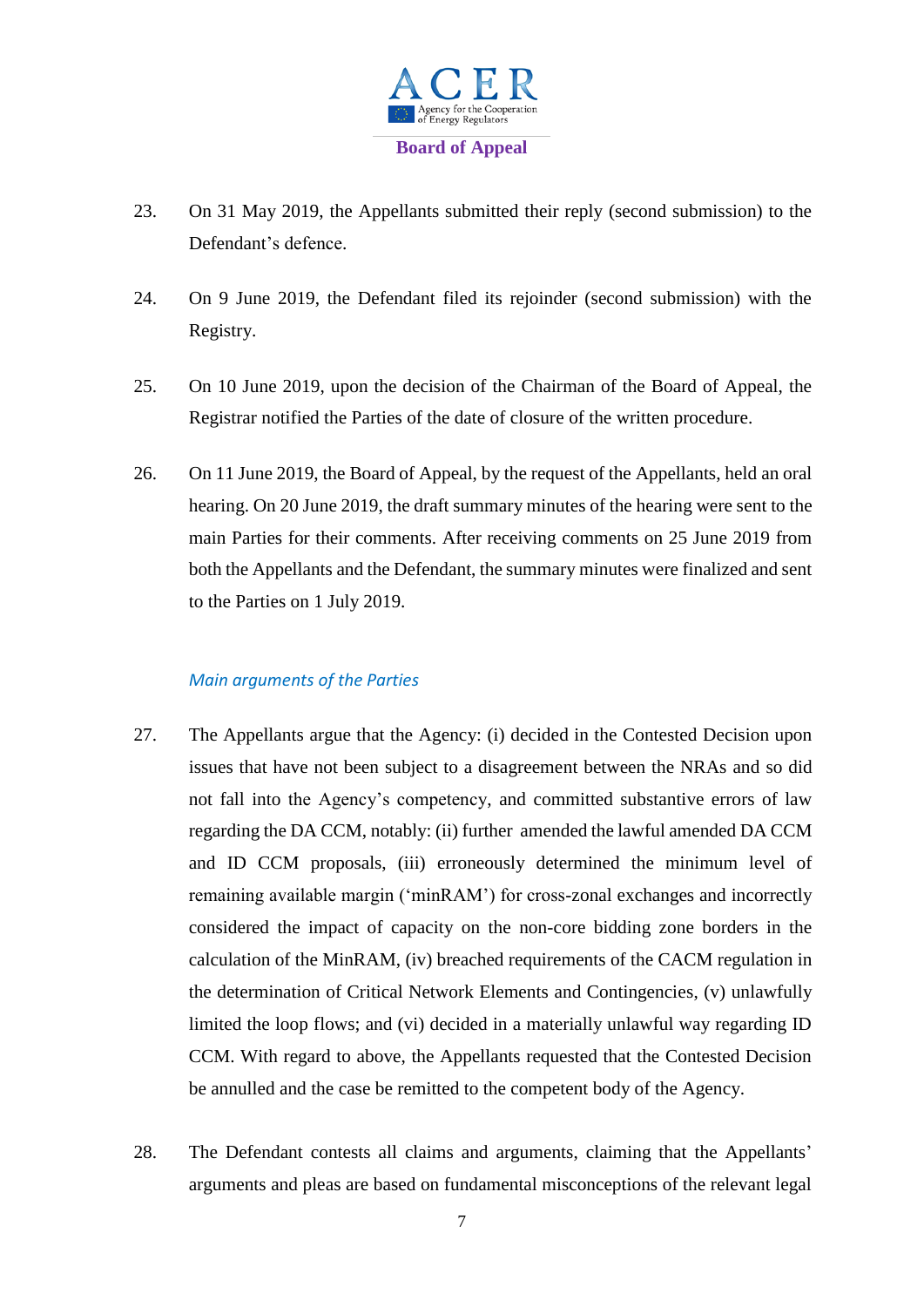23. On 31 May 2019, the Appellants submitted their reply (second submission) to the Defendant's defence.

24. On 9 June 2019, the Defendant filed its rejoinder (second submission) with the Registry.

25. On 10 June 2019, upon the decision of the Chairman of the Board of Appeal, the Registrar notified the Parties of the date of closure of the written procedure.

26. On 11 June 2019, the Board of Appeal, by the request of the Appellants, held an oral hearing. On 20 June 2019, the draft summary minutes of the hearing were sent to the main Parties for their comments. After receiving comments on 25 June 2019 from both the Appellants and the Defendant, the summary minutes were finalized and sent to the Parties on 1 July 2019.

### *Main arguments of the Parties*

27. The Appellants argue that the Agency: (i) decided in the Contested Decision upon issues that have not been subject to a disagreement between the NRAs and so did not fall into the Agency's competency, and committed substantive errors of law regarding the DA CCM, notably: (ii) further amended the lawful amended DA CCM and ID CCM proposals, (iii) erroneously determined the minimum level of remaining available margin ('minRAM') for cross-zonal exchanges and incorrectly considered the impact of capacity on the non-core bidding zone borders in the calculation of the MinRAM, (iv) breached requirements of the CACM regulation in the determination of Critical Network Elements and Contingencies, (v) unlawfully limited the loop flows; and (vi) decided in a materially unlawful way regarding ID CCM. With regard to above, the Appellants requested that the Contested Decision be annulled and the case be remitted to the competent body of the Agency.

28. The Defendant contests all claims and arguments, claiming that the Appellants' arguments and pleas are based on fundamental misconceptions of the relevant legal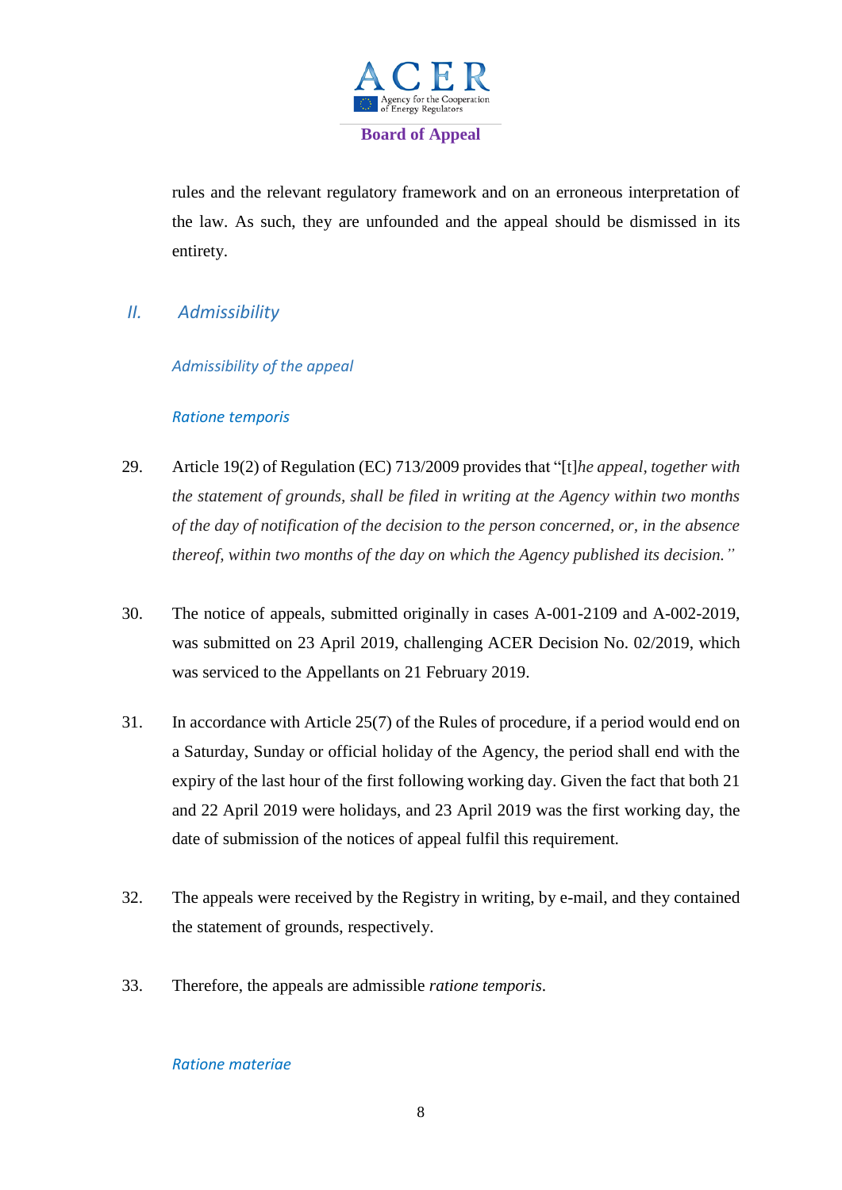rules and the relevant regulatory framework and on an erroneous interpretation of the law. As such, they are unfounded and the appeal should be dismissed in its entirety.

## *II. Admissibility*

### *Admissibility of the appeal*

#### *Ratione temporis*

29. Article 19(2) of Regulation (EC) 713/2009 provides that "[t]*he appeal, together with the statement of grounds, shall be filed in writing at the Agency within two months of the day of notification of the decision to the person concerned, or, in the absence thereof, within two months of the day on which the Agency published its decision."*

30. The notice of appeals, submitted originally in cases A-001-2109 and A-002-2019, was submitted on 23 April 2019, challenging ACER Decision No. 02/2019, which was serviced to the Appellants on 21 February 2019.

31. In accordance with Article 25(7) of the Rules of procedure, if a period would end on a Saturday, Sunday or official holiday of the Agency, the period shall end with the expiry of the last hour of the first following working day. Given the fact that both 21 and 22 April 2019 were holidays, and 23 April 2019 was the first working day, the date of submission of the notices of appeal fulfil this requirement.

32. The appeals were received by the Registry in writing, by e-mail, and they contained the statement of grounds, respectively.

33. Therefore, the appeals are admissible *ratione temporis*.

#### *Ratione materiae*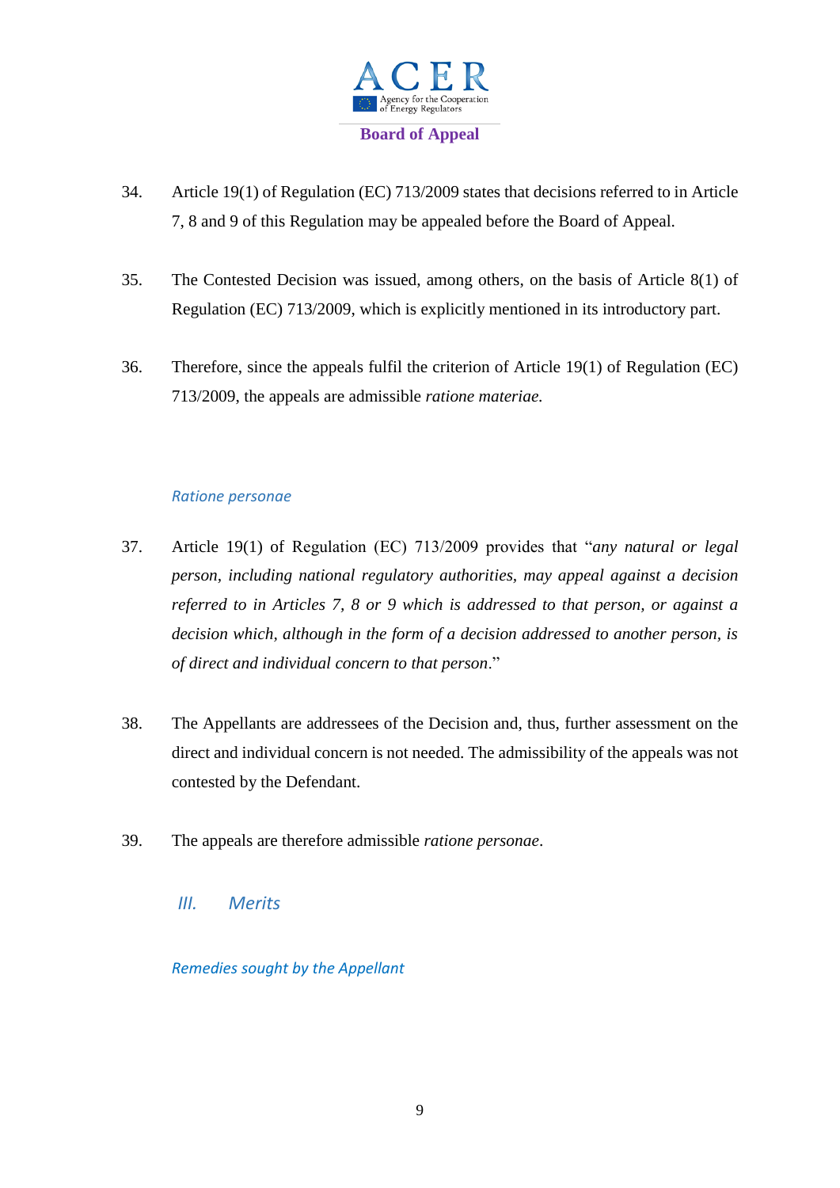34. Article 19(1) of Regulation (EC) 713/2009 states that decisions referred to in Article 7, 8 and 9 of this Regulation may be appealed before the Board of Appeal.

35. The Contested Decision was issued, among others, on the basis of Article 8(1) of Regulation (EC) 713/2009, which is explicitly mentioned in its introductory part.

36. Therefore, since the appeals fulfil the criterion of Article 19(1) of Regulation (EC) 713/2009, the appeals are admissible *ratione materiae.*

#### *Ratione personae*

37. Article 19(1) of Regulation (EC) 713/2009 provides that "*any natural or legal person, including national regulatory authorities, may appeal against a decision referred to in Articles 7, 8 or 9 which is addressed to that person, or against a decision which, although in the form of a decision addressed to another person, is of direct and individual concern to that person*."

38. The Appellants are addressees of the Decision and, thus, further assessment on the direct and individual concern is not needed. The admissibility of the appeals was not contested by the Defendant.

39. The appeals are therefore admissible *ratione personae*.

## *III. Merits*

#### *Remedies sought by the Appellant*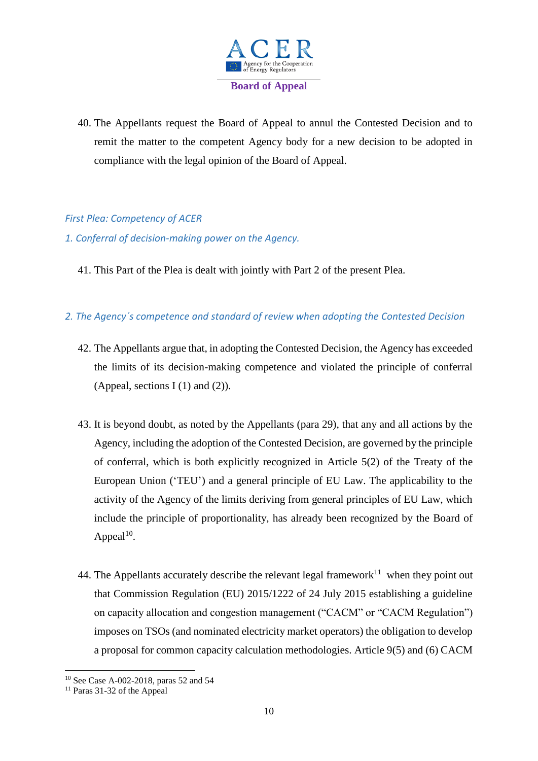40. The Appellants request the Board of Appeal to annul the Contested Decision and to remit the matter to the competent Agency body for a new decision to be adopted in compliance with the legal opinion of the Board of Appeal.

*First Plea: Competency of ACER*

*1. Conferral of decision-making power on the Agency.*

41. This Part of the Plea is dealt with jointly with Part 2 of the present Plea.

*2. The Agency´s competence and standard of review when adopting the Contested Decision*

42. The Appellants argue that, in adopting the Contested Decision, the Agency has exceeded the limits of its decision-making competence and violated the principle of conferral (Appeal, sections I (1) and (2)).

43. It is beyond doubt, as noted by the Appellants (para 29), that any and all actions by the Agency, including the adoption of the Contested Decision, are governed by the principle of conferral, which is both explicitly recognized in Article 5(2) of the Treaty of the European Union ('TEU') and a general principle of EU Law. The applicability to the activity of the Agency of the limits deriving from general principles of EU Law, which include the principle of proportionality, has already been recognized by the Board of Appeal[10].

44. The Appellants accurately describe the relevant legal framework[11] when they point out that Commission Regulation (EU) 2015/1222 of 24 July 2015 establishing a guideline on capacity allocation and congestion management ("CACM" or "CACM Regulation") imposes on TSOs (and nominated electricity market operators) the obligation to develop a proposal for common capacity calculation methodologies. Article 9(5) and (6) CACM

[10] See Case A-002-2018, paras 52 and 54

[11] Paras 31-32 of the Appeal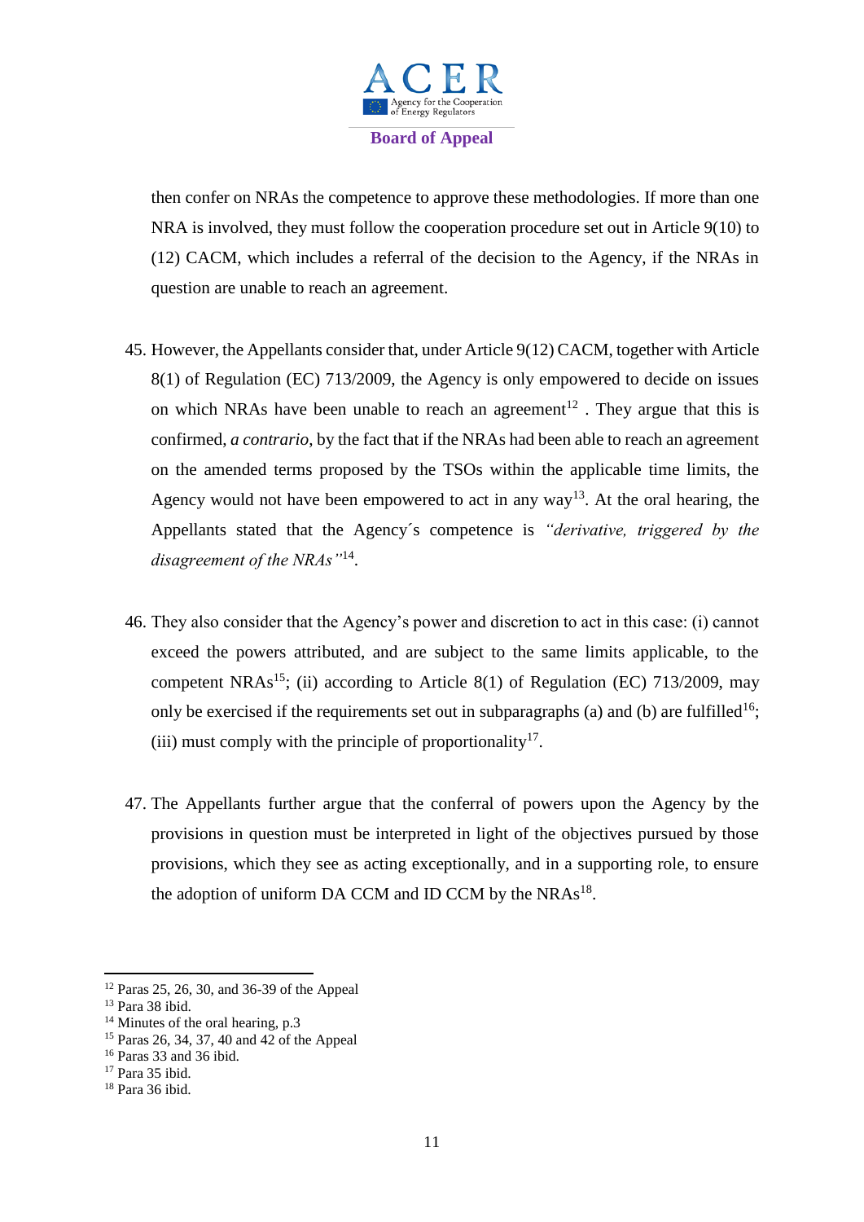then confer on NRAs the competence to approve these methodologies. If more than one NRA is involved, they must follow the cooperation procedure set out in Article 9(10) to (12) CACM, which includes a referral of the decision to the Agency, if the NRAs in question are unable to reach an agreement.

45. However, the Appellants consider that, under Article 9(12) CACM, together with Article 8(1) of Regulation (EC) 713/2009, the Agency is only empowered to decide on issues on which NRAs have been unable to reach an agreement[12] . They argue that this is confirmed, *a contrario*, by the fact that if the NRAs had been able to reach an agreement on the amended terms proposed by the TSOs within the applicable time limits, the Agency would not have been empowered to act in any way[13]. At the oral hearing, the Appellants stated that the Agency´s competence is *"derivative, triggered by the disagreement of the NRAs"*[14].

46. They also consider that the Agency's power and discretion to act in this case: (i) cannot exceed the powers attributed, and are subject to the same limits applicable, to the competent NRAs[15]; (ii) according to Article 8(1) of Regulation (EC) 713/2009, may only be exercised if the requirements set out in subparagraphs (a) and (b) are fulfilled[16]; (iii) must comply with the principle of proportionality[17].

47. The Appellants further argue that the conferral of powers upon the Agency by the provisions in question must be interpreted in light of the objectives pursued by those provisions, which they see as acting exceptionally, and in a supporting role, to ensure the adoption of uniform DA CCM and ID CCM by the NRAs[18].

---

[12] Paras 25, 26, 30, and 36-39 of the Appeal

[13] Para 38 ibid.

[14] Minutes of the oral hearing, p.3

[15] Paras 26, 34, 37, 40 and 42 of the Appeal

[16] Paras 33 and 36 ibid.

[17] Para 35 ibid.

[18] Para 36 ibid.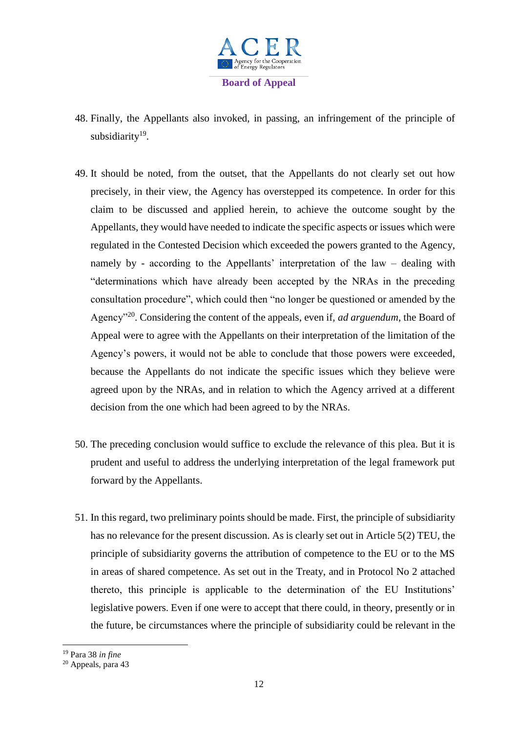48. Finally, the Appellants also invoked, in passing, an infringement of the principle of subsidiarity[19].

49. It should be noted, from the outset, that the Appellants do not clearly set out how precisely, in their view, the Agency has overstepped its competence. In order for this claim to be discussed and applied herein, to achieve the outcome sought by the Appellants, they would have needed to indicate the specific aspects or issues which were regulated in the Contested Decision which exceeded the powers granted to the Agency, namely by - according to the Appellants' interpretation of the law – dealing with "determinations which have already been accepted by the NRAs in the preceding consultation procedure", which could then "no longer be questioned or amended by the Agency"[20]. Considering the content of the appeals, even if, *ad arguendum*, the Board of Appeal were to agree with the Appellants on their interpretation of the limitation of the Agency's powers, it would not be able to conclude that those powers were exceeded, because the Appellants do not indicate the specific issues which they believe were agreed upon by the NRAs, and in relation to which the Agency arrived at a different decision from the one which had been agreed to by the NRAs.

50. The preceding conclusion would suffice to exclude the relevance of this plea. But it is prudent and useful to address the underlying interpretation of the legal framework put forward by the Appellants.

51. In this regard, two preliminary points should be made. First, the principle of subsidiarity has no relevance for the present discussion. As is clearly set out in Article 5(2) TEU, the principle of subsidiarity governs the attribution of competence to the EU or to the MS in areas of shared competence. As set out in the Treaty, and in Protocol No 2 attached thereto, this principle is applicable to the determination of the EU Institutions' legislative powers. Even if one were to accept that there could, in theory, presently or in the future, be circumstances where the principle of subsidiarity could be relevant in the

---

[19] Para 38 *in fine*

[20] Appeals, para 43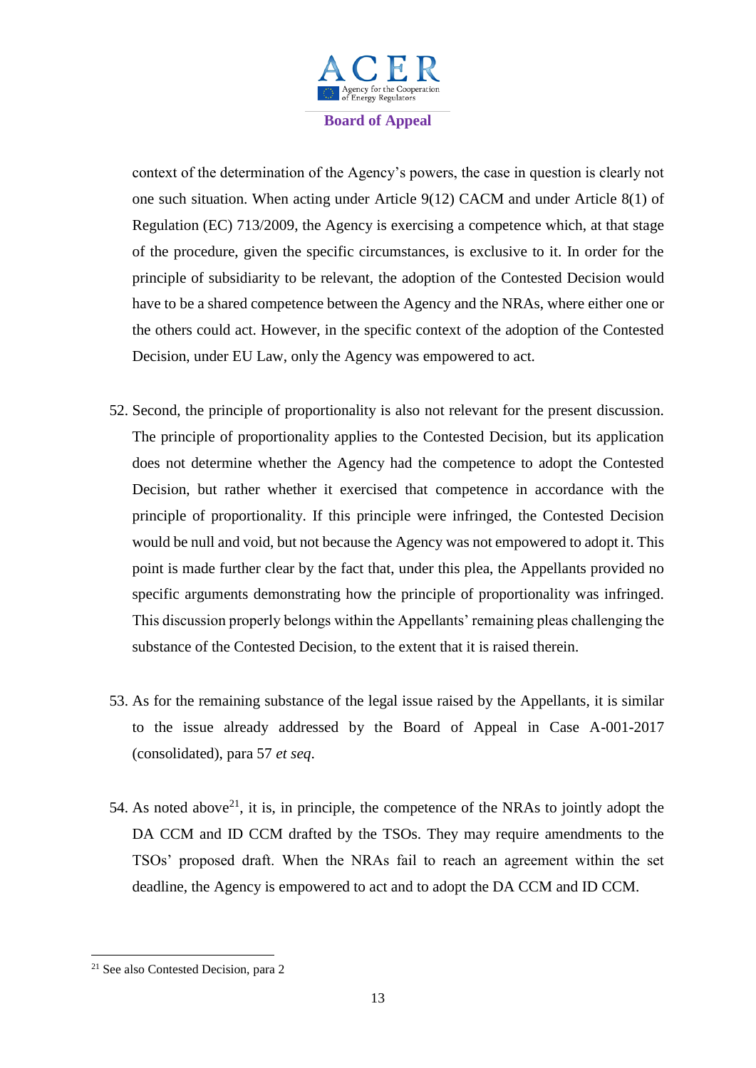context of the determination of the Agency's powers, the case in question is clearly not one such situation. When acting under Article 9(12) CACM and under Article 8(1) of Regulation (EC) 713/2009, the Agency is exercising a competence which, at that stage of the procedure, given the specific circumstances, is exclusive to it. In order for the principle of subsidiarity to be relevant, the adoption of the Contested Decision would have to be a shared competence between the Agency and the NRAs, where either one or the others could act. However, in the specific context of the adoption of the Contested Decision, under EU Law, only the Agency was empowered to act.

52. Second, the principle of proportionality is also not relevant for the present discussion. The principle of proportionality applies to the Contested Decision, but its application does not determine whether the Agency had the competence to adopt the Contested Decision, but rather whether it exercised that competence in accordance with the principle of proportionality. If this principle were infringed, the Contested Decision would be null and void, but not because the Agency was not empowered to adopt it. This point is made further clear by the fact that, under this plea, the Appellants provided no specific arguments demonstrating how the principle of proportionality was infringed. This discussion properly belongs within the Appellants' remaining pleas challenging the substance of the Contested Decision, to the extent that it is raised therein.

53. As for the remaining substance of the legal issue raised by the Appellants, it is similar to the issue already addressed by the Board of Appeal in Case A-001-2017 (consolidated), para 57 *et seq*.

54. As noted above[21], it is, in principle, the competence of the NRAs to jointly adopt the DA CCM and ID CCM drafted by the TSOs. They may require amendments to the TSOs' proposed draft. When the NRAs fail to reach an agreement within the set deadline, the Agency is empowered to act and to adopt the DA CCM and ID CCM.

[21] See also Contested Decision, para 2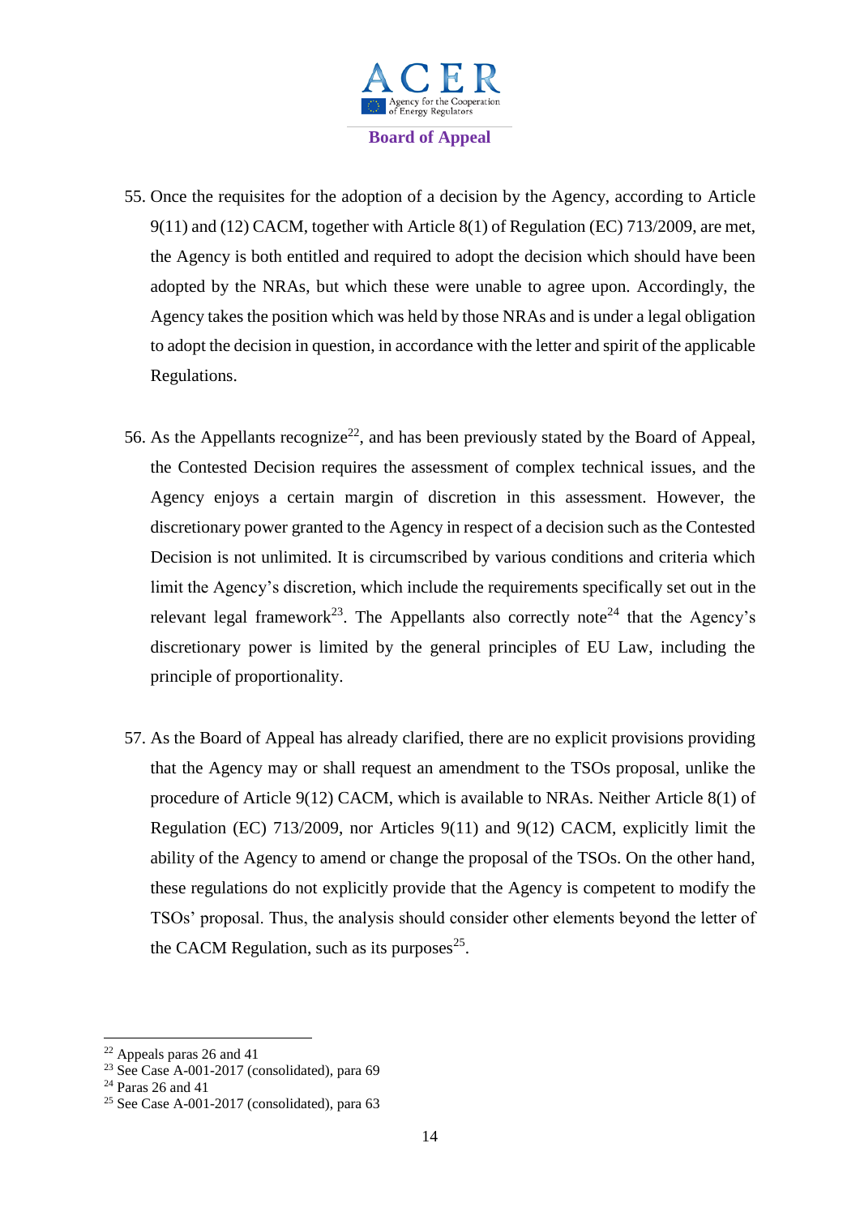55. Once the requisites for the adoption of a decision by the Agency, according to Article 9(11) and (12) CACM, together with Article 8(1) of Regulation (EC) 713/2009, are met, the Agency is both entitled and required to adopt the decision which should have been adopted by the NRAs, but which these were unable to agree upon. Accordingly, the Agency takes the position which was held by those NRAs and is under a legal obligation to adopt the decision in question, in accordance with the letter and spirit of the applicable Regulations.

56. As the Appellants recognize[22], and has been previously stated by the Board of Appeal, the Contested Decision requires the assessment of complex technical issues, and the Agency enjoys a certain margin of discretion in this assessment. However, the discretionary power granted to the Agency in respect of a decision such as the Contested Decision is not unlimited. It is circumscribed by various conditions and criteria which limit the Agency's discretion, which include the requirements specifically set out in the relevant legal framework[23]. The Appellants also correctly note[24] that the Agency's discretionary power is limited by the general principles of EU Law, including the principle of proportionality.

57. As the Board of Appeal has already clarified, there are no explicit provisions providing that the Agency may or shall request an amendment to the TSOs proposal, unlike the procedure of Article 9(12) CACM, which is available to NRAs. Neither Article 8(1) of Regulation (EC) 713/2009, nor Articles 9(11) and 9(12) CACM, explicitly limit the ability of the Agency to amend or change the proposal of the TSOs. On the other hand, these regulations do not explicitly provide that the Agency is competent to modify the TSOs' proposal. Thus, the analysis should consider other elements beyond the letter of the CACM Regulation, such as its purposes[25].

---

[22] Appeals paras 26 and 41

[23] See Case A-001-2017 (consolidated), para 69

[24] Paras 26 and 41

[25] See Case A-001-2017 (consolidated), para 63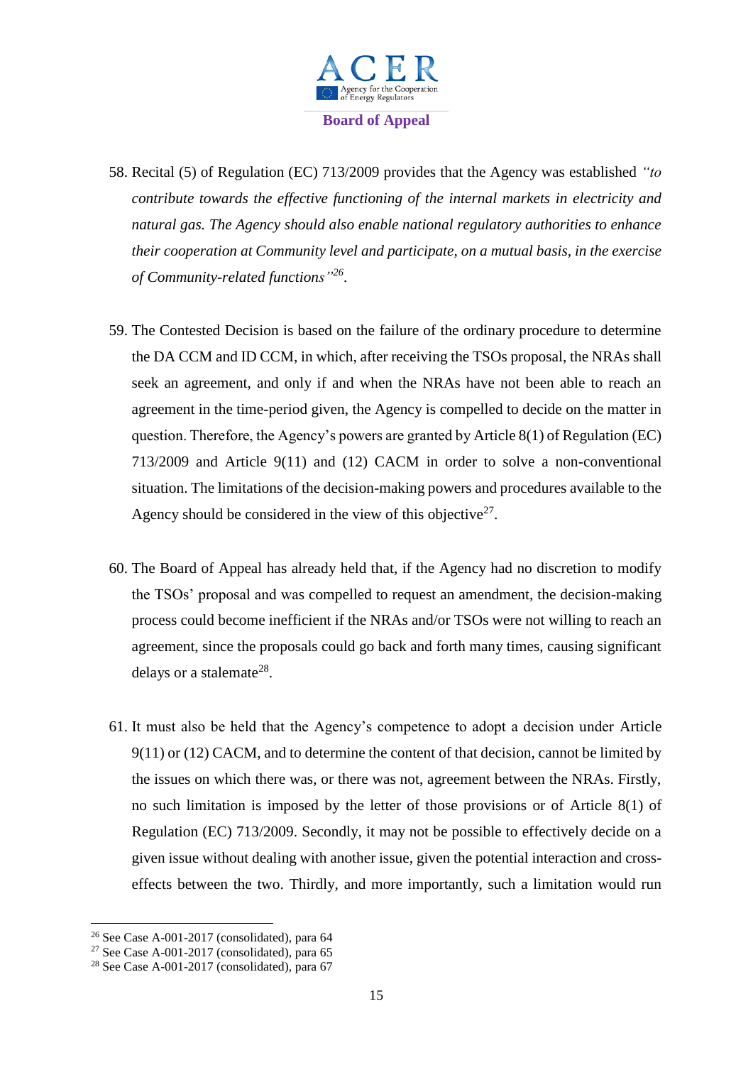58. Recital (5) of Regulation (EC) 713/2009 provides that the Agency was established *"to contribute towards the effective functioning of the internal markets in electricity and natural gas. The Agency should also enable national regulatory authorities to enhance their cooperation at Community level and participate, on a mutual basis, in the exercise of Community-related functions"*[26].

59. The Contested Decision is based on the failure of the ordinary procedure to determine the DA CCM and ID CCM, in which, after receiving the TSOs proposal, the NRAs shall seek an agreement, and only if and when the NRAs have not been able to reach an agreement in the time-period given, the Agency is compelled to decide on the matter in question. Therefore, the Agency's powers are granted by Article 8(1) of Regulation (EC) 713/2009 and Article 9(11) and (12) CACM in order to solve a non-conventional situation. The limitations of the decision-making powers and procedures available to the Agency should be considered in the view of this objective[27].

60. The Board of Appeal has already held that, if the Agency had no discretion to modify the TSOs' proposal and was compelled to request an amendment, the decision-making process could become inefficient if the NRAs and/or TSOs were not willing to reach an agreement, since the proposals could go back and forth many times, causing significant delays or a stalemate[28].

61. It must also be held that the Agency's competence to adopt a decision under Article 9(11) or (12) CACM, and to determine the content of that decision, cannot be limited by the issues on which there was, or there was not, agreement between the NRAs. Firstly, no such limitation is imposed by the letter of those provisions or of Article 8(1) of Regulation (EC) 713/2009. Secondly, it may not be possible to effectively decide on a given issue without dealing with another issue, given the potential interaction and cross-effects between the two. Thirdly, and more importantly, such a limitation would run

---

[26] See Case A-001-2017 (consolidated), para 64

[27] See Case A-001-2017 (consolidated), para 65

[28] See Case A-001-2017 (consolidated), para 67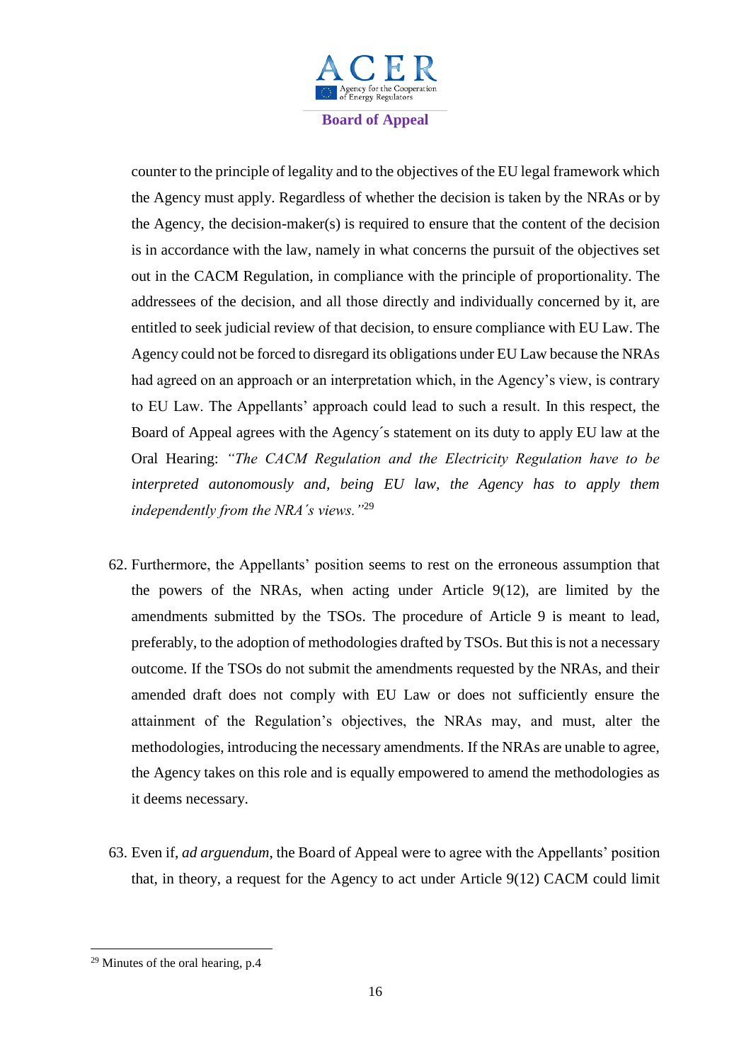counter to the principle of legality and to the objectives of the EU legal framework which the Agency must apply. Regardless of whether the decision is taken by the NRAs or by the Agency, the decision-maker(s) is required to ensure that the content of the decision is in accordance with the law, namely in what concerns the pursuit of the objectives set out in the CACM Regulation, in compliance with the principle of proportionality. The addressees of the decision, and all those directly and individually concerned by it, are entitled to seek judicial review of that decision, to ensure compliance with EU Law. The Agency could not be forced to disregard its obligations under EU Law because the NRAs had agreed on an approach or an interpretation which, in the Agency's view, is contrary to EU Law. The Appellants' approach could lead to such a result. In this respect, the Board of Appeal agrees with the Agency´s statement on its duty to apply EU law at the Oral Hearing: *"The CACM Regulation and the Electricity Regulation have to be interpreted autonomously and, being EU law, the Agency has to apply them independently from the NRA´s views."*[29]

62. Furthermore, the Appellants' position seems to rest on the erroneous assumption that the powers of the NRAs, when acting under Article 9(12), are limited by the amendments submitted by the TSOs. The procedure of Article 9 is meant to lead, preferably, to the adoption of methodologies drafted by TSOs. But this is not a necessary outcome. If the TSOs do not submit the amendments requested by the NRAs, and their amended draft does not comply with EU Law or does not sufficiently ensure the attainment of the Regulation's objectives, the NRAs may, and must, alter the methodologies, introducing the necessary amendments. If the NRAs are unable to agree, the Agency takes on this role and is equally empowered to amend the methodologies as it deems necessary.

63. Even if, *ad arguendum*, the Board of Appeal were to agree with the Appellants' position that, in theory, a request for the Agency to act under Article 9(12) CACM could limit

---

[29] Minutes of the oral hearing, p.4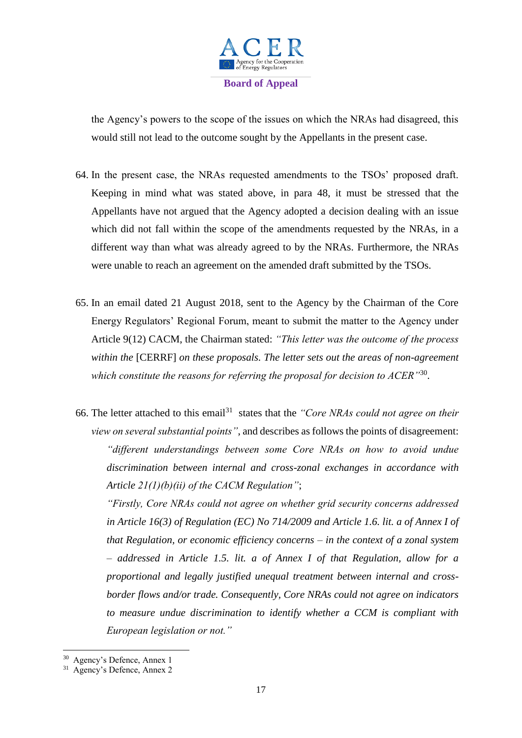the Agency's powers to the scope of the issues on which the NRAs had disagreed, this would still not lead to the outcome sought by the Appellants in the present case.

64. In the present case, the NRAs requested amendments to the TSOs' proposed draft. Keeping in mind what was stated above, in para 48, it must be stressed that the Appellants have not argued that the Agency adopted a decision dealing with an issue which did not fall within the scope of the amendments requested by the NRAs, in a different way than what was already agreed to by the NRAs. Furthermore, the NRAs were unable to reach an agreement on the amended draft submitted by the TSOs.

65. In an email dated 21 August 2018, sent to the Agency by the Chairman of the Core Energy Regulators' Regional Forum, meant to submit the matter to the Agency under Article 9(12) CACM, the Chairman stated: *"This letter was the outcome of the process within the* [CERRF] *on these proposals. The letter sets out the areas of non-agreement which constitute the reasons for referring the proposal for decision to ACER"*[30].

66. The letter attached to this email[31] states that the *"Core NRAs could not agree on their view on several substantial points"*, and describes as follows the points of disagreement:

    *"different understandings between some Core NRAs on how to avoid undue discrimination between internal and cross-zonal exchanges in accordance with Article 21(1)(b)(ii) of the CACM Regulation"*;

    *"Firstly, Core NRAs could not agree on whether grid security concerns addressed in Article 16(3) of Regulation (EC) No 714/2009 and Article 1.6. lit. a of Annex I of that Regulation, or economic efficiency concerns – in the context of a zonal system – addressed in Article 1.5. lit. a of Annex I of that Regulation, allow for a proportional and legally justified unequal treatment between internal and cross-border flows and/or trade. Consequently, Core NRAs could not agree on indicators to measure undue discrimination to identify whether a CCM is compliant with European legislation or not."*

---

[30] Agency's Defence, Annex 1

[31] Agency's Defence, Annex 2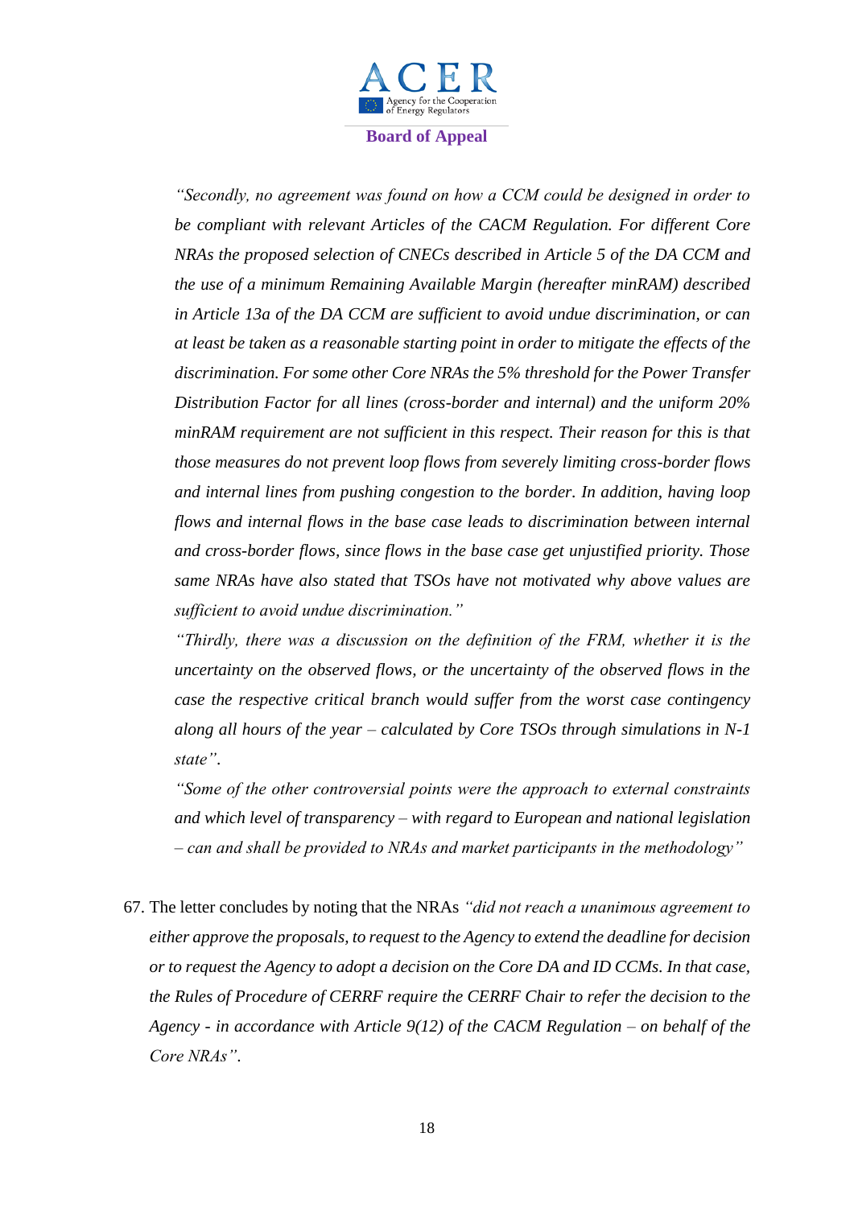*"Secondly, no agreement was found on how a CCM could be designed in order to be compliant with relevant Articles of the CACM Regulation. For different Core NRAs the proposed selection of CNECs described in Article 5 of the DA CCM and the use of a minimum Remaining Available Margin (hereafter minRAM) described in Article 13a of the DA CCM are sufficient to avoid undue discrimination, or can at least be taken as a reasonable starting point in order to mitigate the effects of the discrimination. For some other Core NRAs the 5% threshold for the Power Transfer Distribution Factor for all lines (cross-border and internal) and the uniform 20% minRAM requirement are not sufficient in this respect. Their reason for this is that those measures do not prevent loop flows from severely limiting cross-border flows and internal lines from pushing congestion to the border. In addition, having loop flows and internal flows in the base case leads to discrimination between internal and cross-border flows, since flows in the base case get unjustified priority. Those same NRAs have also stated that TSOs have not motivated why above values are sufficient to avoid undue discrimination."*

*"Thirdly, there was a discussion on the definition of the FRM, whether it is the uncertainty on the observed flows, or the uncertainty of the observed flows in the case the respective critical branch would suffer from the worst case contingency along all hours of the year – calculated by Core TSOs through simulations in N-1 state".*

*"Some of the other controversial points were the approach to external constraints and which level of transparency – with regard to European and national legislation – can and shall be provided to NRAs and market participants in the methodology"*

67. The letter concludes by noting that the NRAs *"did not reach a unanimous agreement to either approve the proposals, to request to the Agency to extend the deadline for decision or to request the Agency to adopt a decision on the Core DA and ID CCMs. In that case, the Rules of Procedure of CERRF require the CERRF Chair to refer the decision to the Agency - in accordance with Article 9(12) of the CACM Regulation – on behalf of the Core NRAs".*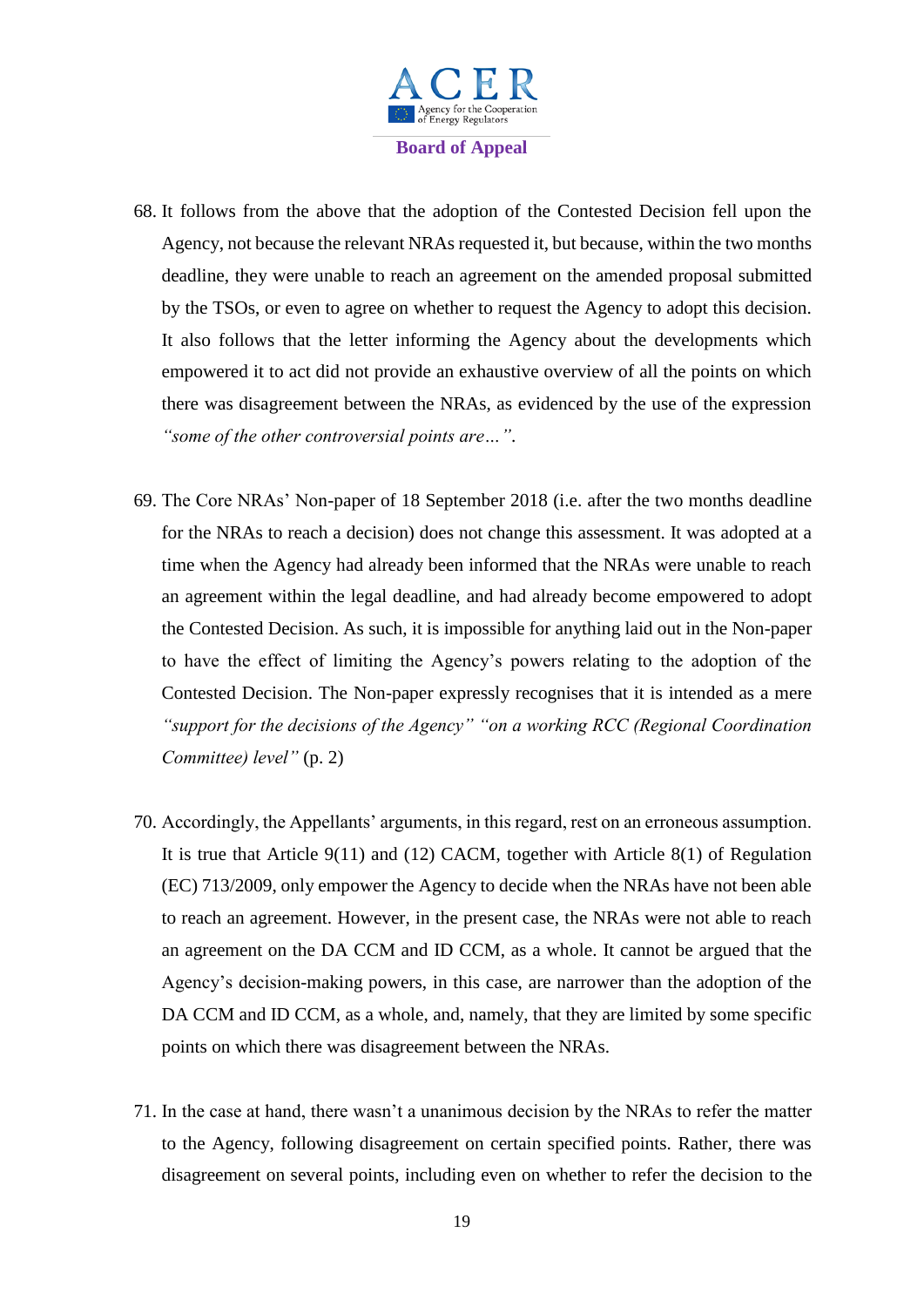68. It follows from the above that the adoption of the Contested Decision fell upon the Agency, not because the relevant NRAs requested it, but because, within the two months deadline, they were unable to reach an agreement on the amended proposal submitted by the TSOs, or even to agree on whether to request the Agency to adopt this decision. It also follows that the letter informing the Agency about the developments which empowered it to act did not provide an exhaustive overview of all the points on which there was disagreement between the NRAs, as evidenced by the use of the expression *"some of the other controversial points are…"*.

69. The Core NRAs' Non-paper of 18 September 2018 (i.e. after the two months deadline for the NRAs to reach a decision) does not change this assessment. It was adopted at a time when the Agency had already been informed that the NRAs were unable to reach an agreement within the legal deadline, and had already become empowered to adopt the Contested Decision. As such, it is impossible for anything laid out in the Non-paper to have the effect of limiting the Agency's powers relating to the adoption of the Contested Decision. The Non-paper expressly recognises that it is intended as a mere *"support for the decisions of the Agency" "on a working RCC (Regional Coordination Committee) level"* (p. 2)

70. Accordingly, the Appellants' arguments, in this regard, rest on an erroneous assumption. It is true that Article 9(11) and (12) CACM, together with Article 8(1) of Regulation (EC) 713/2009, only empower the Agency to decide when the NRAs have not been able to reach an agreement. However, in the present case, the NRAs were not able to reach an agreement on the DA CCM and ID CCM, as a whole. It cannot be argued that the Agency's decision-making powers, in this case, are narrower than the adoption of the DA CCM and ID CCM, as a whole, and, namely, that they are limited by some specific points on which there was disagreement between the NRAs.

71. In the case at hand, there wasn't a unanimous decision by the NRAs to refer the matter to the Agency, following disagreement on certain specified points. Rather, there was disagreement on several points, including even on whether to refer the decision to the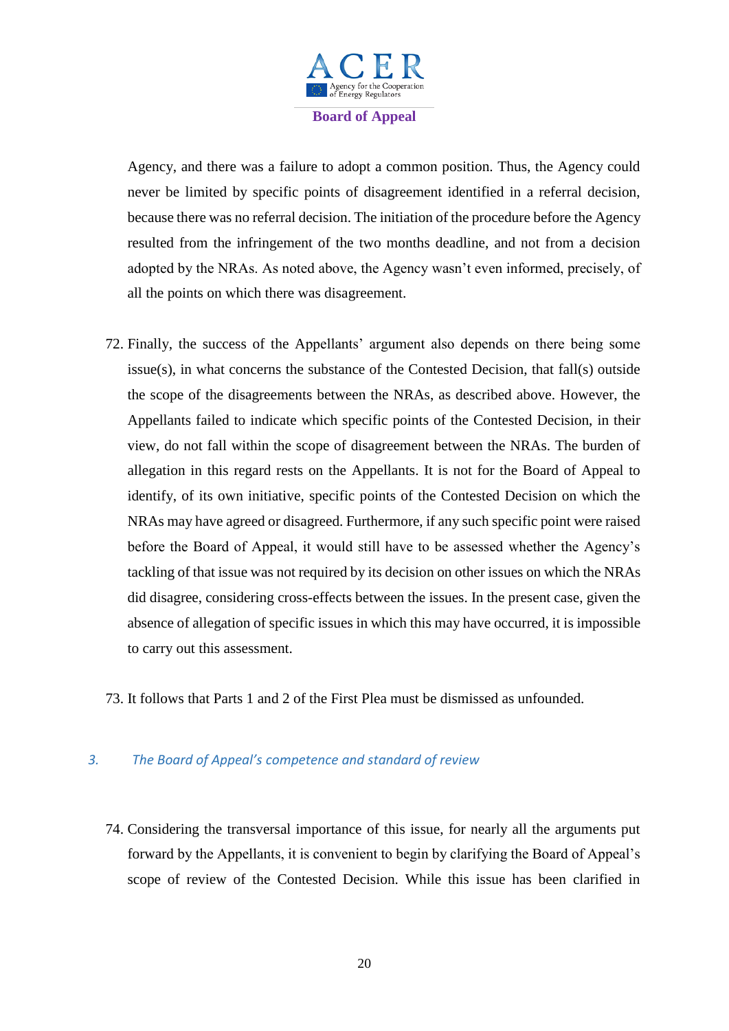Agency, and there was a failure to adopt a common position. Thus, the Agency could never be limited by specific points of disagreement identified in a referral decision, because there was no referral decision. The initiation of the procedure before the Agency resulted from the infringement of the two months deadline, and not from a decision adopted by the NRAs. As noted above, the Agency wasn't even informed, precisely, of all the points on which there was disagreement.

72. Finally, the success of the Appellants' argument also depends on there being some issue(s), in what concerns the substance of the Contested Decision, that fall(s) outside the scope of the disagreements between the NRAs, as described above. However, the Appellants failed to indicate which specific points of the Contested Decision, in their view, do not fall within the scope of disagreement between the NRAs. The burden of allegation in this regard rests on the Appellants. It is not for the Board of Appeal to identify, of its own initiative, specific points of the Contested Decision on which the NRAs may have agreed or disagreed. Furthermore, if any such specific point were raised before the Board of Appeal, it would still have to be assessed whether the Agency's tackling of that issue was not required by its decision on other issues on which the NRAs did disagree, considering cross-effects between the issues. In the present case, given the absence of allegation of specific issues in which this may have occurred, it is impossible to carry out this assessment.

73. It follows that Parts 1 and 2 of the First Plea must be dismissed as unfounded.

### 3. *The Board of Appeal's competence and standard of review*

74. Considering the transversal importance of this issue, for nearly all the arguments put forward by the Appellants, it is convenient to begin by clarifying the Board of Appeal's scope of review of the Contested Decision. While this issue has been clarified in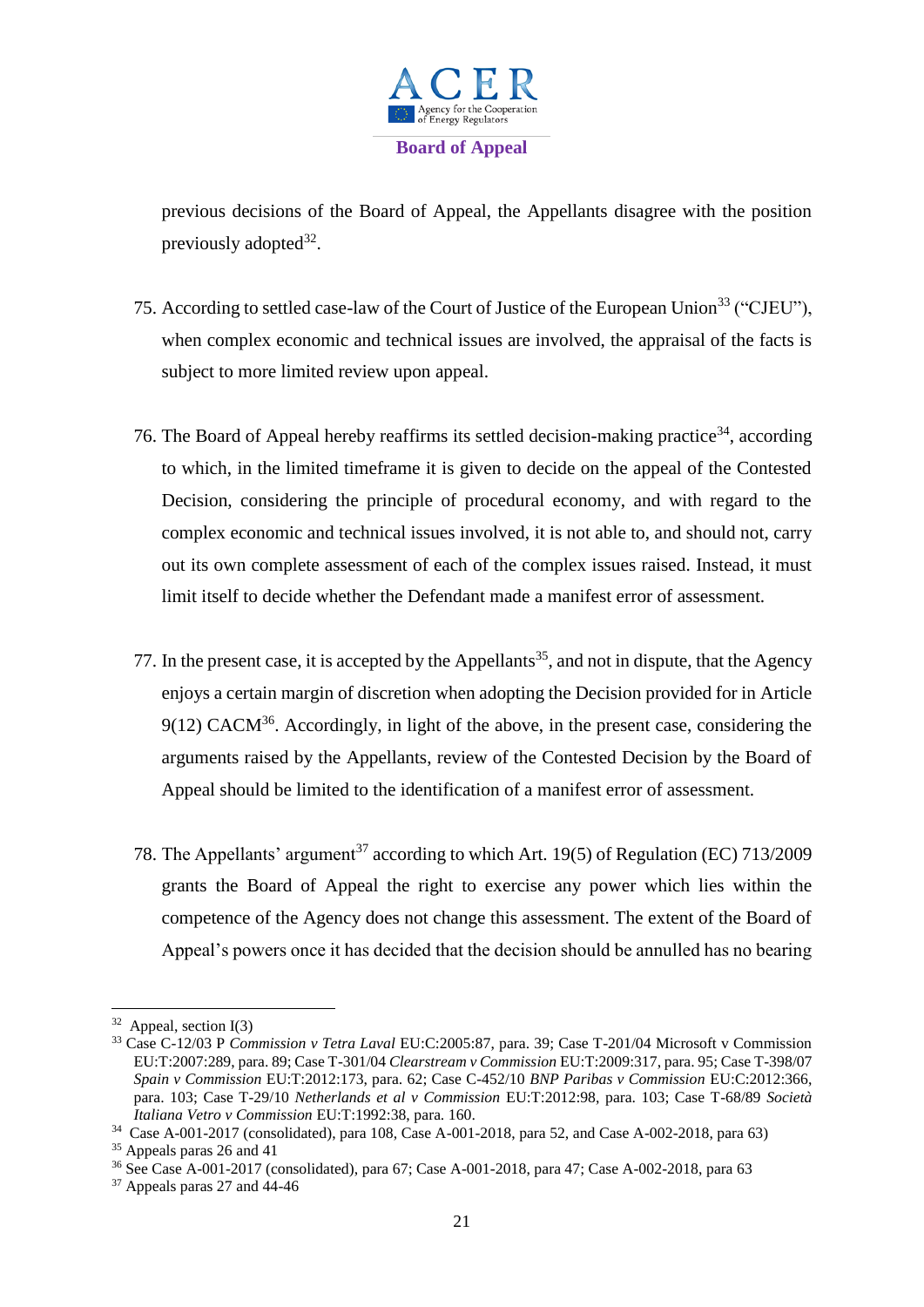previous decisions of the Board of Appeal, the Appellants disagree with the position previously adopted[32].

75. According to settled case-law of the Court of Justice of the European Union[33] ("CJEU"), when complex economic and technical issues are involved, the appraisal of the facts is subject to more limited review upon appeal.

76. The Board of Appeal hereby reaffirms its settled decision-making practice[34], according to which, in the limited timeframe it is given to decide on the appeal of the Contested Decision, considering the principle of procedural economy, and with regard to the complex economic and technical issues involved, it is not able to, and should not, carry out its own complete assessment of each of the complex issues raised. Instead, it must limit itself to decide whether the Defendant made a manifest error of assessment.

77. In the present case, it is accepted by the Appellants[35], and not in dispute, that the Agency enjoys a certain margin of discretion when adopting the Decision provided for in Article 9(12) CACM[36]. Accordingly, in light of the above, in the present case, considering the arguments raised by the Appellants, review of the Contested Decision by the Board of Appeal should be limited to the identification of a manifest error of assessment.

78. The Appellants' argument[37] according to which Art. 19(5) of Regulation (EC) 713/2009 grants the Board of Appeal the right to exercise any power which lies within the competence of the Agency does not change this assessment. The extent of the Board of Appeal's powers once it has decided that the decision should be annulled has no bearing

---

[32] Appeal, section I(3)

[33] Case C-12/03 P *Commission v Tetra Laval* EU:C:2005:87, para. 39; Case T-201/04 Microsoft v Commission EU:T:2007:289, para. 89; Case T-301/04 *Clearstream v Commission* EU:T:2009:317, para. 95; Case T-398/07 *Spain v Commission* EU:T:2012:173, para. 62; Case C-452/10 *BNP Paribas v Commission* EU:C:2012:366, para. 103; Case T-29/10 *Netherlands et al v Commission* EU:T:2012:98, para. 103; Case T-68/89 *Società Italiana Vetro v Commission* EU:T:1992:38, para. 160.

[34] Case A-001-2017 (consolidated), para 108, Case A-001-2018, para 52, and Case A-002-2018, para 63)

[35] Appeals paras 26 and 41

[36] See Case A-001-2017 (consolidated), para 67; Case A-001-2018, para 47; Case A-002-2018, para 63

[37] Appeals paras 27 and 44-46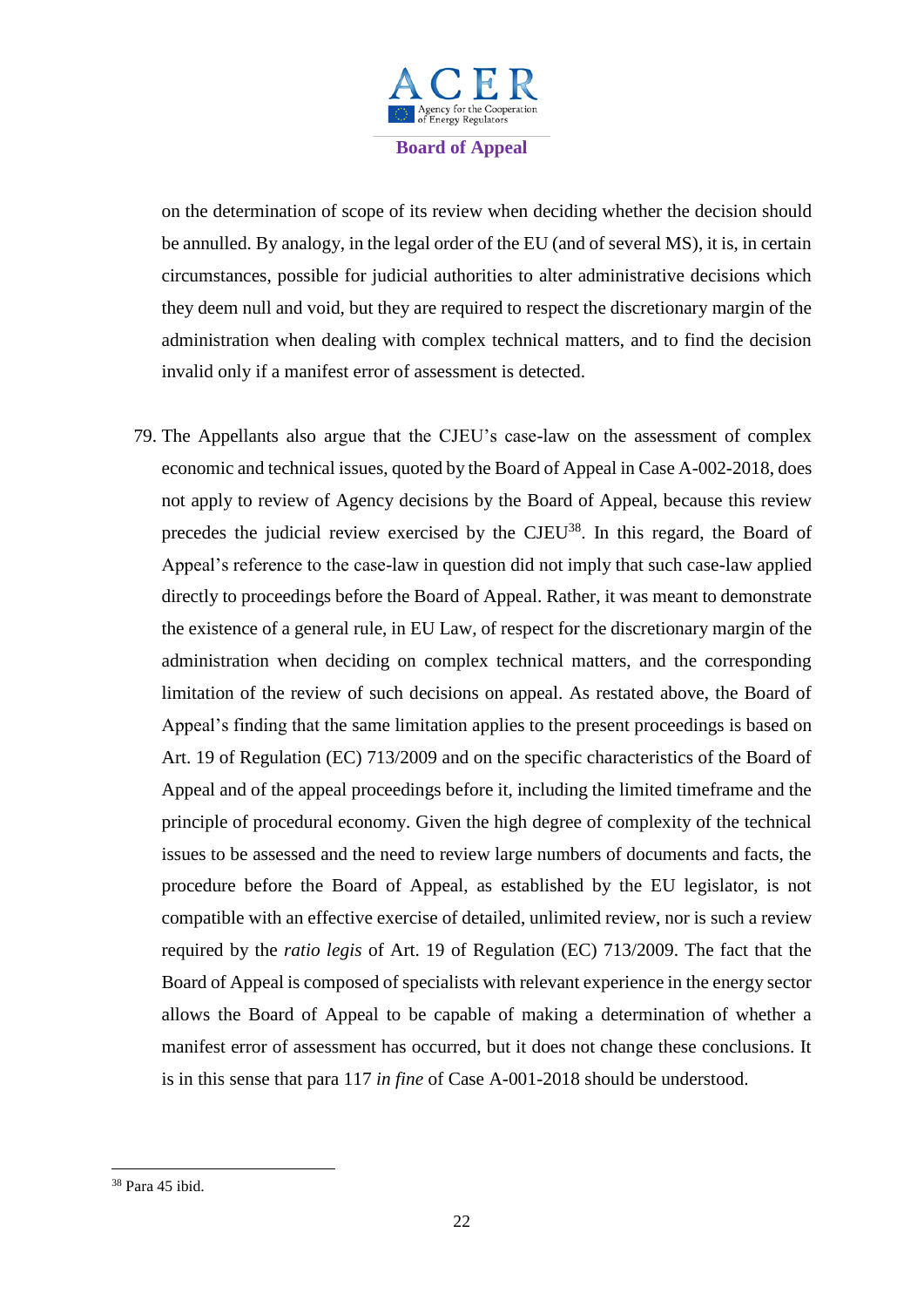on the determination of scope of its review when deciding whether the decision should be annulled. By analogy, in the legal order of the EU (and of several MS), it is, in certain circumstances, possible for judicial authorities to alter administrative decisions which they deem null and void, but they are required to respect the discretionary margin of the administration when dealing with complex technical matters, and to find the decision invalid only if a manifest error of assessment is detected.

79. The Appellants also argue that the CJEU's case-law on the assessment of complex economic and technical issues, quoted by the Board of Appeal in Case A-002-2018, does not apply to review of Agency decisions by the Board of Appeal, because this review precedes the judicial review exercised by the CJEU[38]. In this regard, the Board of Appeal's reference to the case-law in question did not imply that such case-law applied directly to proceedings before the Board of Appeal. Rather, it was meant to demonstrate the existence of a general rule, in EU Law, of respect for the discretionary margin of the administration when deciding on complex technical matters, and the corresponding limitation of the review of such decisions on appeal. As restated above, the Board of Appeal's finding that the same limitation applies to the present proceedings is based on Art. 19 of Regulation (EC) 713/2009 and on the specific characteristics of the Board of Appeal and of the appeal proceedings before it, including the limited timeframe and the principle of procedural economy. Given the high degree of complexity of the technical issues to be assessed and the need to review large numbers of documents and facts, the procedure before the Board of Appeal, as established by the EU legislator, is not compatible with an effective exercise of detailed, unlimited review, nor is such a review required by the *ratio legis* of Art. 19 of Regulation (EC) 713/2009. The fact that the Board of Appeal is composed of specialists with relevant experience in the energy sector allows the Board of Appeal to be capable of making a determination of whether a manifest error of assessment has occurred, but it does not change these conclusions. It is in this sense that para 117 *in fine* of Case A-001-2018 should be understood.

[38] Para 45 ibid.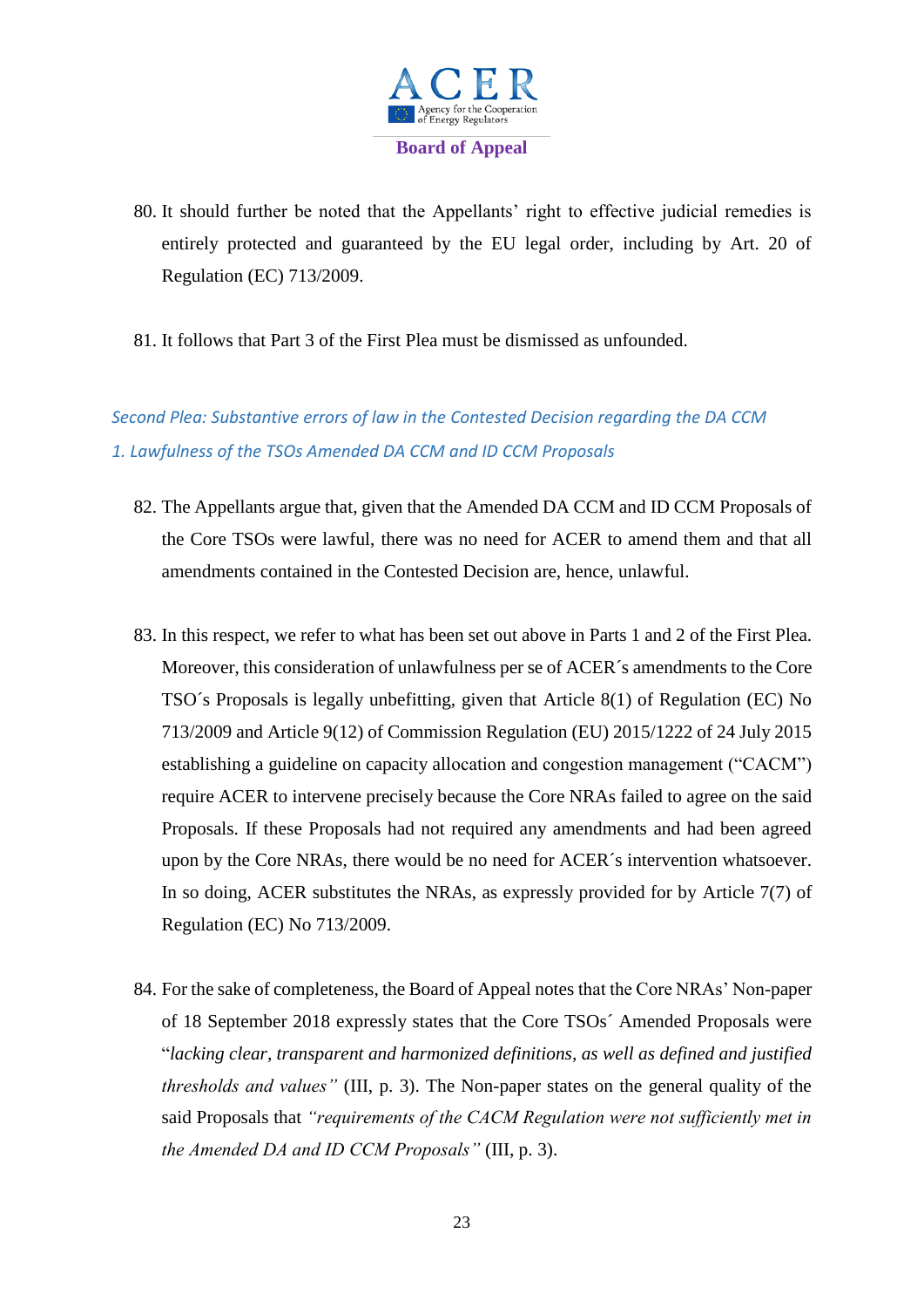80. It should further be noted that the Appellants' right to effective judicial remedies is entirely protected and guaranteed by the EU legal order, including by Art. 20 of Regulation (EC) 713/2009.

81. It follows that Part 3 of the First Plea must be dismissed as unfounded.

*Second Plea: Substantive errors of law in the Contested Decision regarding the DA CCM*

*1. Lawfulness of the TSOs Amended DA CCM and ID CCM Proposals*

82. The Appellants argue that, given that the Amended DA CCM and ID CCM Proposals of the Core TSOs were lawful, there was no need for ACER to amend them and that all amendments contained in the Contested Decision are, hence, unlawful.

83. In this respect, we refer to what has been set out above in Parts 1 and 2 of the First Plea. Moreover, this consideration of unlawfulness per se of ACER´s amendments to the Core TSO´s Proposals is legally unbefitting, given that Article 8(1) of Regulation (EC) No 713/2009 and Article 9(12) of Commission Regulation (EU) 2015/1222 of 24 July 2015 establishing a guideline on capacity allocation and congestion management ("CACM") require ACER to intervene precisely because the Core NRAs failed to agree on the said Proposals. If these Proposals had not required any amendments and had been agreed upon by the Core NRAs, there would be no need for ACER´s intervention whatsoever. In so doing, ACER substitutes the NRAs, as expressly provided for by Article 7(7) of Regulation (EC) No 713/2009.

84. For the sake of completeness, the Board of Appeal notes that the Core NRAs' Non-paper of 18 September 2018 expressly states that the Core TSOs´ Amended Proposals were "*lacking clear, transparent and harmonized definitions, as well as defined and justified thresholds and values"* (III, p. 3). The Non-paper states on the general quality of the said Proposals that *"requirements of the CACM Regulation were not sufficiently met in the Amended DA and ID CCM Proposals"* (III, p. 3).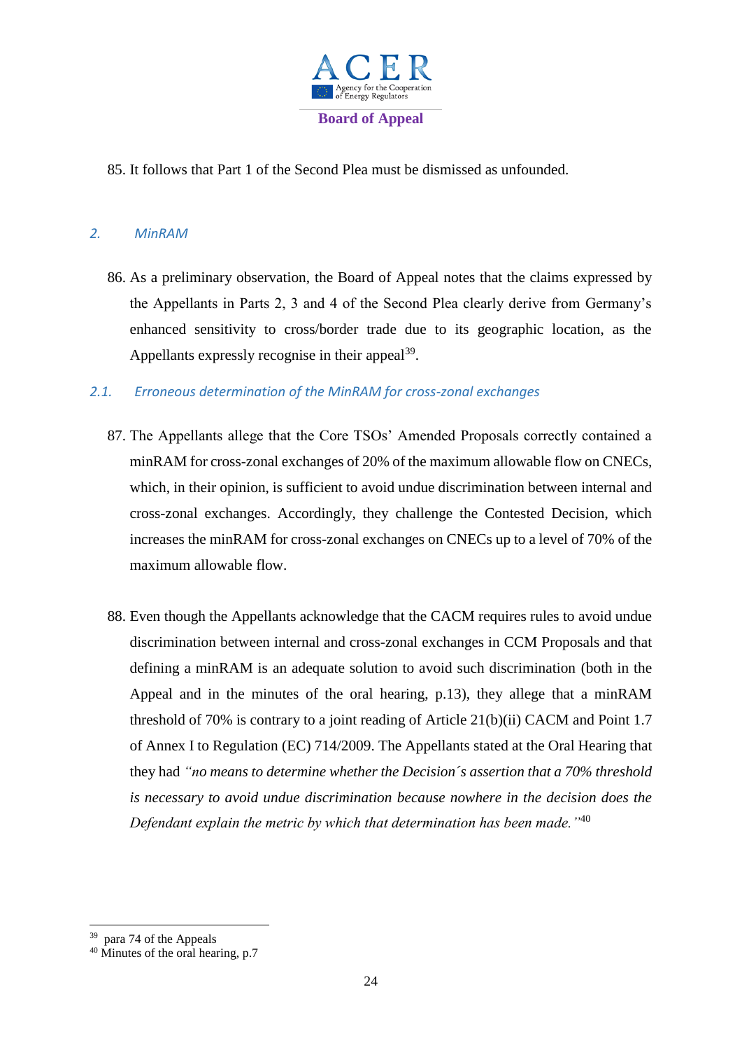85. It follows that Part 1 of the Second Plea must be dismissed as unfounded.

## *2. MinRAM*

86. As a preliminary observation, the Board of Appeal notes that the claims expressed by the Appellants in Parts 2, 3 and 4 of the Second Plea clearly derive from Germany's enhanced sensitivity to cross/border trade due to its geographic location, as the Appellants expressly recognise in their appeal[39].

### *2.1. Erroneous determination of the MinRAM for cross-zonal exchanges*

87. The Appellants allege that the Core TSOs' Amended Proposals correctly contained a minRAM for cross-zonal exchanges of 20% of the maximum allowable flow on CNECs, which, in their opinion, is sufficient to avoid undue discrimination between internal and cross-zonal exchanges. Accordingly, they challenge the Contested Decision, which increases the minRAM for cross-zonal exchanges on CNECs up to a level of 70% of the maximum allowable flow.

88. Even though the Appellants acknowledge that the CACM requires rules to avoid undue discrimination between internal and cross-zonal exchanges in CCM Proposals and that defining a minRAM is an adequate solution to avoid such discrimination (both in the Appeal and in the minutes of the oral hearing, p.13), they allege that a minRAM threshold of 70% is contrary to a joint reading of Article 21(b)(ii) CACM and Point 1.7 of Annex I to Regulation (EC) 714/2009. The Appellants stated at the Oral Hearing that they had *"no means to determine whether the Decision´s assertion that a 70% threshold is necessary to avoid undue discrimination because nowhere in the decision does the Defendant explain the metric by which that determination has been made."*[40]

---

[39] para 74 of the Appeals

[40] Minutes of the oral hearing, p.7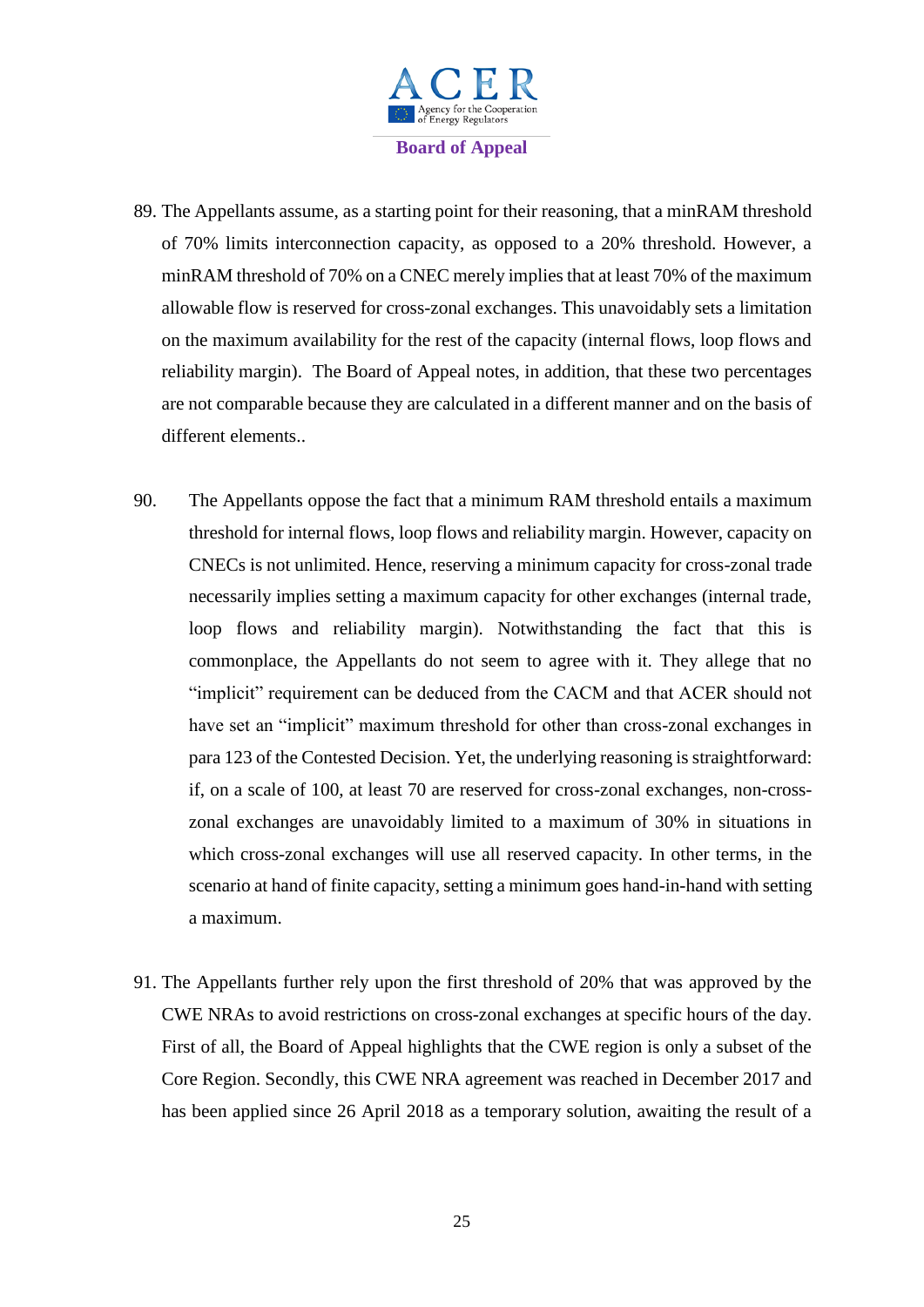89. The Appellants assume, as a starting point for their reasoning, that a minRAM threshold of 70% limits interconnection capacity, as opposed to a 20% threshold. However, a minRAM threshold of 70% on a CNEC merely implies that at least 70% of the maximum allowable flow is reserved for cross-zonal exchanges. This unavoidably sets a limitation on the maximum availability for the rest of the capacity (internal flows, loop flows and reliability margin). The Board of Appeal notes, in addition, that these two percentages are not comparable because they are calculated in a different manner and on the basis of different elements..

90. The Appellants oppose the fact that a minimum RAM threshold entails a maximum threshold for internal flows, loop flows and reliability margin. However, capacity on CNECs is not unlimited. Hence, reserving a minimum capacity for cross-zonal trade necessarily implies setting a maximum capacity for other exchanges (internal trade, loop flows and reliability margin). Notwithstanding the fact that this is commonplace, the Appellants do not seem to agree with it. They allege that no "implicit" requirement can be deduced from the CACM and that ACER should not have set an "implicit" maximum threshold for other than cross-zonal exchanges in para 123 of the Contested Decision. Yet, the underlying reasoning is straightforward: if, on a scale of 100, at least 70 are reserved for cross-zonal exchanges, non-cross-zonal exchanges are unavoidably limited to a maximum of 30% in situations in which cross-zonal exchanges will use all reserved capacity. In other terms, in the scenario at hand of finite capacity, setting a minimum goes hand-in-hand with setting a maximum.

91. The Appellants further rely upon the first threshold of 20% that was approved by the CWE NRAs to avoid restrictions on cross-zonal exchanges at specific hours of the day. First of all, the Board of Appeal highlights that the CWE region is only a subset of the Core Region. Secondly, this CWE NRA agreement was reached in December 2017 and has been applied since 26 April 2018 as a temporary solution, awaiting the result of a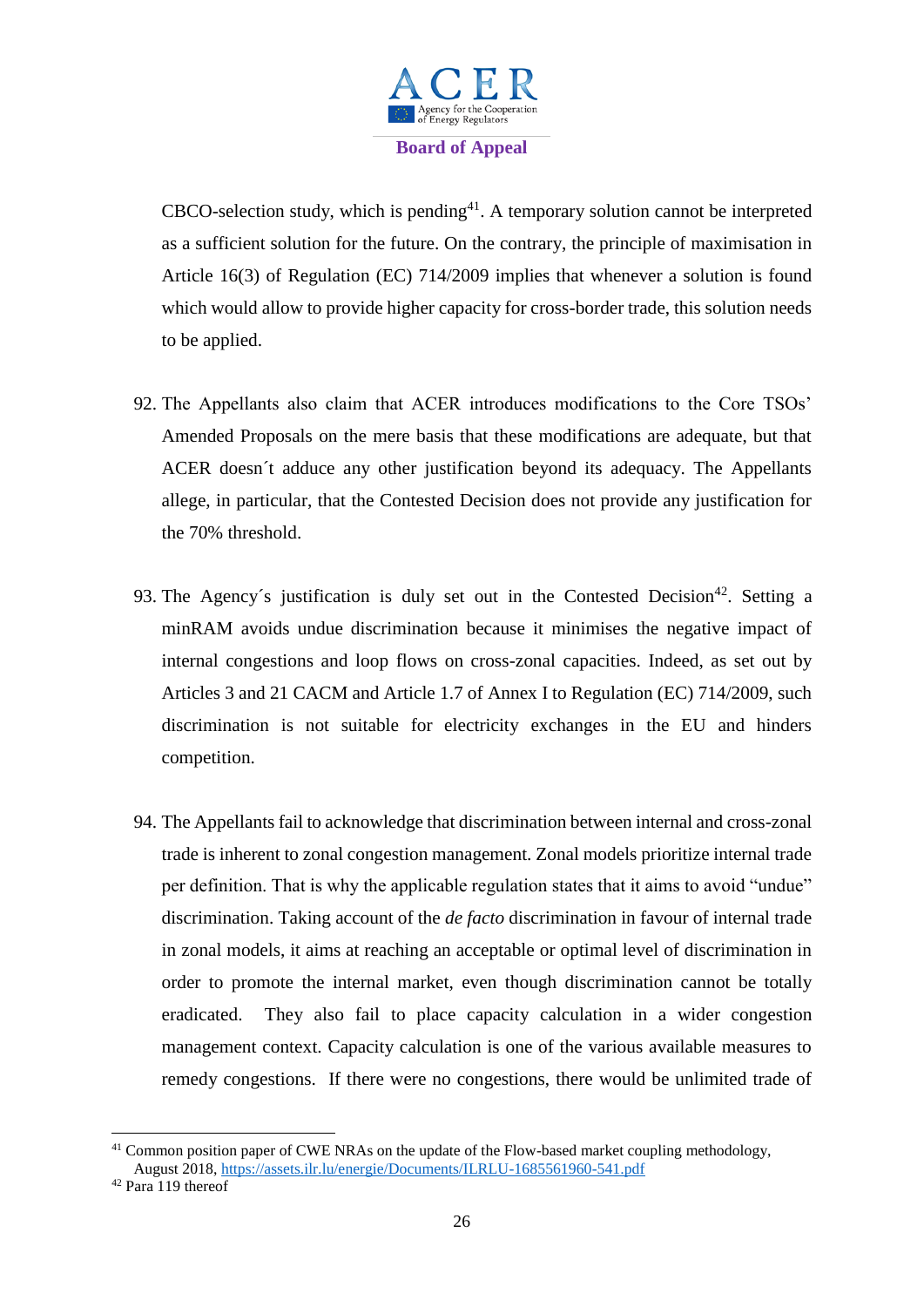CBCO-selection study, which is pending[41]. A temporary solution cannot be interpreted as a sufficient solution for the future. On the contrary, the principle of maximisation in Article 16(3) of Regulation (EC) 714/2009 implies that whenever a solution is found which would allow to provide higher capacity for cross-border trade, this solution needs to be applied.

92. The Appellants also claim that ACER introduces modifications to the Core TSOs' Amended Proposals on the mere basis that these modifications are adequate, but that ACER doesn´t adduce any other justification beyond its adequacy. The Appellants allege, in particular, that the Contested Decision does not provide any justification for the 70% threshold.

93. The Agency´s justification is duly set out in the Contested Decision[42]. Setting a minRAM avoids undue discrimination because it minimises the negative impact of internal congestions and loop flows on cross-zonal capacities. Indeed, as set out by Articles 3 and 21 CACM and Article 1.7 of Annex I to Regulation (EC) 714/2009, such discrimination is not suitable for electricity exchanges in the EU and hinders competition.

94. The Appellants fail to acknowledge that discrimination between internal and cross-zonal trade is inherent to zonal congestion management. Zonal models prioritize internal trade per definition. That is why the applicable regulation states that it aims to avoid "undue" discrimination. Taking account of the *de facto* discrimination in favour of internal trade in zonal models, it aims at reaching an acceptable or optimal level of discrimination in order to promote the internal market, even though discrimination cannot be totally eradicated. They also fail to place capacity calculation in a wider congestion management context. Capacity calculation is one of the various available measures to remedy congestions. If there were no congestions, there would be unlimited trade of

---

[41] Common position paper of CWE NRAs on the update of the Flow-based market coupling methodology, August 2018, https://assets.ilr.lu/energie/Documents/ILRLU-1685561960-541.pdf

[42] Para 119 thereof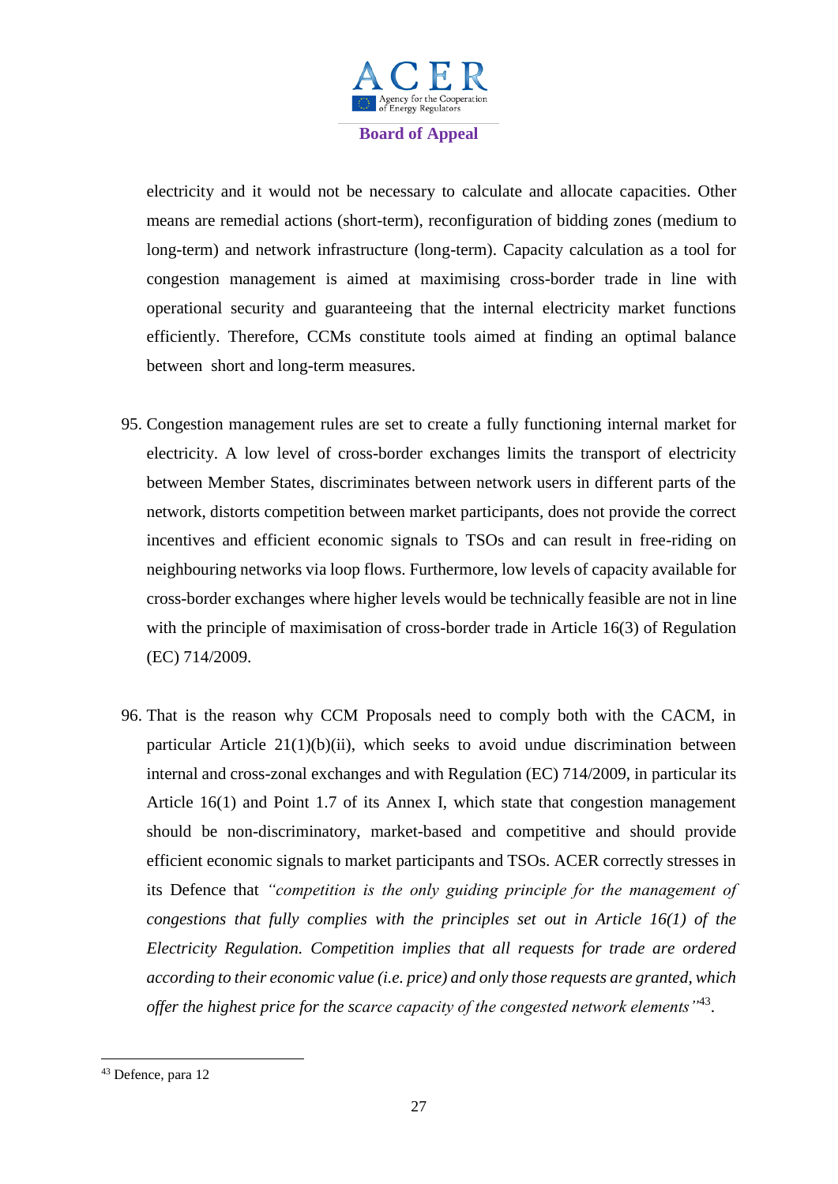electricity and it would not be necessary to calculate and allocate capacities. Other means are remedial actions (short-term), reconfiguration of bidding zones (medium to long-term) and network infrastructure (long-term). Capacity calculation as a tool for congestion management is aimed at maximising cross-border trade in line with operational security and guaranteeing that the internal electricity market functions efficiently. Therefore, CCMs constitute tools aimed at finding an optimal balance between short and long-term measures.

95. Congestion management rules are set to create a fully functioning internal market for electricity. A low level of cross-border exchanges limits the transport of electricity between Member States, discriminates between network users in different parts of the network, distorts competition between market participants, does not provide the correct incentives and efficient economic signals to TSOs and can result in free-riding on neighbouring networks via loop flows. Furthermore, low levels of capacity available for cross-border exchanges where higher levels would be technically feasible are not in line with the principle of maximisation of cross-border trade in Article 16(3) of Regulation (EC) 714/2009.

96. That is the reason why CCM Proposals need to comply both with the CACM, in particular Article 21(1)(b)(ii), which seeks to avoid undue discrimination between internal and cross-zonal exchanges and with Regulation (EC) 714/2009, in particular its Article 16(1) and Point 1.7 of its Annex I, which state that congestion management should be non-discriminatory, market-based and competitive and should provide efficient economic signals to market participants and TSOs. ACER correctly stresses in its Defence that *"competition is the only guiding principle for the management of congestions that fully complies with the principles set out in Article 16(1) of the Electricity Regulation. Competition implies that all requests for trade are ordered according to their economic value (i.e. price) and only those requests are granted, which offer the highest price for the scarce capacity of the congested network elements"*[43].

[43] Defence, para 12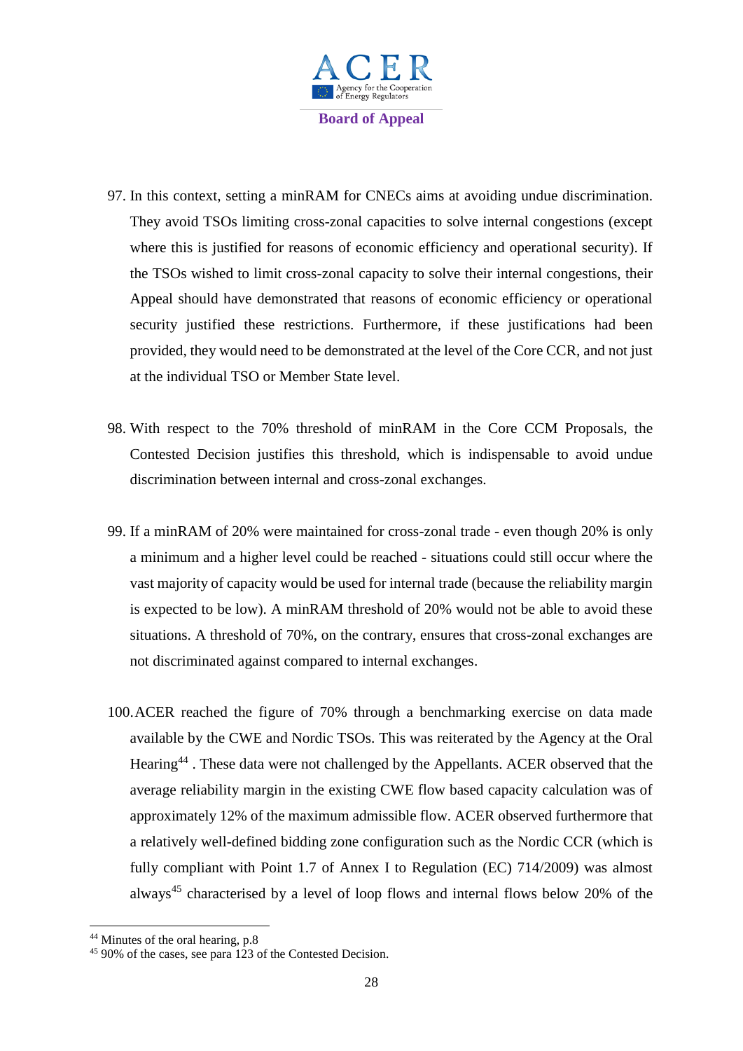97. In this context, setting a minRAM for CNECs aims at avoiding undue discrimination. They avoid TSOs limiting cross-zonal capacities to solve internal congestions (except where this is justified for reasons of economic efficiency and operational security). If the TSOs wished to limit cross-zonal capacity to solve their internal congestions, their Appeal should have demonstrated that reasons of economic efficiency or operational security justified these restrictions. Furthermore, if these justifications had been provided, they would need to be demonstrated at the level of the Core CCR, and not just at the individual TSO or Member State level.

98. With respect to the 70% threshold of minRAM in the Core CCM Proposals, the Contested Decision justifies this threshold, which is indispensable to avoid undue discrimination between internal and cross-zonal exchanges.

99. If a minRAM of 20% were maintained for cross-zonal trade - even though 20% is only a minimum and a higher level could be reached - situations could still occur where the vast majority of capacity would be used for internal trade (because the reliability margin is expected to be low). A minRAM threshold of 20% would not be able to avoid these situations. A threshold of 70%, on the contrary, ensures that cross-zonal exchanges are not discriminated against compared to internal exchanges.

100. ACER reached the figure of 70% through a benchmarking exercise on data made available by the CWE and Nordic TSOs. This was reiterated by the Agency at the Oral Hearing[44] . These data were not challenged by the Appellants. ACER observed that the average reliability margin in the existing CWE flow based capacity calculation was of approximately 12% of the maximum admissible flow. ACER observed furthermore that a relatively well-defined bidding zone configuration such as the Nordic CCR (which is fully compliant with Point 1.7 of Annex I to Regulation (EC) 714/2009) was almost always[45] characterised by a level of loop flows and internal flows below 20% of the

[44] Minutes of the oral hearing, p.8

[45] 90% of the cases, see para 123 of the Contested Decision.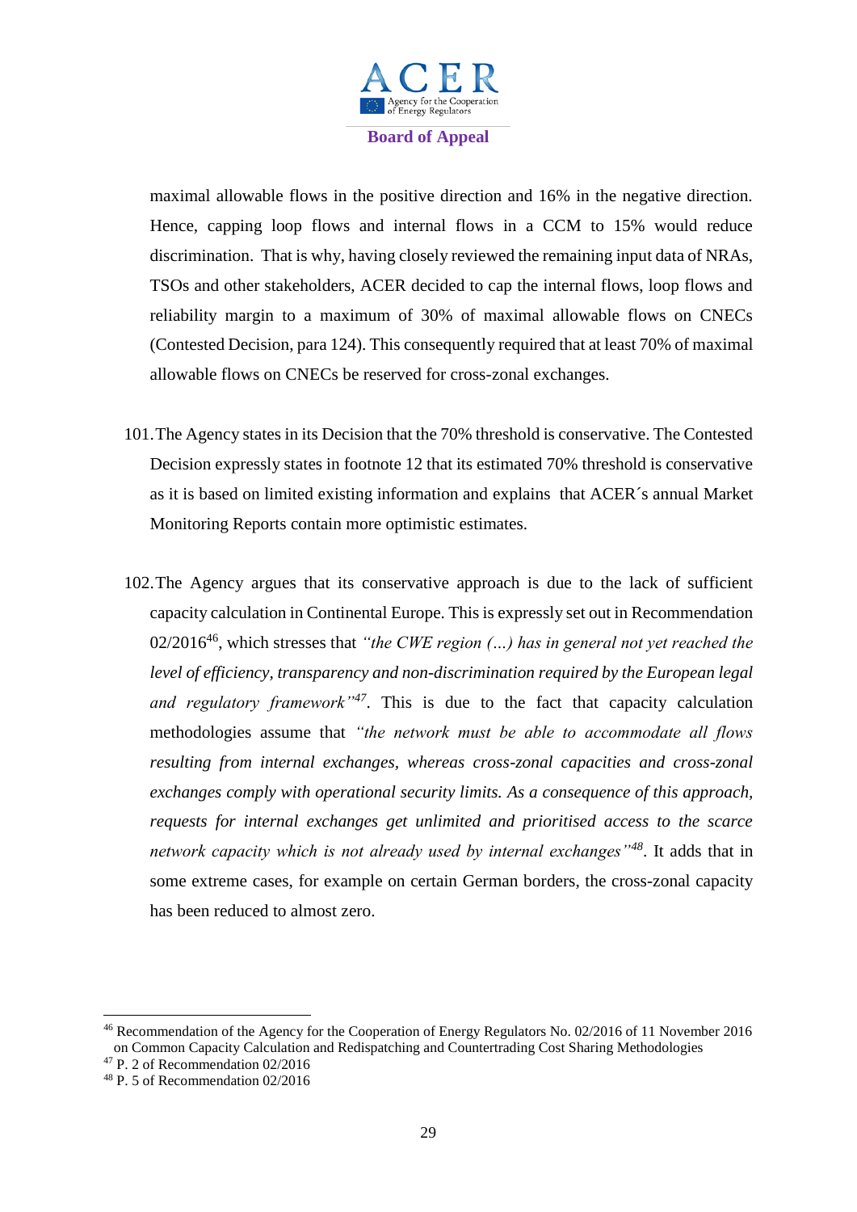maximal allowable flows in the positive direction and 16% in the negative direction. Hence, capping loop flows and internal flows in a CCM to 15% would reduce discrimination. That is why, having closely reviewed the remaining input data of NRAs, TSOs and other stakeholders, ACER decided to cap the internal flows, loop flows and reliability margin to a maximum of 30% of maximal allowable flows on CNECs (Contested Decision, para 124). This consequently required that at least 70% of maximal allowable flows on CNECs be reserved for cross-zonal exchanges.

101. The Agency states in its Decision that the 70% threshold is conservative. The Contested Decision expressly states in footnote 12 that its estimated 70% threshold is conservative as it is based on limited existing information and explains that ACER´s annual Market Monitoring Reports contain more optimistic estimates.

102. The Agency argues that its conservative approach is due to the lack of sufficient capacity calculation in Continental Europe. This is expressly set out in Recommendation 02/2016[46], which stresses that *"the CWE region (…) has in general not yet reached the level of efficiency, transparency and non-discrimination required by the European legal and regulatory framework"*[47]. This is due to the fact that capacity calculation methodologies assume that *"the network must be able to accommodate all flows resulting from internal exchanges, whereas cross-zonal capacities and cross-zonal exchanges comply with operational security limits. As a consequence of this approach, requests for internal exchanges get unlimited and prioritised access to the scarce network capacity which is not already used by internal exchanges"*[48]. It adds that in some extreme cases, for example on certain German borders, the cross-zonal capacity has been reduced to almost zero.

---

[46] Recommendation of the Agency for the Cooperation of Energy Regulators No. 02/2016 of 11 November 2016 on Common Capacity Calculation and Redispatching and Countertrading Cost Sharing Methodologies

[47] P. 2 of Recommendation 02/2016

[48] P. 5 of Recommendation 02/2016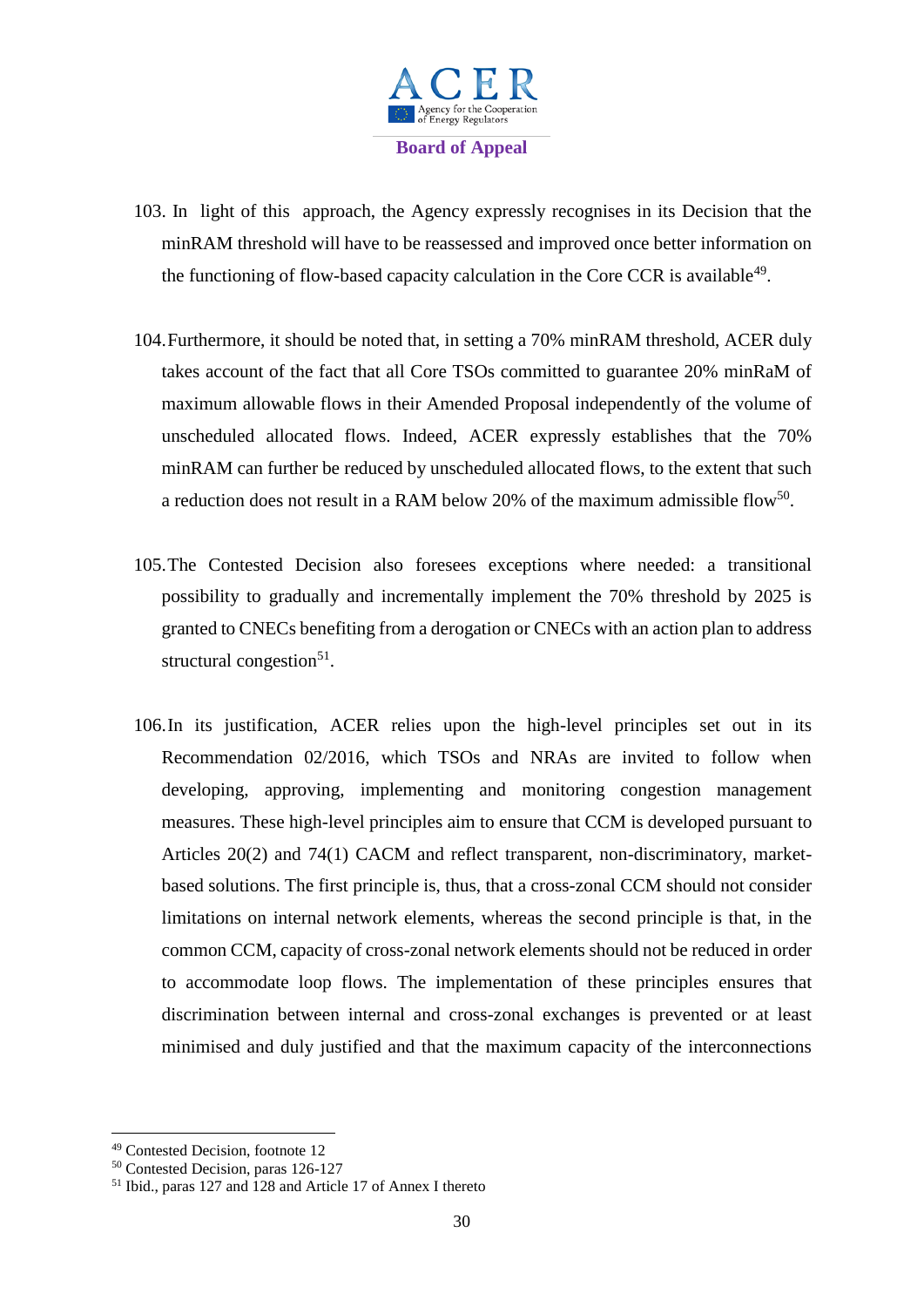103. In light of this approach, the Agency expressly recognises in its Decision that the minRAM threshold will have to be reassessed and improved once better information on the functioning of flow-based capacity calculation in the Core CCR is available[49].

104. Furthermore, it should be noted that, in setting a 70% minRAM threshold, ACER duly takes account of the fact that all Core TSOs committed to guarantee 20% minRaM of maximum allowable flows in their Amended Proposal independently of the volume of unscheduled allocated flows. Indeed, ACER expressly establishes that the 70% minRAM can further be reduced by unscheduled allocated flows, to the extent that such a reduction does not result in a RAM below 20% of the maximum admissible flow[50].

105. The Contested Decision also foresees exceptions where needed: a transitional possibility to gradually and incrementally implement the 70% threshold by 2025 is granted to CNECs benefiting from a derogation or CNECs with an action plan to address structural congestion[51].

106. In its justification, ACER relies upon the high-level principles set out in its Recommendation 02/2016, which TSOs and NRAs are invited to follow when developing, approving, implementing and monitoring congestion management measures. These high-level principles aim to ensure that CCM is developed pursuant to Articles 20(2) and 74(1) CACM and reflect transparent, non-discriminatory, market-based solutions. The first principle is, thus, that a cross-zonal CCM should not consider limitations on internal network elements, whereas the second principle is that, in the common CCM, capacity of cross-zonal network elements should not be reduced in order to accommodate loop flows. The implementation of these principles ensures that discrimination between internal and cross-zonal exchanges is prevented or at least minimised and duly justified and that the maximum capacity of the interconnections

[49] Contested Decision, footnote 12

[50] Contested Decision, paras 126-127

[51] Ibid., paras 127 and 128 and Article 17 of Annex I thereto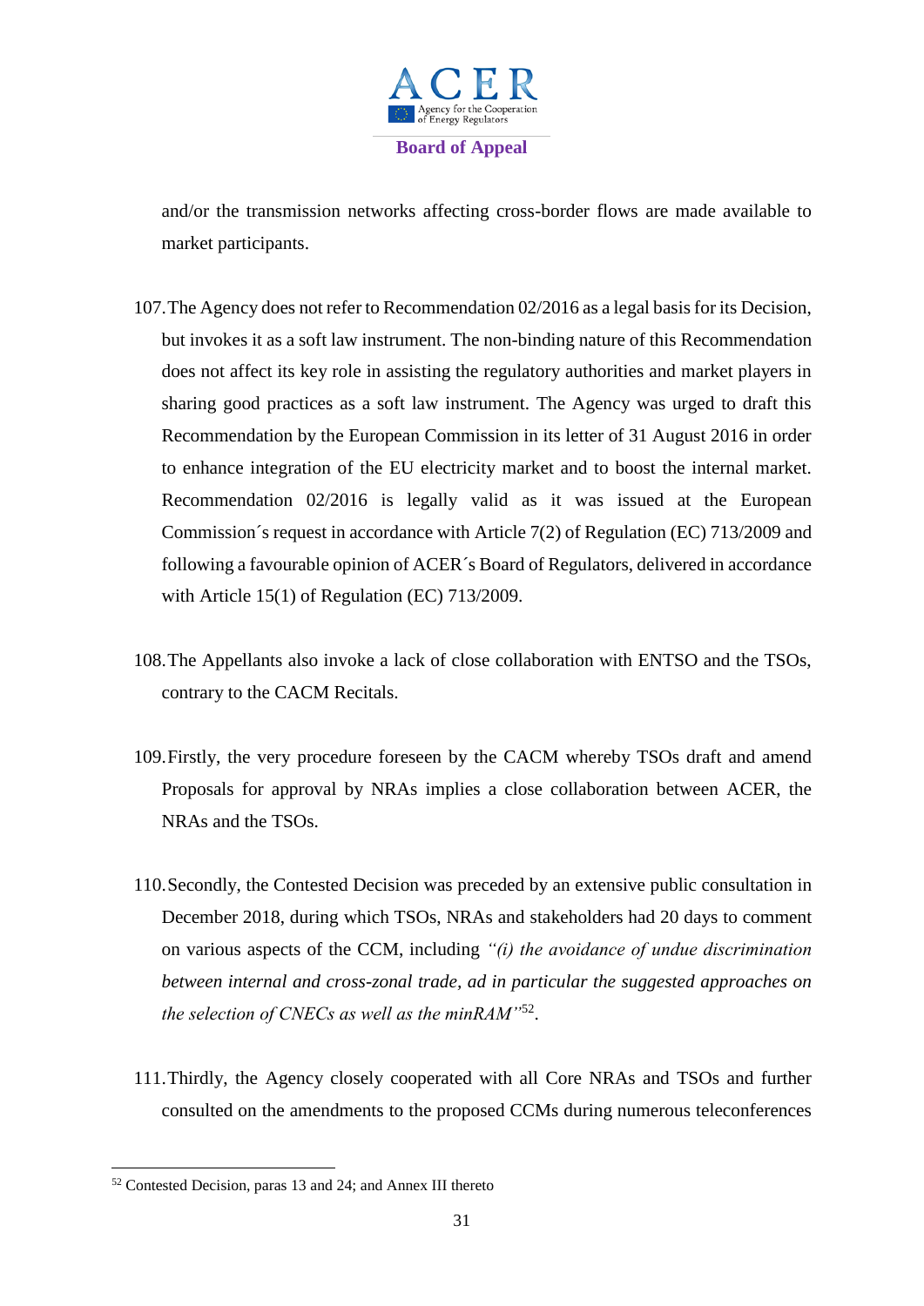and/or the transmission networks affecting cross-border flows are made available to market participants.

107. The Agency does not refer to Recommendation 02/2016 as a legal basis for its Decision, but invokes it as a soft law instrument. The non-binding nature of this Recommendation does not affect its key role in assisting the regulatory authorities and market players in sharing good practices as a soft law instrument. The Agency was urged to draft this Recommendation by the European Commission in its letter of 31 August 2016 in order to enhance integration of the EU electricity market and to boost the internal market. Recommendation 02/2016 is legally valid as it was issued at the European Commission´s request in accordance with Article 7(2) of Regulation (EC) 713/2009 and following a favourable opinion of ACER´s Board of Regulators, delivered in accordance with Article 15(1) of Regulation (EC) 713/2009.

108. The Appellants also invoke a lack of close collaboration with ENTSO and the TSOs, contrary to the CACM Recitals.

109. Firstly, the very procedure foreseen by the CACM whereby TSOs draft and amend Proposals for approval by NRAs implies a close collaboration between ACER, the NRAs and the TSOs.

110. Secondly, the Contested Decision was preceded by an extensive public consultation in December 2018, during which TSOs, NRAs and stakeholders had 20 days to comment on various aspects of the CCM, including *"(i) the avoidance of undue discrimination between internal and cross-zonal trade, ad in particular the suggested approaches on the selection of CNECs as well as the minRAM"*[52].

111. Thirdly, the Agency closely cooperated with all Core NRAs and TSOs and further consulted on the amendments to the proposed CCMs during numerous teleconferences

---

[52] Contested Decision, paras 13 and 24; and Annex III thereto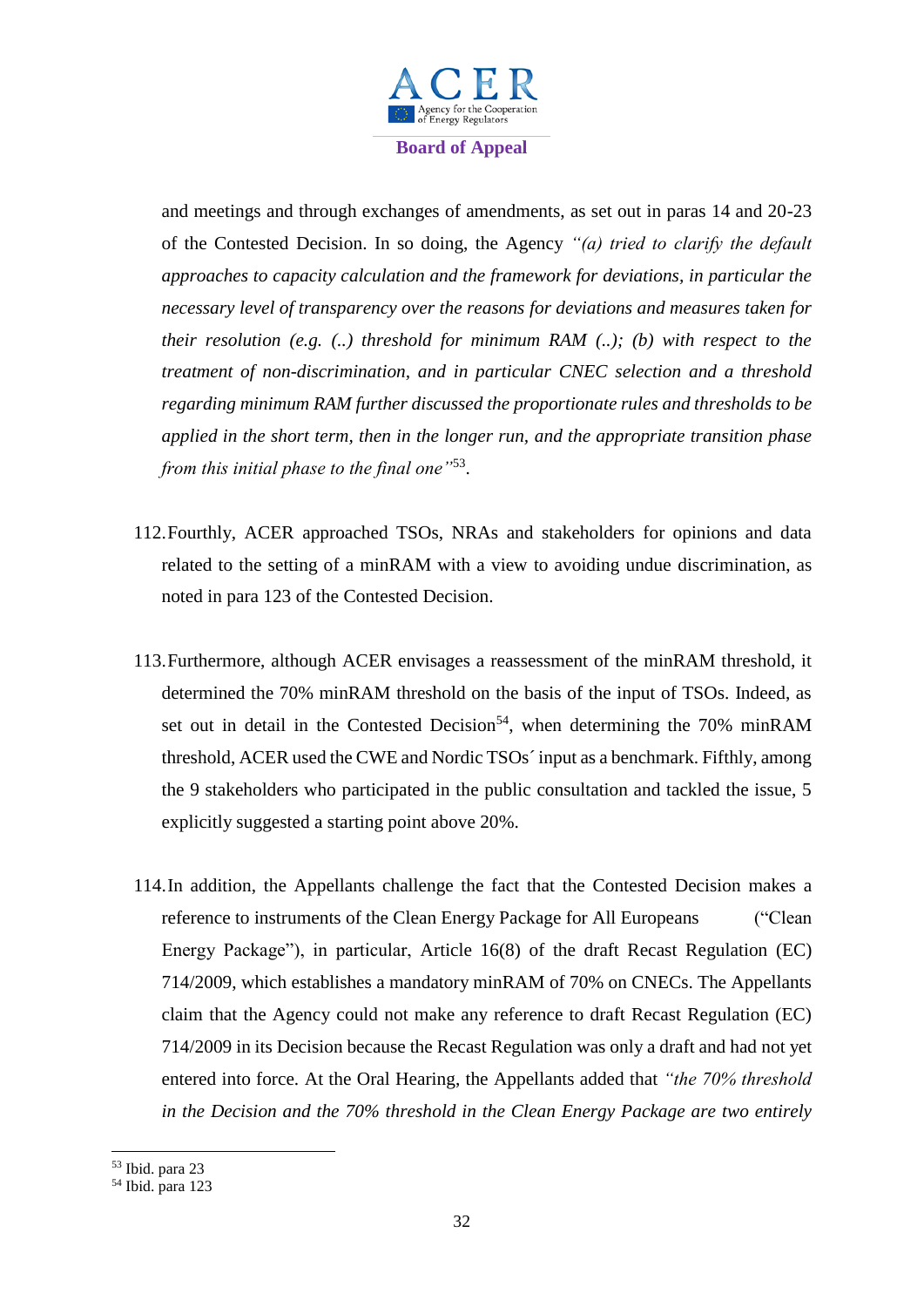and meetings and through exchanges of amendments, as set out in paras 14 and 20-23 of the Contested Decision. In so doing, the Agency *"(a) tried to clarify the default approaches to capacity calculation and the framework for deviations, in particular the necessary level of transparency over the reasons for deviations and measures taken for their resolution (e.g. (..) threshold for minimum RAM (..); (b) with respect to the treatment of non-discrimination, and in particular CNEC selection and a threshold regarding minimum RAM further discussed the proportionate rules and thresholds to be applied in the short term, then in the longer run, and the appropriate transition phase from this initial phase to the final one"*[53].

112. Fourthly, ACER approached TSOs, NRAs and stakeholders for opinions and data related to the setting of a minRAM with a view to avoiding undue discrimination, as noted in para 123 of the Contested Decision.

113. Furthermore, although ACER envisages a reassessment of the minRAM threshold, it determined the 70% minRAM threshold on the basis of the input of TSOs. Indeed, as set out in detail in the Contested Decision[54], when determining the 70% minRAM threshold, ACER used the CWE and Nordic TSOs´ input as a benchmark. Fifthly, among the 9 stakeholders who participated in the public consultation and tackled the issue, 5 explicitly suggested a starting point above 20%.

114. In addition, the Appellants challenge the fact that the Contested Decision makes a reference to instruments of the Clean Energy Package for All Europeans ("Clean Energy Package"), in particular, Article 16(8) of the draft Recast Regulation (EC) 714/2009, which establishes a mandatory minRAM of 70% on CNECs. The Appellants claim that the Agency could not make any reference to draft Recast Regulation (EC) 714/2009 in its Decision because the Recast Regulation was only a draft and had not yet entered into force. At the Oral Hearing, the Appellants added that *"the 70% threshold in the Decision and the 70% threshold in the Clean Energy Package are two entirely*

[53] Ibid. para 23

[54] Ibid. para 123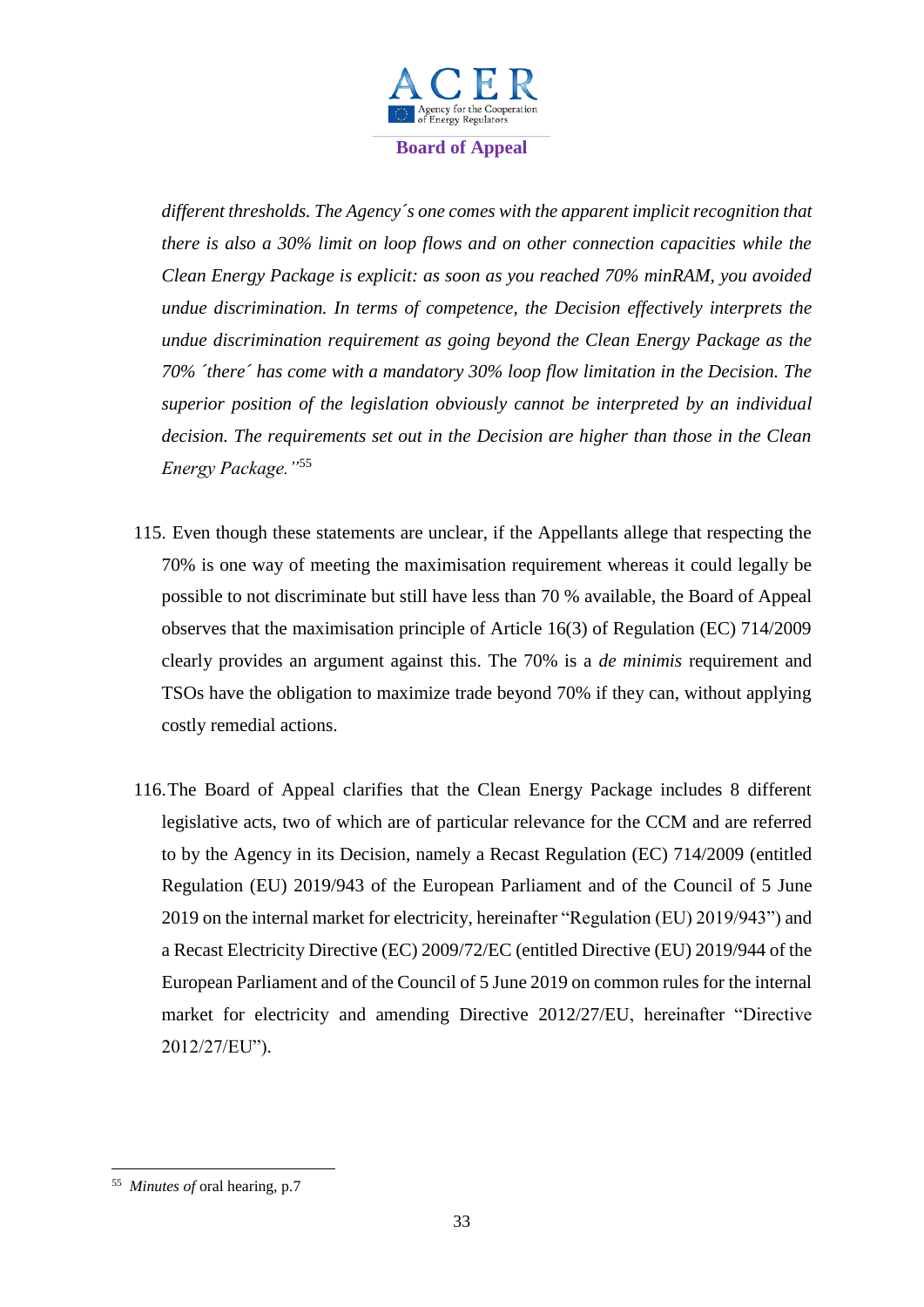*different thresholds. The Agency´s one comes with the apparent implicit recognition that there is also a 30% limit on loop flows and on other connection capacities while the Clean Energy Package is explicit: as soon as you reached 70% minRAM, you avoided undue discrimination. In terms of competence, the Decision effectively interprets the undue discrimination requirement as going beyond the Clean Energy Package as the 70% ´there´ has come with a mandatory 30% loop flow limitation in the Decision. The superior position of the legislation obviously cannot be interpreted by an individual decision. The requirements set out in the Decision are higher than those in the Clean Energy Package."*[55]

115. Even though these statements are unclear, if the Appellants allege that respecting the 70% is one way of meeting the maximisation requirement whereas it could legally be possible to not discriminate but still have less than 70 % available, the Board of Appeal observes that the maximisation principle of Article 16(3) of Regulation (EC) 714/2009 clearly provides an argument against this. The 70% is a *de minimis* requirement and TSOs have the obligation to maximize trade beyond 70% if they can, without applying costly remedial actions.

116. The Board of Appeal clarifies that the Clean Energy Package includes 8 different legislative acts, two of which are of particular relevance for the CCM and are referred to by the Agency in its Decision, namely a Recast Regulation (EC) 714/2009 (entitled Regulation (EU) 2019/943 of the European Parliament and of the Council of 5 June 2019 on the internal market for electricity, hereinafter "Regulation (EU) 2019/943") and a Recast Electricity Directive (EC) 2009/72/EC (entitled Directive (EU) 2019/944 of the European Parliament and of the Council of 5 June 2019 on common rules for the internal market for electricity and amending Directive 2012/27/EU, hereinafter "Directive 2012/27/EU").

---

[55] *Minutes of* oral hearing, p.7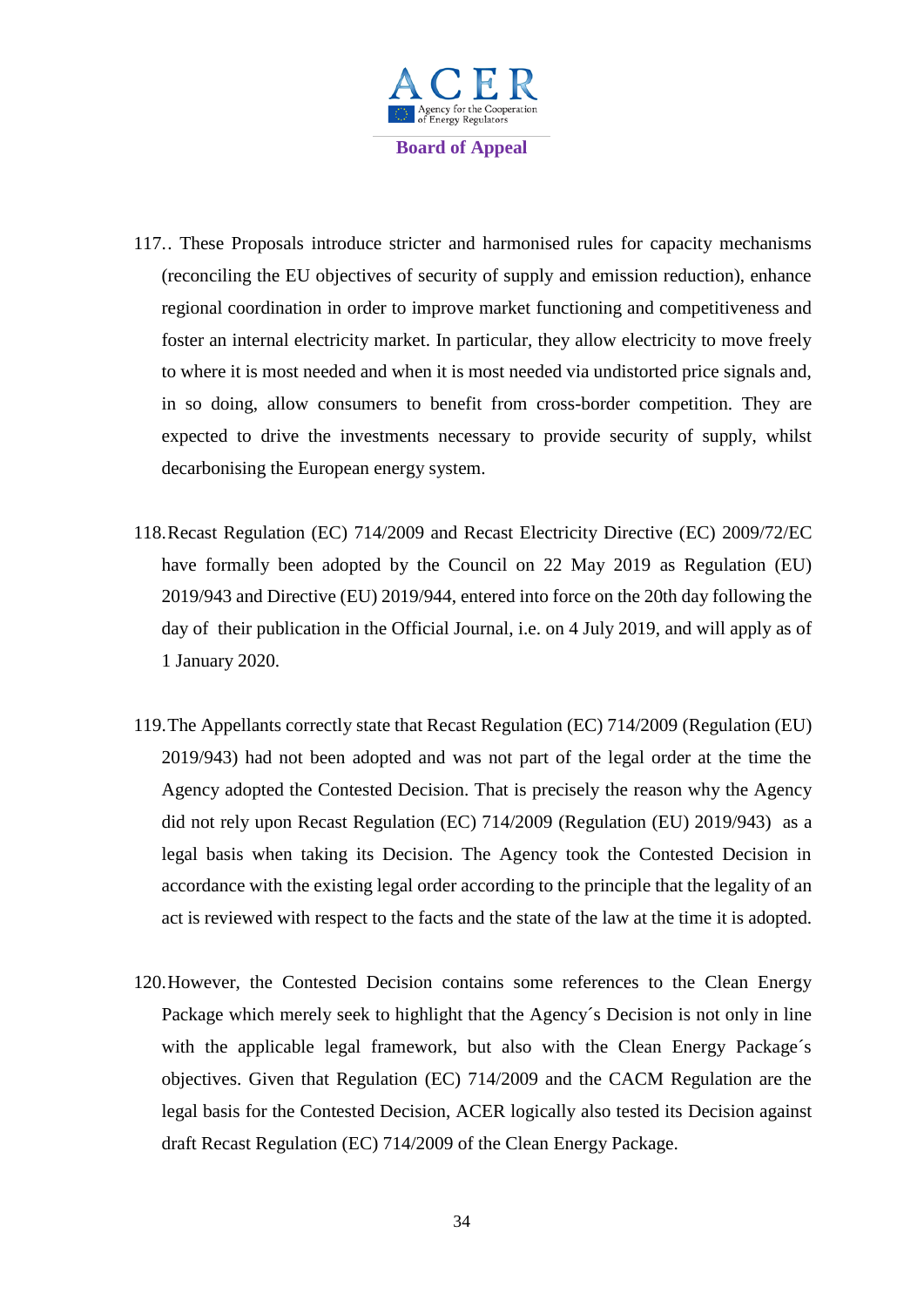117.. These Proposals introduce stricter and harmonised rules for capacity mechanisms (reconciling the EU objectives of security of supply and emission reduction), enhance regional coordination in order to improve market functioning and competitiveness and foster an internal electricity market. In particular, they allow electricity to move freely to where it is most needed and when it is most needed via undistorted price signals and, in so doing, allow consumers to benefit from cross-border competition. They are expected to drive the investments necessary to provide security of supply, whilst decarbonising the European energy system.

118. Recast Regulation (EC) 714/2009 and Recast Electricity Directive (EC) 2009/72/EC have formally been adopted by the Council on 22 May 2019 as Regulation (EU) 2019/943 and Directive (EU) 2019/944, entered into force on the 20th day following the day of their publication in the Official Journal, i.e. on 4 July 2019, and will apply as of 1 January 2020.

119. The Appellants correctly state that Recast Regulation (EC) 714/2009 (Regulation (EU) 2019/943) had not been adopted and was not part of the legal order at the time the Agency adopted the Contested Decision. That is precisely the reason why the Agency did not rely upon Recast Regulation (EC) 714/2009 (Regulation (EU) 2019/943) as a legal basis when taking its Decision. The Agency took the Contested Decision in accordance with the existing legal order according to the principle that the legality of an act is reviewed with respect to the facts and the state of the law at the time it is adopted.

120. However, the Contested Decision contains some references to the Clean Energy Package which merely seek to highlight that the Agency´s Decision is not only in line with the applicable legal framework, but also with the Clean Energy Package´s objectives. Given that Regulation (EC) 714/2009 and the CACM Regulation are the legal basis for the Contested Decision, ACER logically also tested its Decision against draft Recast Regulation (EC) 714/2009 of the Clean Energy Package.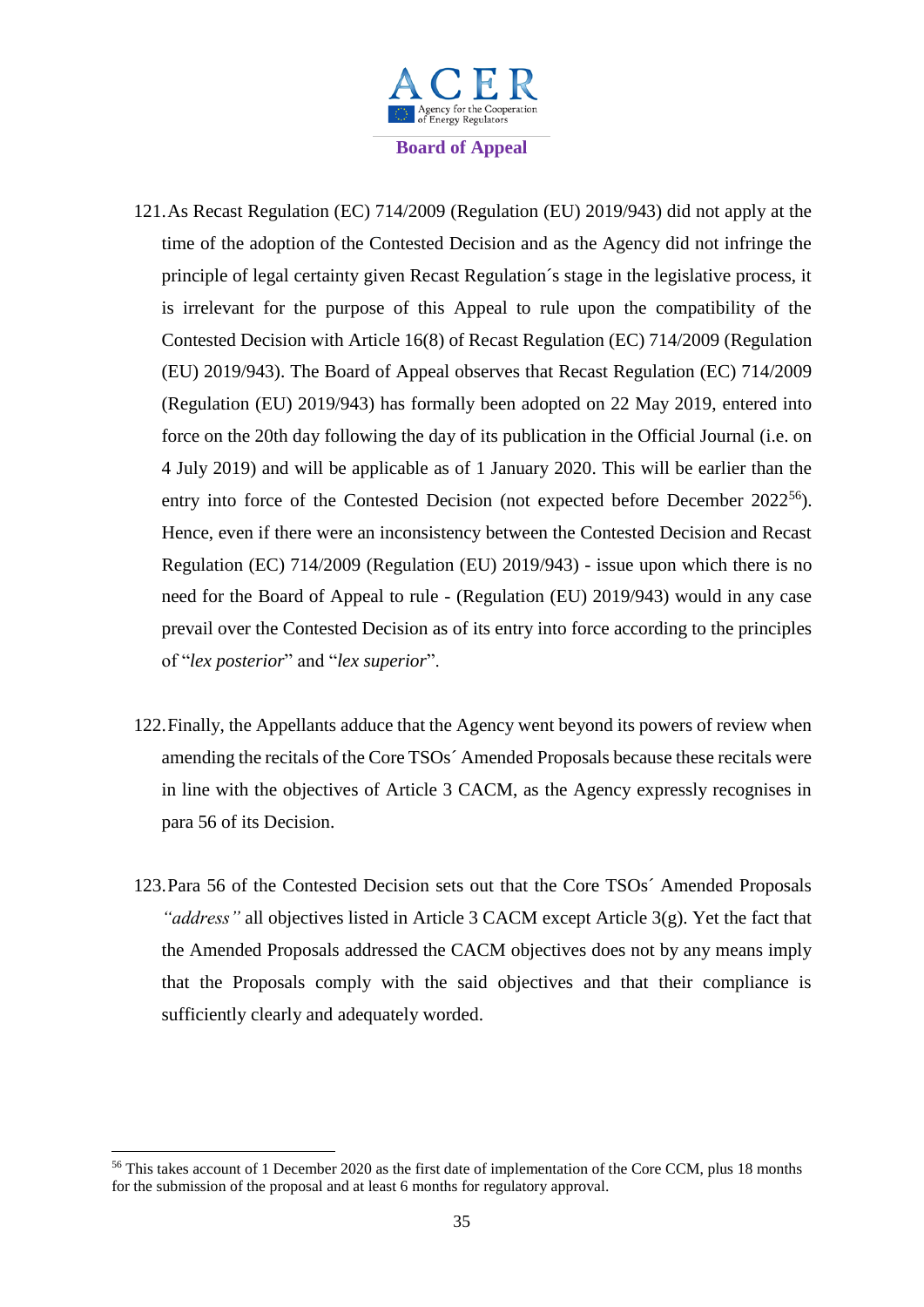121. As Recast Regulation (EC) 714/2009 (Regulation (EU) 2019/943) did not apply at the time of the adoption of the Contested Decision and as the Agency did not infringe the principle of legal certainty given Recast Regulation´s stage in the legislative process, it is irrelevant for the purpose of this Appeal to rule upon the compatibility of the Contested Decision with Article 16(8) of Recast Regulation (EC) 714/2009 (Regulation (EU) 2019/943). The Board of Appeal observes that Recast Regulation (EC) 714/2009 (Regulation (EU) 2019/943) has formally been adopted on 22 May 2019, entered into force on the 20th day following the day of its publication in the Official Journal (i.e. on 4 July 2019) and will be applicable as of 1 January 2020. This will be earlier than the entry into force of the Contested Decision (not expected before December 2022[56]). Hence, even if there were an inconsistency between the Contested Decision and Recast Regulation (EC) 714/2009 (Regulation (EU) 2019/943) - issue upon which there is no need for the Board of Appeal to rule - (Regulation (EU) 2019/943) would in any case prevail over the Contested Decision as of its entry into force according to the principles of "*lex posterior*" and "*lex superior*".

122. Finally, the Appellants adduce that the Agency went beyond its powers of review when amending the recitals of the Core TSOs´ Amended Proposals because these recitals were in line with the objectives of Article 3 CACM, as the Agency expressly recognises in para 56 of its Decision.

123. Para 56 of the Contested Decision sets out that the Core TSOs´ Amended Proposals *"address"* all objectives listed in Article 3 CACM except Article 3(g). Yet the fact that the Amended Proposals addressed the CACM objectives does not by any means imply that the Proposals comply with the said objectives and that their compliance is sufficiently clearly and adequately worded.

---

[56] This takes account of 1 December 2020 as the first date of implementation of the Core CCM, plus 18 months for the submission of the proposal and at least 6 months for regulatory approval.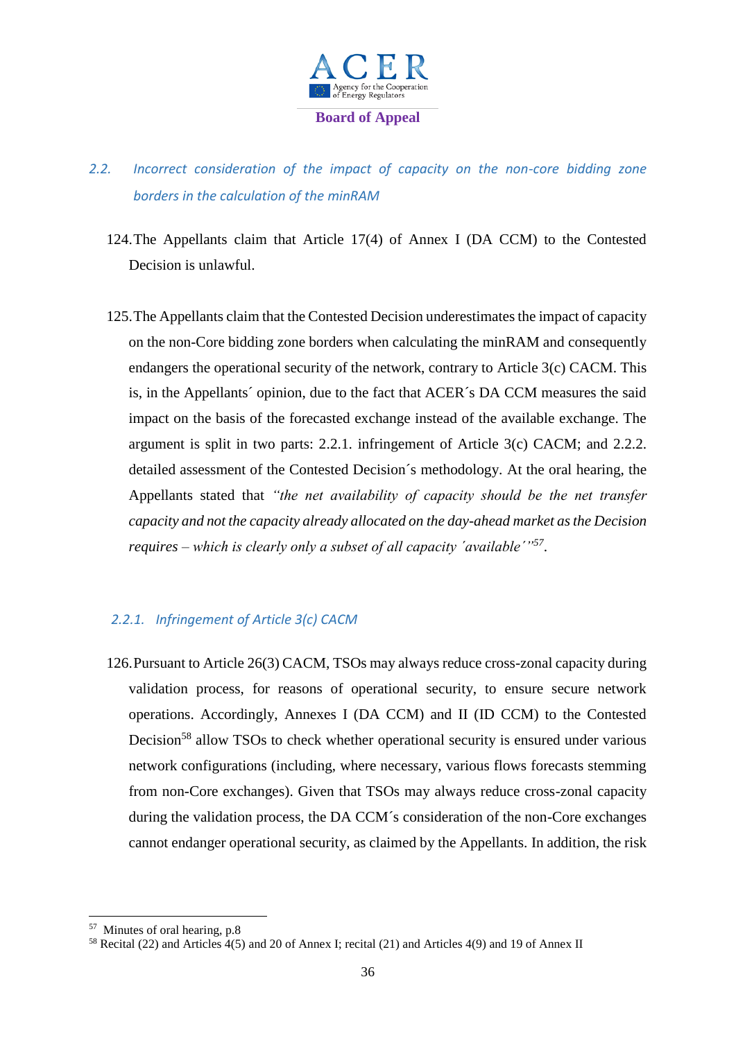### 2.2. *Incorrect consideration of the impact of capacity on the non-core bidding zone borders in the calculation of the minRAM*

124. The Appellants claim that Article 17(4) of Annex I (DA CCM) to the Contested Decision is unlawful.

125. The Appellants claim that the Contested Decision underestimates the impact of capacity on the non-Core bidding zone borders when calculating the minRAM and consequently endangers the operational security of the network, contrary to Article 3(c) CACM. This is, in the Appellants´ opinion, due to the fact that ACER´s DA CCM measures the said impact on the basis of the forecasted exchange instead of the available exchange. The argument is split in two parts: 2.2.1. infringement of Article 3(c) CACM; and 2.2.2. detailed assessment of the Contested Decision´s methodology. At the oral hearing, the Appellants stated that *"the net availability of capacity should be the net transfer capacity and not the capacity already allocated on the day-ahead market as the Decision requires – which is clearly only a subset of all capacity ´available´"*[57].

#### 2.2.1. *Infringement of Article 3(c) CACM*

126. Pursuant to Article 26(3) CACM, TSOs may always reduce cross-zonal capacity during validation process, for reasons of operational security, to ensure secure network operations. Accordingly, Annexes I (DA CCM) and II (ID CCM) to the Contested Decision[58] allow TSOs to check whether operational security is ensured under various network configurations (including, where necessary, various flows forecasts stemming from non-Core exchanges). Given that TSOs may always reduce cross-zonal capacity during the validation process, the DA CCM´s consideration of the non-Core exchanges cannot endanger operational security, as claimed by the Appellants. In addition, the risk

---

[57] Minutes of oral hearing, p.8

[58] Recital (22) and Articles 4(5) and 20 of Annex I; recital (21) and Articles 4(9) and 19 of Annex II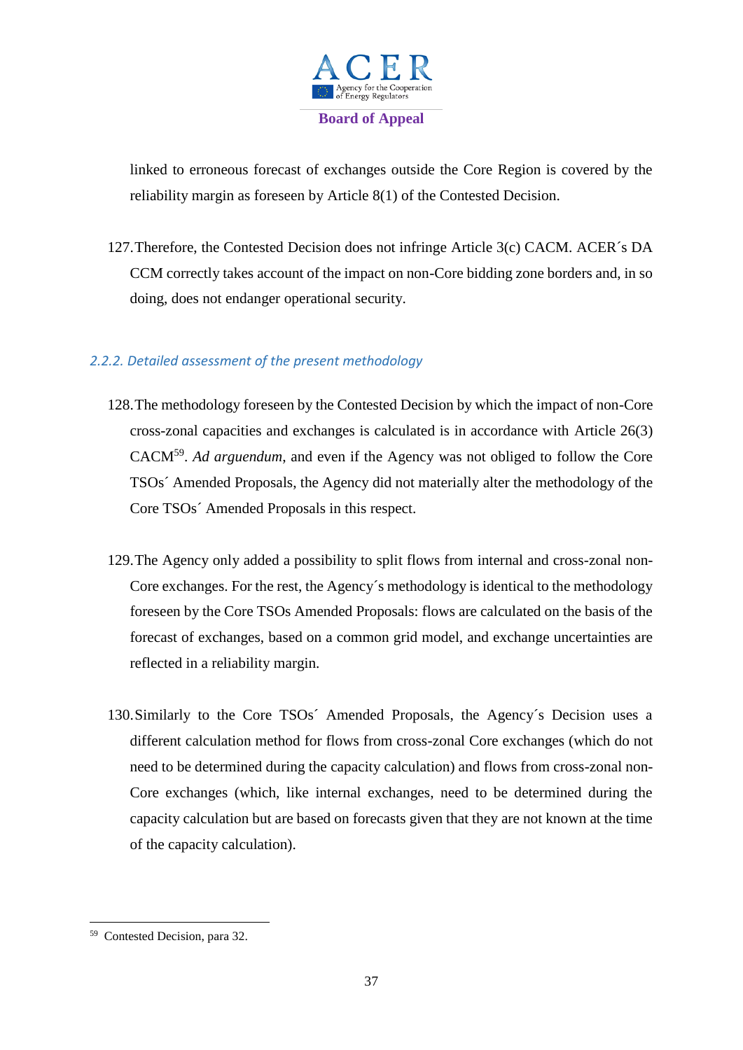linked to erroneous forecast of exchanges outside the Core Region is covered by the reliability margin as foreseen by Article 8(1) of the Contested Decision.

127. Therefore, the Contested Decision does not infringe Article 3(c) CACM. ACER´s DA CCM correctly takes account of the impact on non-Core bidding zone borders and, in so doing, does not endanger operational security.

### *2.2.2. Detailed assessment of the present methodology*

128. The methodology foreseen by the Contested Decision by which the impact of non-Core cross-zonal capacities and exchanges is calculated is in accordance with Article 26(3) CACM[59]. *Ad arguendum*, and even if the Agency was not obliged to follow the Core TSOs´ Amended Proposals, the Agency did not materially alter the methodology of the Core TSOs´ Amended Proposals in this respect.

129. The Agency only added a possibility to split flows from internal and cross-zonal non-Core exchanges. For the rest, the Agency´s methodology is identical to the methodology foreseen by the Core TSOs Amended Proposals: flows are calculated on the basis of the forecast of exchanges, based on a common grid model, and exchange uncertainties are reflected in a reliability margin.

130. Similarly to the Core TSOs´ Amended Proposals, the Agency´s Decision uses a different calculation method for flows from cross-zonal Core exchanges (which do not need to be determined during the capacity calculation) and flows from cross-zonal non-Core exchanges (which, like internal exchanges, need to be determined during the capacity calculation but are based on forecasts given that they are not known at the time of the capacity calculation).

---

[59] Contested Decision, para 32.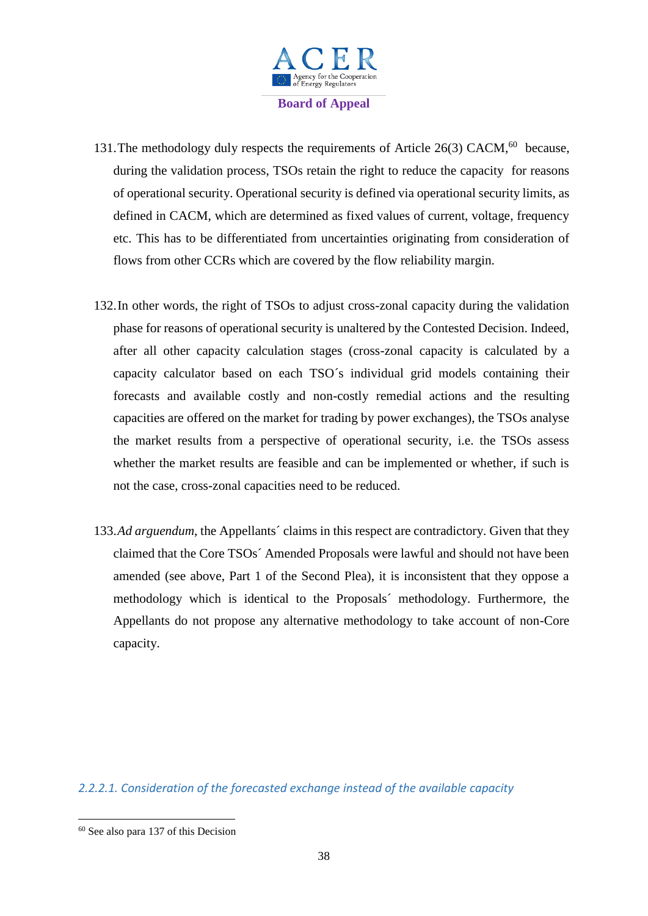131. The methodology duly respects the requirements of Article 26(3) CACM,[60] because, during the validation process, TSOs retain the right to reduce the capacity for reasons of operational security. Operational security is defined via operational security limits, as defined in CACM, which are determined as fixed values of current, voltage, frequency etc. This has to be differentiated from uncertainties originating from consideration of flows from other CCRs which are covered by the flow reliability margin.

132. In other words, the right of TSOs to adjust cross-zonal capacity during the validation phase for reasons of operational security is unaltered by the Contested Decision. Indeed, after all other capacity calculation stages (cross-zonal capacity is calculated by a capacity calculator based on each TSO´s individual grid models containing their forecasts and available costly and non-costly remedial actions and the resulting capacities are offered on the market for trading by power exchanges), the TSOs analyse the market results from a perspective of operational security, i.e. the TSOs assess whether the market results are feasible and can be implemented or whether, if such is not the case, cross-zonal capacities need to be reduced.

133. *Ad arguendum*, the Appellants´ claims in this respect are contradictory. Given that they claimed that the Core TSOs´ Amended Proposals were lawful and should not have been amended (see above, Part 1 of the Second Plea), it is inconsistent that they oppose a methodology which is identical to the Proposals´ methodology. Furthermore, the Appellants do not propose any alternative methodology to take account of non-Core capacity.

*2.2.2.1. Consideration of the forecasted exchange instead of the available capacity*

[60] See also para 137 of this Decision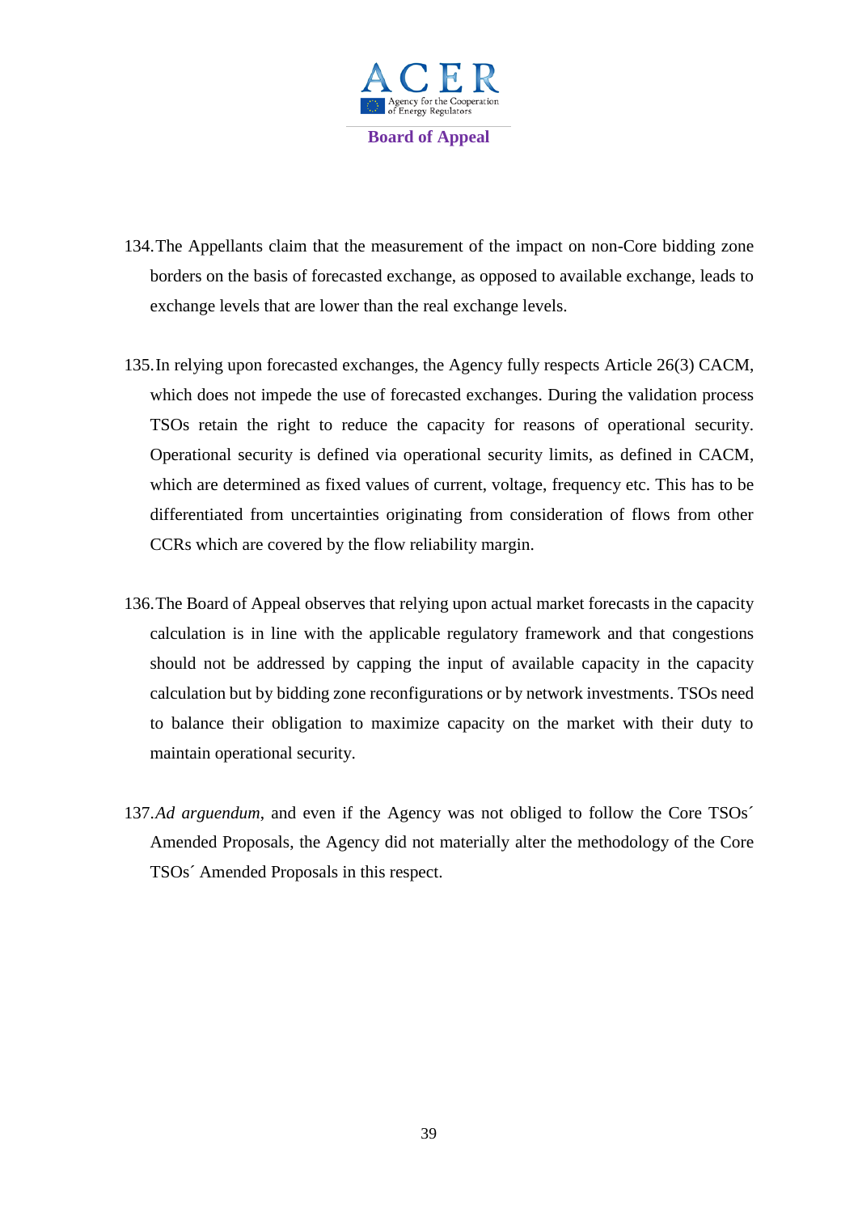134. The Appellants claim that the measurement of the impact on non-Core bidding zone borders on the basis of forecasted exchange, as opposed to available exchange, leads to exchange levels that are lower than the real exchange levels.

135. In relying upon forecasted exchanges, the Agency fully respects Article 26(3) CACM, which does not impede the use of forecasted exchanges. During the validation process TSOs retain the right to reduce the capacity for reasons of operational security. Operational security is defined via operational security limits, as defined in CACM, which are determined as fixed values of current, voltage, frequency etc. This has to be differentiated from uncertainties originating from consideration of flows from other CCRs which are covered by the flow reliability margin.

136. The Board of Appeal observes that relying upon actual market forecasts in the capacity calculation is in line with the applicable regulatory framework and that congestions should not be addressed by capping the input of available capacity in the capacity calculation but by bidding zone reconfigurations or by network investments. TSOs need to balance their obligation to maximize capacity on the market with their duty to maintain operational security.

137. *Ad arguendum*, and even if the Agency was not obliged to follow the Core TSOs´ Amended Proposals, the Agency did not materially alter the methodology of the Core TSOs´ Amended Proposals in this respect.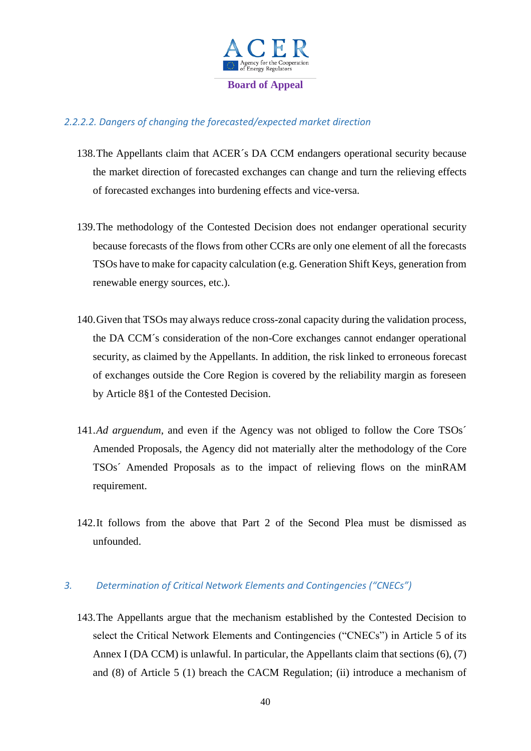#### 2.2.2.2. Dangers of changing the forecasted/expected market direction

138. The Appellants claim that ACER´s DA CCM endangers operational security because the market direction of forecasted exchanges can change and turn the relieving effects of forecasted exchanges into burdening effects and vice-versa.

139. The methodology of the Contested Decision does not endanger operational security because forecasts of the flows from other CCRs are only one element of all the forecasts TSOs have to make for capacity calculation (e.g. Generation Shift Keys, generation from renewable energy sources, etc.).

140. Given that TSOs may always reduce cross-zonal capacity during the validation process, the DA CCM´s consideration of the non-Core exchanges cannot endanger operational security, as claimed by the Appellants. In addition, the risk linked to erroneous forecast of exchanges outside the Core Region is covered by the reliability margin as foreseen by Article 8§1 of the Contested Decision.

141. *Ad arguendum*, and even if the Agency was not obliged to follow the Core TSOs´ Amended Proposals, the Agency did not materially alter the methodology of the Core TSOs´ Amended Proposals as to the impact of relieving flows on the minRAM requirement.

142. It follows from the above that Part 2 of the Second Plea must be dismissed as unfounded.

### 3. Determination of Critical Network Elements and Contingencies ("CNECs")

143. The Appellants argue that the mechanism established by the Contested Decision to select the Critical Network Elements and Contingencies ("CNECs") in Article 5 of its Annex I (DA CCM) is unlawful. In particular, the Appellants claim that sections (6), (7) and (8) of Article 5 (1) breach the CACM Regulation; (ii) introduce a mechanism of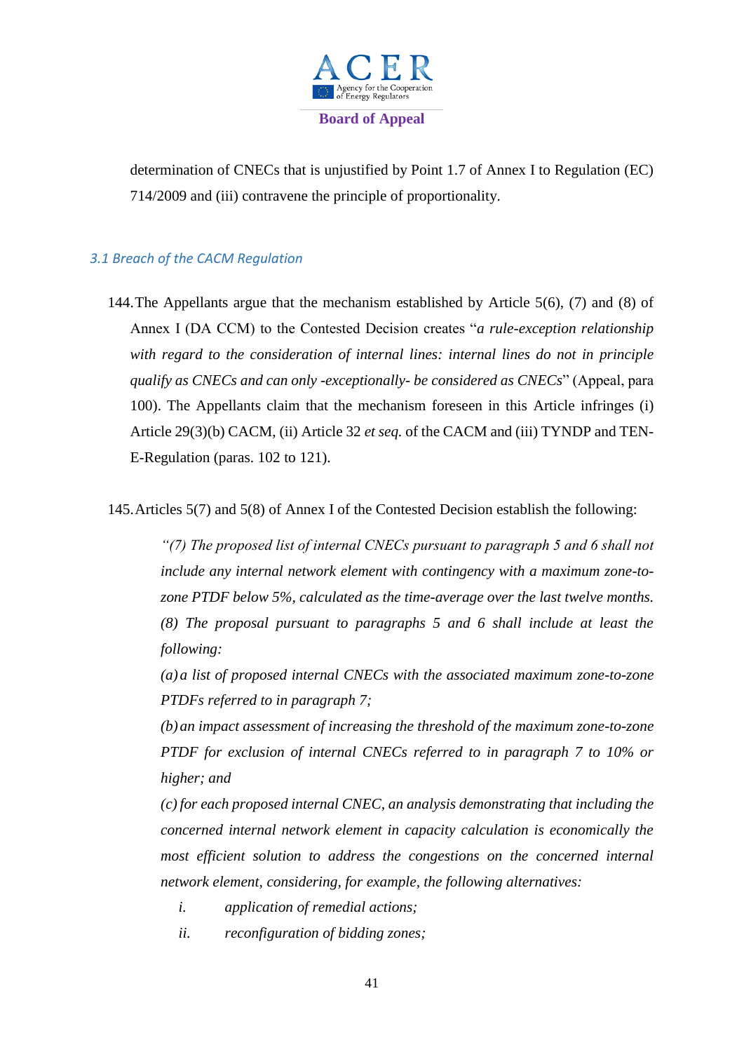determination of CNECs that is unjustified by Point 1.7 of Annex I to Regulation (EC) 714/2009 and (iii) contravene the principle of proportionality.

### *3.1 Breach of the CACM Regulation*

144. The Appellants argue that the mechanism established by Article 5(6), (7) and (8) of Annex I (DA CCM) to the Contested Decision creates "*a rule-exception relationship with regard to the consideration of internal lines: internal lines do not in principle qualify as CNECs and can only -exceptionally- be considered as CNECs*" (Appeal, para 100). The Appellants claim that the mechanism foreseen in this Article infringes (i) Article 29(3)(b) CACM, (ii) Article 32 *et seq.* of the CACM and (iii) TYNDP and TEN-E-Regulation (paras. 102 to 121).

145. Articles 5(7) and 5(8) of Annex I of the Contested Decision establish the following:

> *"(7) The proposed list of internal CNECs pursuant to paragraph 5 and 6 shall not include any internal network element with contingency with a maximum zone-to-zone PTDF below 5%, calculated as the time-average over the last twelve months.*
>
> *(8) The proposal pursuant to paragraphs 5 and 6 shall include at least the following:*
>
> *(a) a list of proposed internal CNECs with the associated maximum zone-to-zone PTDFs referred to in paragraph 7;*
>
> *(b) an impact assessment of increasing the threshold of the maximum zone-to-zone PTDF for exclusion of internal CNECs referred to in paragraph 7 to 10% or higher; and*
>
> *(c) for each proposed internal CNEC, an analysis demonstrating that including the concerned internal network element in capacity calculation is economically the most efficient solution to address the congestions on the concerned internal network element, considering, for example, the following alternatives:*
>
> *i. application of remedial actions;*
>
> *ii. reconfiguration of bidding zones;*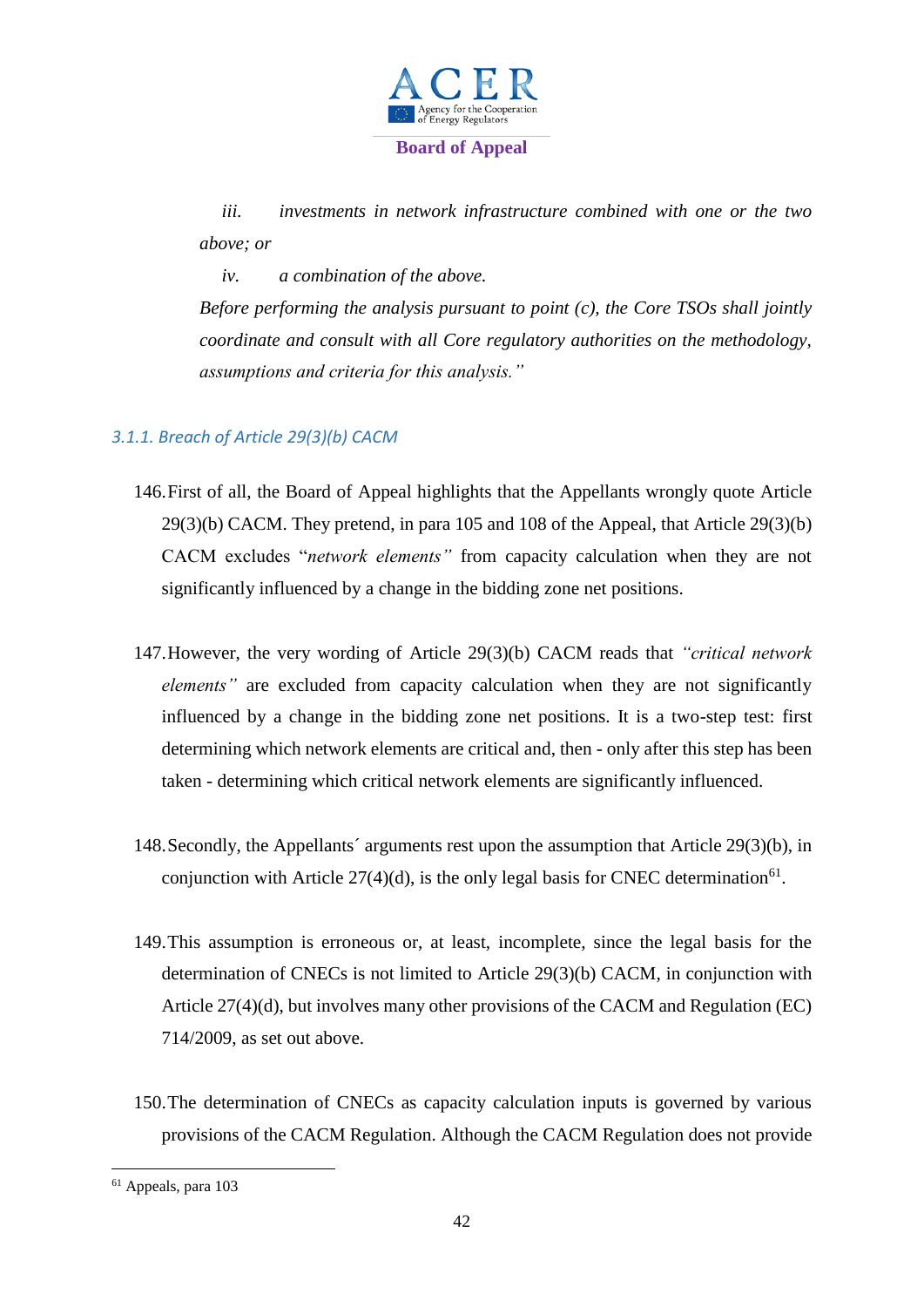*iii. investments in network infrastructure combined with one or the two above; or*

*iv. a combination of the above.*

*Before performing the analysis pursuant to point (c), the Core TSOs shall jointly coordinate and consult with all Core regulatory authorities on the methodology, assumptions and criteria for this analysis."*

### *3.1.1. Breach of Article 29(3)(b) CACM*

146. First of all, the Board of Appeal highlights that the Appellants wrongly quote Article 29(3)(b) CACM. They pretend, in para 105 and 108 of the Appeal, that Article 29(3)(b) CACM excludes "*network elements"* from capacity calculation when they are not significantly influenced by a change in the bidding zone net positions.

147. However, the very wording of Article 29(3)(b) CACM reads that *"critical network elements"* are excluded from capacity calculation when they are not significantly influenced by a change in the bidding zone net positions. It is a two-step test: first determining which network elements are critical and, then - only after this step has been taken - determining which critical network elements are significantly influenced.

148. Secondly, the Appellants´ arguments rest upon the assumption that Article 29(3)(b), in conjunction with Article 27(4)(d), is the only legal basis for CNEC determination[61].

149. This assumption is erroneous or, at least, incomplete, since the legal basis for the determination of CNECs is not limited to Article 29(3)(b) CACM, in conjunction with Article 27(4)(d), but involves many other provisions of the CACM and Regulation (EC) 714/2009, as set out above.

150. The determination of CNECs as capacity calculation inputs is governed by various provisions of the CACM Regulation. Although the CACM Regulation does not provide

---

[61] Appeals, para 103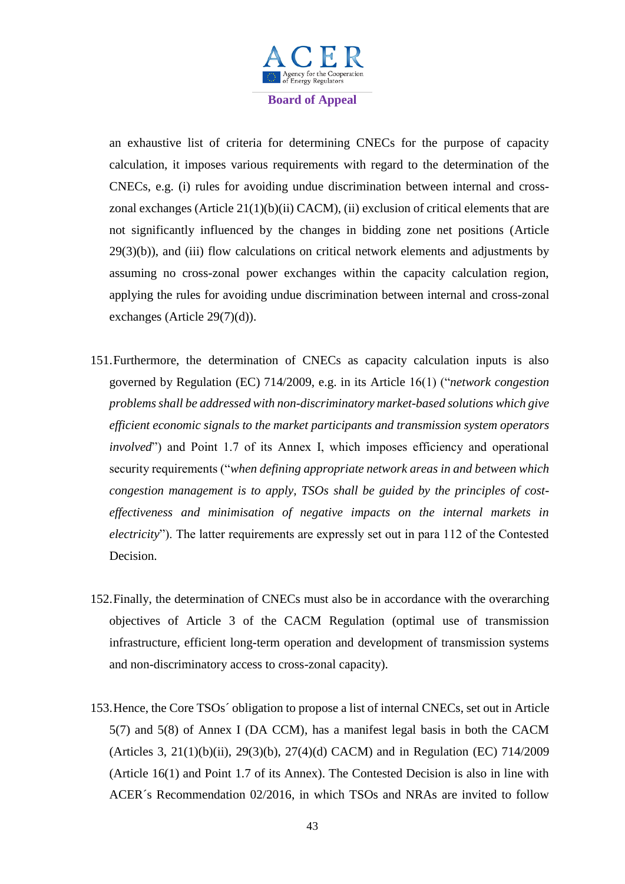an exhaustive list of criteria for determining CNECs for the purpose of capacity calculation, it imposes various requirements with regard to the determination of the CNECs, e.g. (i) rules for avoiding undue discrimination between internal and cross-zonal exchanges (Article 21(1)(b)(ii) CACM), (ii) exclusion of critical elements that are not significantly influenced by the changes in bidding zone net positions (Article 29(3)(b)), and (iii) flow calculations on critical network elements and adjustments by assuming no cross-zonal power exchanges within the capacity calculation region, applying the rules for avoiding undue discrimination between internal and cross-zonal exchanges (Article 29(7)(d)).

151. Furthermore, the determination of CNECs as capacity calculation inputs is also governed by Regulation (EC) 714/2009, e.g. in its Article 16(1) ("*network congestion problems shall be addressed with non-discriminatory market-based solutions which give efficient economic signals to the market participants and transmission system operators involved*") and Point 1.7 of its Annex I, which imposes efficiency and operational security requirements ("*when defining appropriate network areas in and between which congestion management is to apply, TSOs shall be guided by the principles of cost-effectiveness and minimisation of negative impacts on the internal markets in electricity*"). The latter requirements are expressly set out in para 112 of the Contested Decision.

152. Finally, the determination of CNECs must also be in accordance with the overarching objectives of Article 3 of the CACM Regulation (optimal use of transmission infrastructure, efficient long-term operation and development of transmission systems and non-discriminatory access to cross-zonal capacity).

153. Hence, the Core TSOs´ obligation to propose a list of internal CNECs, set out in Article 5(7) and 5(8) of Annex I (DA CCM), has a manifest legal basis in both the CACM (Articles 3, 21(1)(b)(ii), 29(3)(b), 27(4)(d) CACM) and in Regulation (EC) 714/2009 (Article 16(1) and Point 1.7 of its Annex). The Contested Decision is also in line with ACER´s Recommendation 02/2016, in which TSOs and NRAs are invited to follow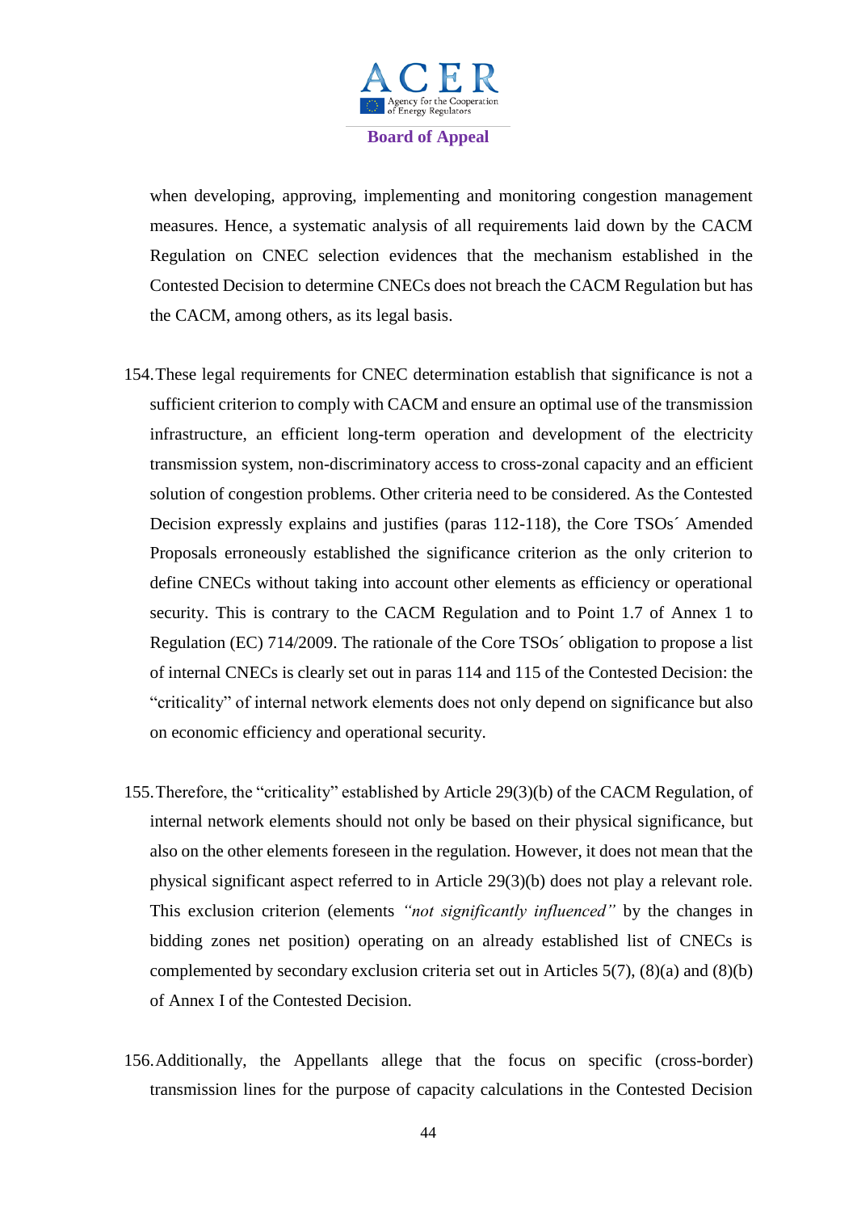when developing, approving, implementing and monitoring congestion management measures. Hence, a systematic analysis of all requirements laid down by the CACM Regulation on CNEC selection evidences that the mechanism established in the Contested Decision to determine CNECs does not breach the CACM Regulation but has the CACM, among others, as its legal basis.

154. These legal requirements for CNEC determination establish that significance is not a sufficient criterion to comply with CACM and ensure an optimal use of the transmission infrastructure, an efficient long-term operation and development of the electricity transmission system, non-discriminatory access to cross-zonal capacity and an efficient solution of congestion problems. Other criteria need to be considered. As the Contested Decision expressly explains and justifies (paras 112-118), the Core TSOs´ Amended Proposals erroneously established the significance criterion as the only criterion to define CNECs without taking into account other elements as efficiency or operational security. This is contrary to the CACM Regulation and to Point 1.7 of Annex 1 to Regulation (EC) 714/2009. The rationale of the Core TSOs´ obligation to propose a list of internal CNECs is clearly set out in paras 114 and 115 of the Contested Decision: the "criticality" of internal network elements does not only depend on significance but also on economic efficiency and operational security.

155. Therefore, the "criticality" established by Article 29(3)(b) of the CACM Regulation, of internal network elements should not only be based on their physical significance, but also on the other elements foreseen in the regulation. However, it does not mean that the physical significant aspect referred to in Article 29(3)(b) does not play a relevant role. This exclusion criterion (elements *"not significantly influenced"* by the changes in bidding zones net position) operating on an already established list of CNECs is complemented by secondary exclusion criteria set out in Articles 5(7), (8)(a) and (8)(b) of Annex I of the Contested Decision.

156. Additionally, the Appellants allege that the focus on specific (cross-border) transmission lines for the purpose of capacity calculations in the Contested Decision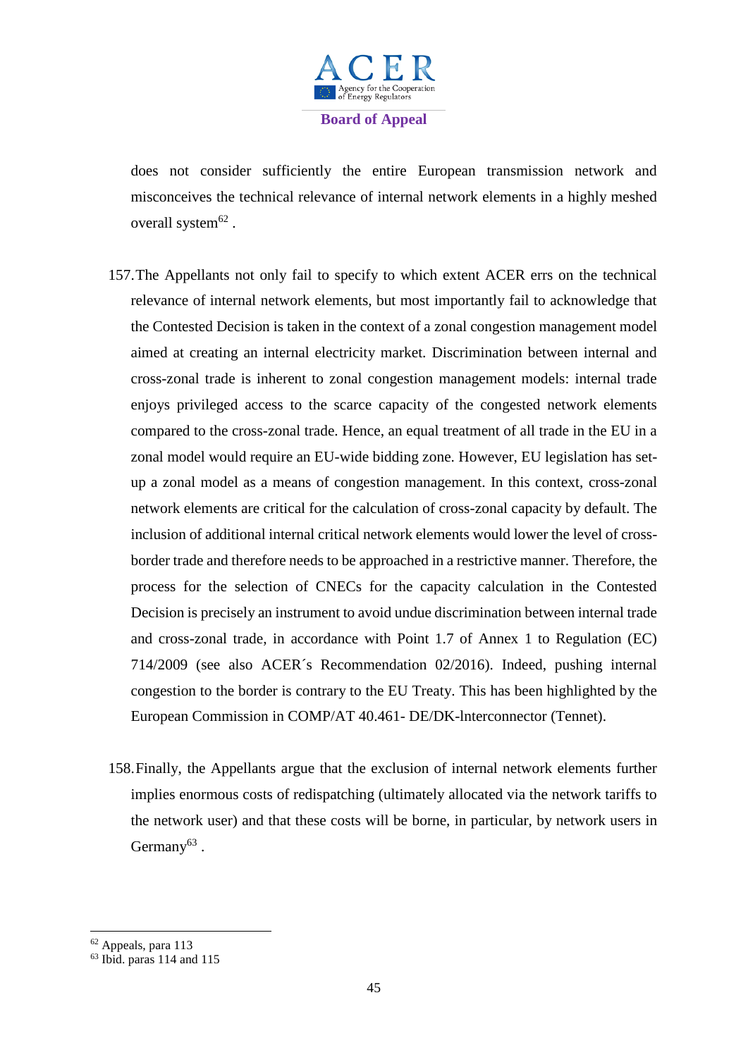does not consider sufficiently the entire European transmission network and misconceives the technical relevance of internal network elements in a highly meshed overall system[62] .

157. The Appellants not only fail to specify to which extent ACER errs on the technical relevance of internal network elements, but most importantly fail to acknowledge that the Contested Decision is taken in the context of a zonal congestion management model aimed at creating an internal electricity market. Discrimination between internal and cross-zonal trade is inherent to zonal congestion management models: internal trade enjoys privileged access to the scarce capacity of the congested network elements compared to the cross-zonal trade. Hence, an equal treatment of all trade in the EU in a zonal model would require an EU-wide bidding zone. However, EU legislation has set-up a zonal model as a means of congestion management. In this context, cross-zonal network elements are critical for the calculation of cross-zonal capacity by default. The inclusion of additional internal critical network elements would lower the level of cross-border trade and therefore needs to be approached in a restrictive manner. Therefore, the process for the selection of CNECs for the capacity calculation in the Contested Decision is precisely an instrument to avoid undue discrimination between internal trade and cross-zonal trade, in accordance with Point 1.7 of Annex 1 to Regulation (EC) 714/2009 (see also ACER´s Recommendation 02/2016). Indeed, pushing internal congestion to the border is contrary to the EU Treaty. This has been highlighted by the European Commission in COMP/AT 40.461- DE/DK-lnterconnector (Tennet).

158. Finally, the Appellants argue that the exclusion of internal network elements further implies enormous costs of redispatching (ultimately allocated via the network tariffs to the network user) and that these costs will be borne, in particular, by network users in Germany[63] .

---

[62] Appeals, para 113

[63] Ibid. paras 114 and 115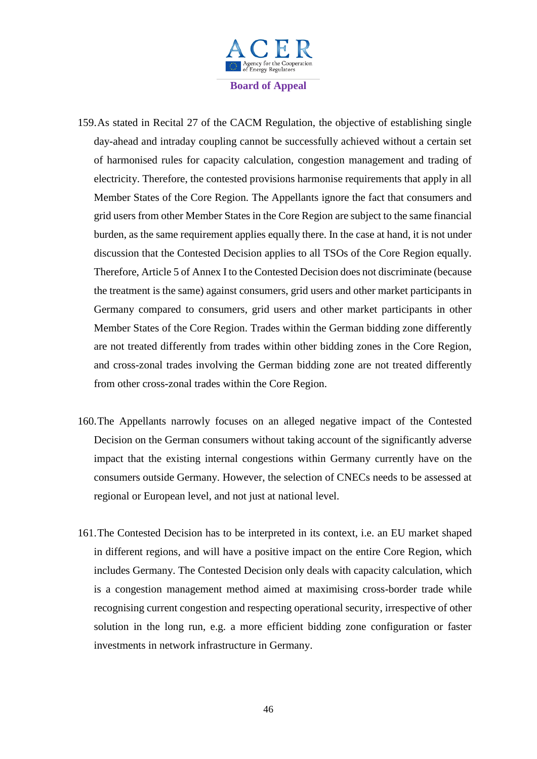159. As stated in Recital 27 of the CACM Regulation, the objective of establishing single day-ahead and intraday coupling cannot be successfully achieved without a certain set of harmonised rules for capacity calculation, congestion management and trading of electricity. Therefore, the contested provisions harmonise requirements that apply in all Member States of the Core Region. The Appellants ignore the fact that consumers and grid users from other Member States in the Core Region are subject to the same financial burden, as the same requirement applies equally there. In the case at hand, it is not under discussion that the Contested Decision applies to all TSOs of the Core Region equally. Therefore, Article 5 of Annex I to the Contested Decision does not discriminate (because the treatment is the same) against consumers, grid users and other market participants in Germany compared to consumers, grid users and other market participants in other Member States of the Core Region. Trades within the German bidding zone differently are not treated differently from trades within other bidding zones in the Core Region, and cross-zonal trades involving the German bidding zone are not treated differently from other cross-zonal trades within the Core Region.

160. The Appellants narrowly focuses on an alleged negative impact of the Contested Decision on the German consumers without taking account of the significantly adverse impact that the existing internal congestions within Germany currently have on the consumers outside Germany. However, the selection of CNECs needs to be assessed at regional or European level, and not just at national level.

161. The Contested Decision has to be interpreted in its context, i.e. an EU market shaped in different regions, and will have a positive impact on the entire Core Region, which includes Germany. The Contested Decision only deals with capacity calculation, which is a congestion management method aimed at maximising cross-border trade while recognising current congestion and respecting operational security, irrespective of other solution in the long run, e.g. a more efficient bidding zone configuration or faster investments in network infrastructure in Germany.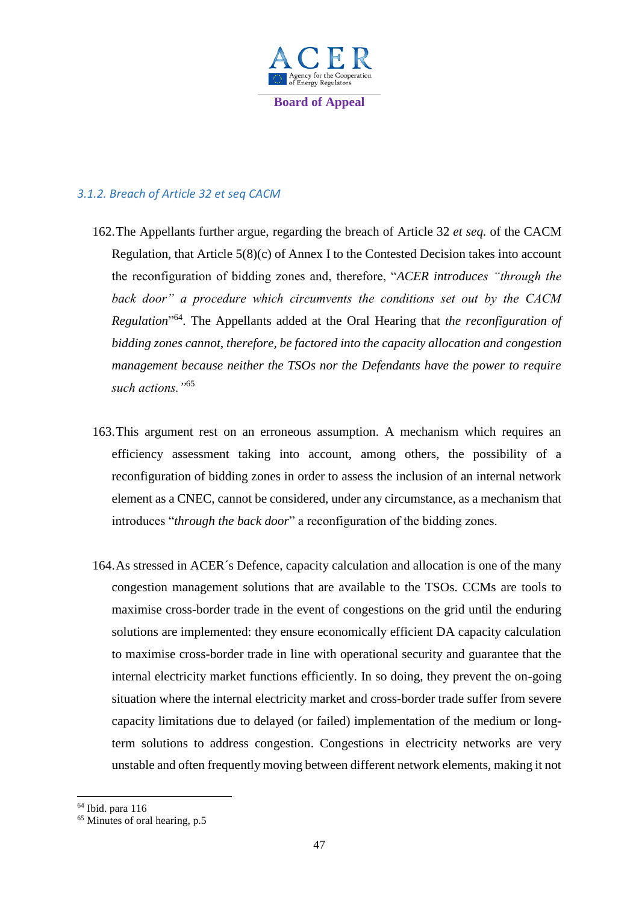### *3.1.2. Breach of Article 32 et seq CACM*

162. The Appellants further argue, regarding the breach of Article 32 *et seq.* of the CACM Regulation, that Article 5(8)(c) of Annex I to the Contested Decision takes into account the reconfiguration of bidding zones and, therefore, "*ACER introduces "through the back door" a procedure which circumvents the conditions set out by the CACM Regulation*"[64]. The Appellants added at the Oral Hearing that *the reconfiguration of bidding zones cannot, therefore, be factored into the capacity allocation and congestion management because neither the TSOs nor the Defendants have the power to require such actions."*[65]

163. This argument rest on an erroneous assumption. A mechanism which requires an efficiency assessment taking into account, among others, the possibility of a reconfiguration of bidding zones in order to assess the inclusion of an internal network element as a CNEC, cannot be considered, under any circumstance, as a mechanism that introduces "*through the back door*" a reconfiguration of the bidding zones.

164. As stressed in ACER´s Defence, capacity calculation and allocation is one of the many congestion management solutions that are available to the TSOs. CCMs are tools to maximise cross-border trade in the event of congestions on the grid until the enduring solutions are implemented: they ensure economically efficient DA capacity calculation to maximise cross-border trade in line with operational security and guarantee that the internal electricity market functions efficiently. In so doing, they prevent the on-going situation where the internal electricity market and cross-border trade suffer from severe capacity limitations due to delayed (or failed) implementation of the medium or long-term solutions to address congestion. Congestions in electricity networks are very unstable and often frequently moving between different network elements, making it not

[64] Ibid. para 116

[65] Minutes of oral hearing, p.5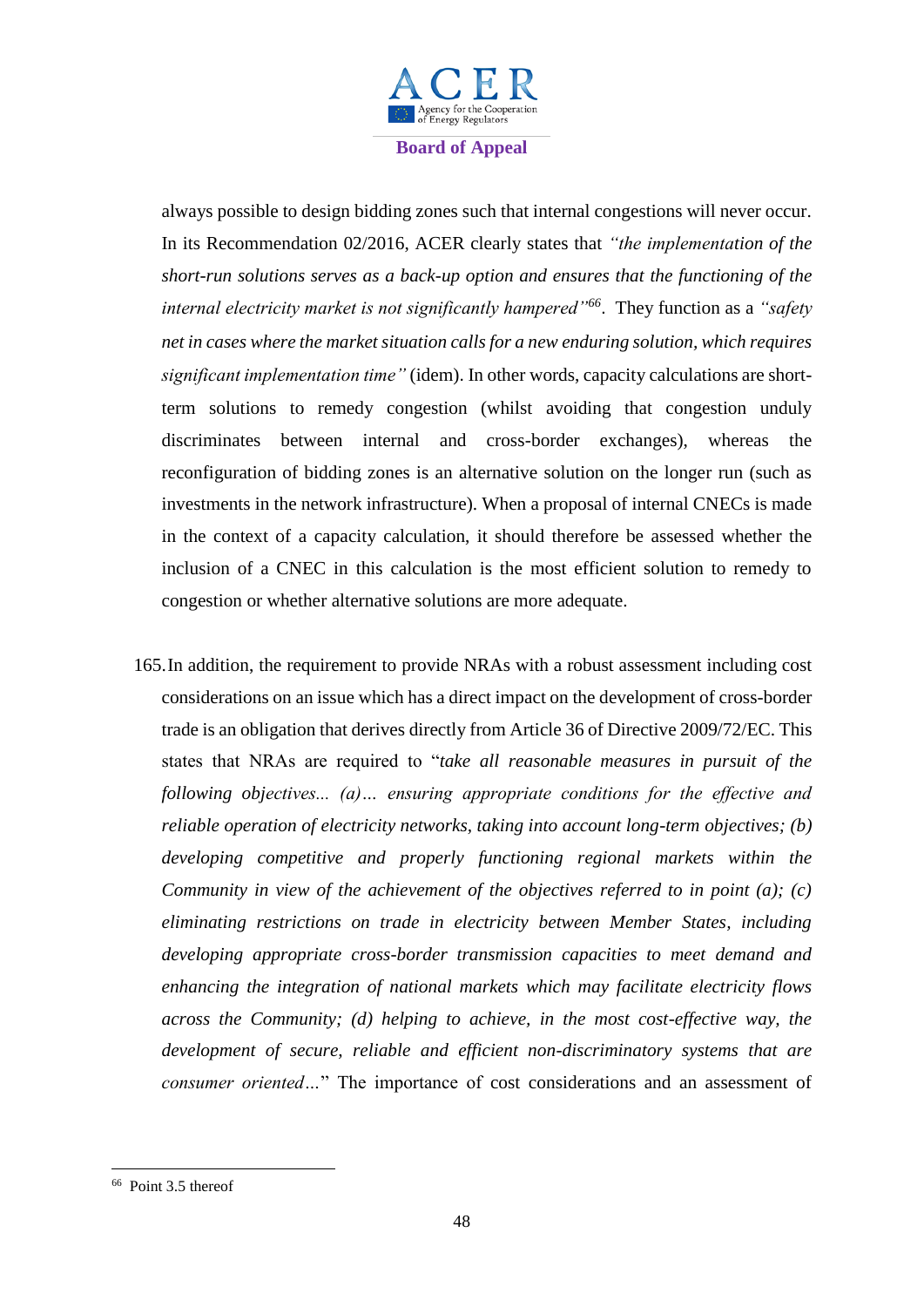always possible to design bidding zones such that internal congestions will never occur. In its Recommendation 02/2016, ACER clearly states that *"the implementation of the short-run solutions serves as a back-up option and ensures that the functioning of the internal electricity market is not significantly hampered"*[66]. They function as a *"safety net in cases where the market situation calls for a new enduring solution, which requires significant implementation time"* (idem). In other words, capacity calculations are short-term solutions to remedy congestion (whilst avoiding that congestion unduly discriminates between internal and cross-border exchanges), whereas the reconfiguration of bidding zones is an alternative solution on the longer run (such as investments in the network infrastructure). When a proposal of internal CNECs is made in the context of a capacity calculation, it should therefore be assessed whether the inclusion of a CNEC in this calculation is the most efficient solution to remedy to congestion or whether alternative solutions are more adequate.

165. In addition, the requirement to provide NRAs with a robust assessment including cost considerations on an issue which has a direct impact on the development of cross-border trade is an obligation that derives directly from Article 36 of Directive 2009/72/EC. This states that NRAs are required to "*take all reasonable measures in pursuit of the following objectives... (a)… ensuring appropriate conditions for the effective and reliable operation of electricity networks, taking into account long-term objectives; (b) developing competitive and properly functioning regional markets within the Community in view of the achievement of the objectives referred to in point (a); (c) eliminating restrictions on trade in electricity between Member States, including developing appropriate cross-border transmission capacities to meet demand and enhancing the integration of national markets which may facilitate electricity flows across the Community; (d) helping to achieve, in the most cost-effective way, the development of secure, reliable and efficient non-discriminatory systems that are consumer oriented…*" The importance of cost considerations and an assessment of

[66] Point 3.5 thereof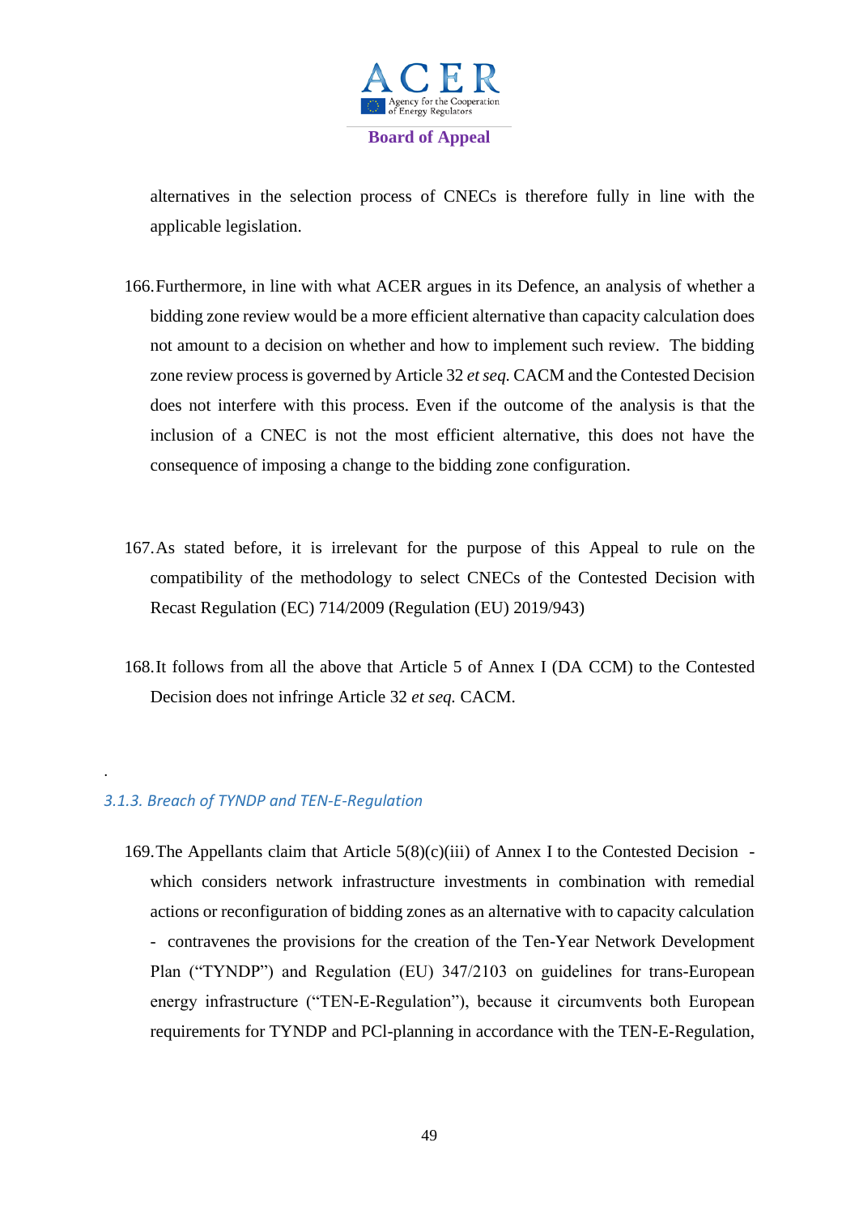alternatives in the selection process of CNECs is therefore fully in line with the applicable legislation.

166. Furthermore, in line with what ACER argues in its Defence, an analysis of whether a bidding zone review would be a more efficient alternative than capacity calculation does not amount to a decision on whether and how to implement such review. The bidding zone review process is governed by Article 32 *et seq.* CACM and the Contested Decision does not interfere with this process. Even if the outcome of the analysis is that the inclusion of a CNEC is not the most efficient alternative, this does not have the consequence of imposing a change to the bidding zone configuration.

167. As stated before, it is irrelevant for the purpose of this Appeal to rule on the compatibility of the methodology to select CNECs of the Contested Decision with Recast Regulation (EC) 714/2009 (Regulation (EU) 2019/943)

168. It follows from all the above that Article 5 of Annex I (DA CCM) to the Contested Decision does not infringe Article 32 *et seq.* CACM.

.

### *3.1.3. Breach of TYNDP and TEN-E-Regulation*

169. The Appellants claim that Article 5(8)(c)(iii) of Annex I to the Contested Decision - which considers network infrastructure investments in combination with remedial actions or reconfiguration of bidding zones as an alternative with to capacity calculation - contravenes the provisions for the creation of the Ten-Year Network Development Plan ("TYNDP") and Regulation (EU) 347/2103 on guidelines for trans-European energy infrastructure ("TEN-E-Regulation"), because it circumvents both European requirements for TYNDP and PCl-planning in accordance with the TEN-E-Regulation,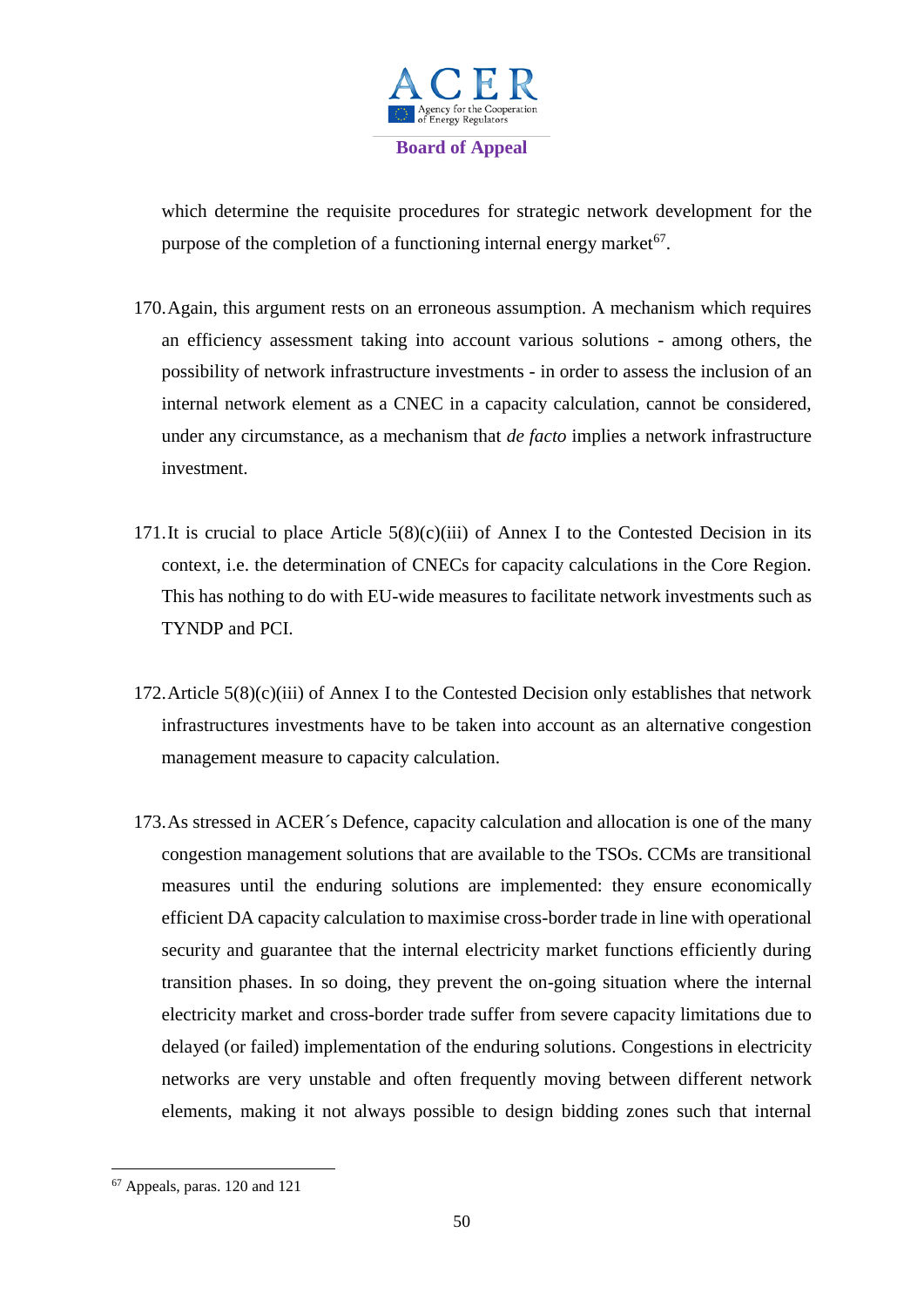which determine the requisite procedures for strategic network development for the purpose of the completion of a functioning internal energy market[67].

170. Again, this argument rests on an erroneous assumption. A mechanism which requires an efficiency assessment taking into account various solutions - among others, the possibility of network infrastructure investments - in order to assess the inclusion of an internal network element as a CNEC in a capacity calculation, cannot be considered, under any circumstance, as a mechanism that *de facto* implies a network infrastructure investment.

171. It is crucial to place Article 5(8)(c)(iii) of Annex I to the Contested Decision in its context, i.e. the determination of CNECs for capacity calculations in the Core Region. This has nothing to do with EU-wide measures to facilitate network investments such as TYNDP and PCI.

172. Article 5(8)(c)(iii) of Annex I to the Contested Decision only establishes that network infrastructures investments have to be taken into account as an alternative congestion management measure to capacity calculation.

173. As stressed in ACER´s Defence, capacity calculation and allocation is one of the many congestion management solutions that are available to the TSOs. CCMs are transitional measures until the enduring solutions are implemented: they ensure economically efficient DA capacity calculation to maximise cross-border trade in line with operational security and guarantee that the internal electricity market functions efficiently during transition phases. In so doing, they prevent the on-going situation where the internal electricity market and cross-border trade suffer from severe capacity limitations due to delayed (or failed) implementation of the enduring solutions. Congestions in electricity networks are very unstable and often frequently moving between different network elements, making it not always possible to design bidding zones such that internal

[67] Appeals, paras. 120 and 121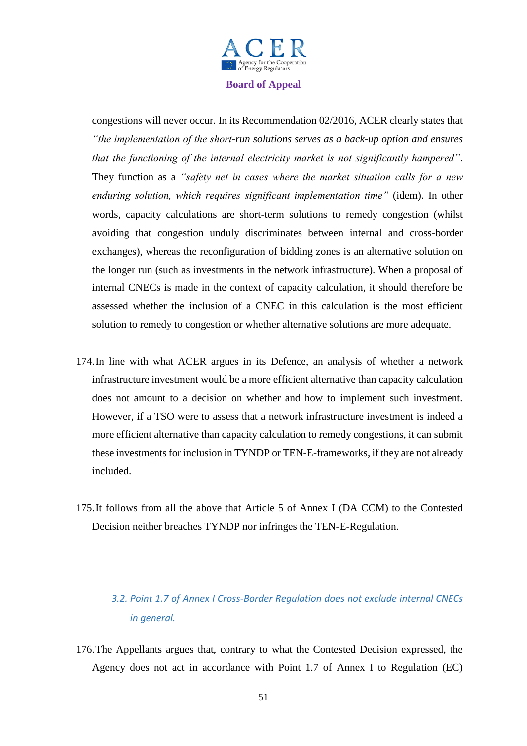congestions will never occur. In its Recommendation 02/2016, ACER clearly states that *"the implementation of the short-run solutions serves as a back-up option and ensures that the functioning of the internal electricity market is not significantly hampered"*. They function as a *"safety net in cases where the market situation calls for a new enduring solution, which requires significant implementation time"* (idem). In other words, capacity calculations are short-term solutions to remedy congestion (whilst avoiding that congestion unduly discriminates between internal and cross-border exchanges), whereas the reconfiguration of bidding zones is an alternative solution on the longer run (such as investments in the network infrastructure). When a proposal of internal CNECs is made in the context of capacity calculation, it should therefore be assessed whether the inclusion of a CNEC in this calculation is the most efficient solution to remedy to congestion or whether alternative solutions are more adequate.

174. In line with what ACER argues in its Defence, an analysis of whether a network infrastructure investment would be a more efficient alternative than capacity calculation does not amount to a decision on whether and how to implement such investment. However, if a TSO were to assess that a network infrastructure investment is indeed a more efficient alternative than capacity calculation to remedy congestions, it can submit these investments for inclusion in TYNDP or TEN-E-frameworks, if they are not already included.

175. It follows from all the above that Article 5 of Annex I (DA CCM) to the Contested Decision neither breaches TYNDP nor infringes the TEN-E-Regulation.

### *3.2. Point 1.7 of Annex I Cross-Border Regulation does not exclude internal CNECs in general.*

176. The Appellants argues that, contrary to what the Contested Decision expressed, the Agency does not act in accordance with Point 1.7 of Annex I to Regulation (EC)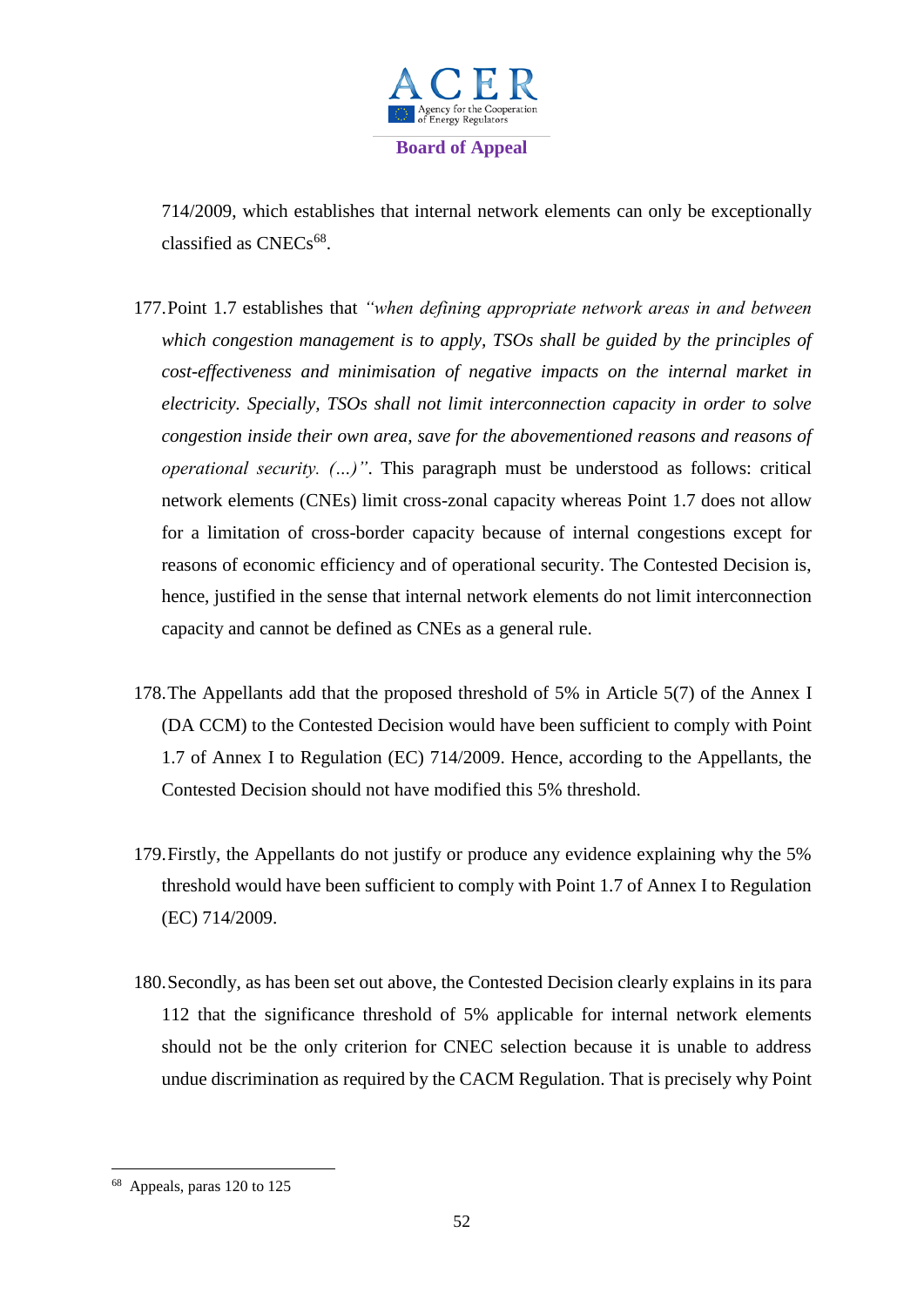714/2009, which establishes that internal network elements can only be exceptionally classified as CNECs[68].

177. Point 1.7 establishes that *"when defining appropriate network areas in and between which congestion management is to apply, TSOs shall be guided by the principles of cost-effectiveness and minimisation of negative impacts on the internal market in electricity. Specially, TSOs shall not limit interconnection capacity in order to solve congestion inside their own area, save for the abovementioned reasons and reasons of operational security. (...)"*. This paragraph must be understood as follows: critical network elements (CNEs) limit cross-zonal capacity whereas Point 1.7 does not allow for a limitation of cross-border capacity because of internal congestions except for reasons of economic efficiency and of operational security. The Contested Decision is, hence, justified in the sense that internal network elements do not limit interconnection capacity and cannot be defined as CNEs as a general rule.

178. The Appellants add that the proposed threshold of 5% in Article 5(7) of the Annex I (DA CCM) to the Contested Decision would have been sufficient to comply with Point 1.7 of Annex I to Regulation (EC) 714/2009. Hence, according to the Appellants, the Contested Decision should not have modified this 5% threshold.

179. Firstly, the Appellants do not justify or produce any evidence explaining why the 5% threshold would have been sufficient to comply with Point 1.7 of Annex I to Regulation (EC) 714/2009.

180. Secondly, as has been set out above, the Contested Decision clearly explains in its para 112 that the significance threshold of 5% applicable for internal network elements should not be the only criterion for CNEC selection because it is unable to address undue discrimination as required by the CACM Regulation. That is precisely why Point

---

[68] Appeals, paras 120 to 125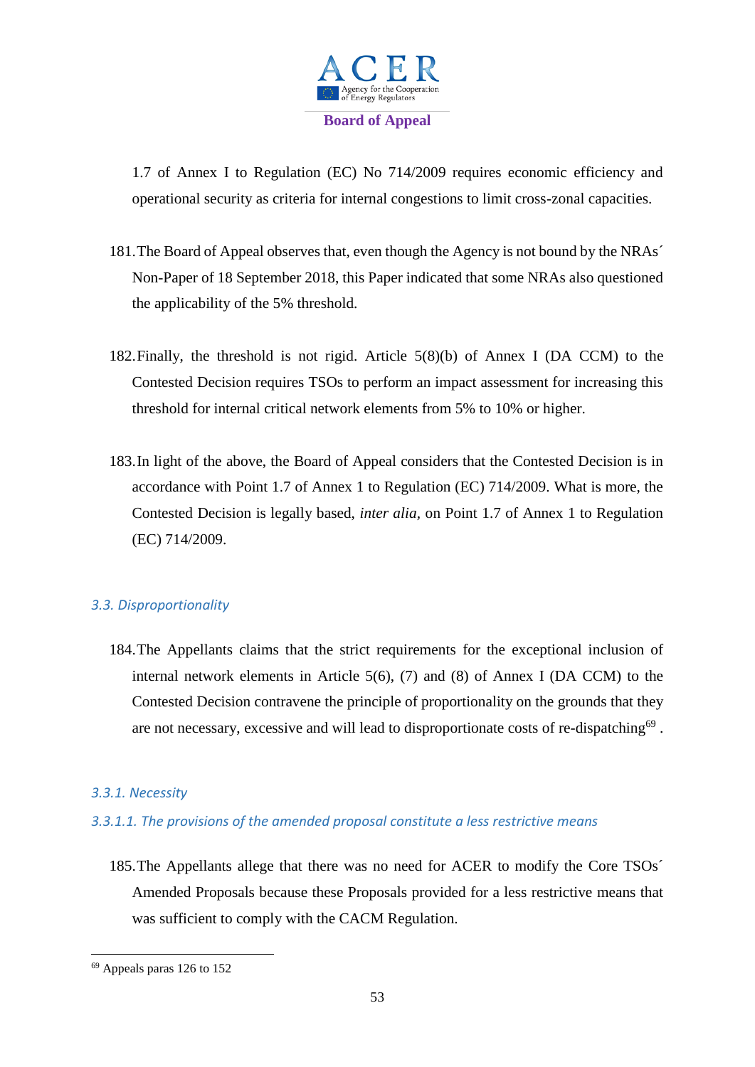1.7 of Annex I to Regulation (EC) No 714/2009 requires economic efficiency and operational security as criteria for internal congestions to limit cross-zonal capacities.

181. The Board of Appeal observes that, even though the Agency is not bound by the NRAs´ Non-Paper of 18 September 2018, this Paper indicated that some NRAs also questioned the applicability of the 5% threshold.

182. Finally, the threshold is not rigid. Article 5(8)(b) of Annex I (DA CCM) to the Contested Decision requires TSOs to perform an impact assessment for increasing this threshold for internal critical network elements from 5% to 10% or higher.

183. In light of the above, the Board of Appeal considers that the Contested Decision is in accordance with Point 1.7 of Annex 1 to Regulation (EC) 714/2009. What is more, the Contested Decision is legally based, *inter alia*, on Point 1.7 of Annex 1 to Regulation (EC) 714/2009.

### *3.3. Disproportionality*

184. The Appellants claims that the strict requirements for the exceptional inclusion of internal network elements in Article 5(6), (7) and (8) of Annex I (DA CCM) to the Contested Decision contravene the principle of proportionality on the grounds that they are not necessary, excessive and will lead to disproportionate costs of re-dispatching[69] .

#### *3.3.1. Necessity*

##### *3.3.1.1. The provisions of the amended proposal constitute a less restrictive means*

185. The Appellants allege that there was no need for ACER to modify the Core TSOs´ Amended Proposals because these Proposals provided for a less restrictive means that was sufficient to comply with the CACM Regulation.

---

[69] Appeals paras 126 to 152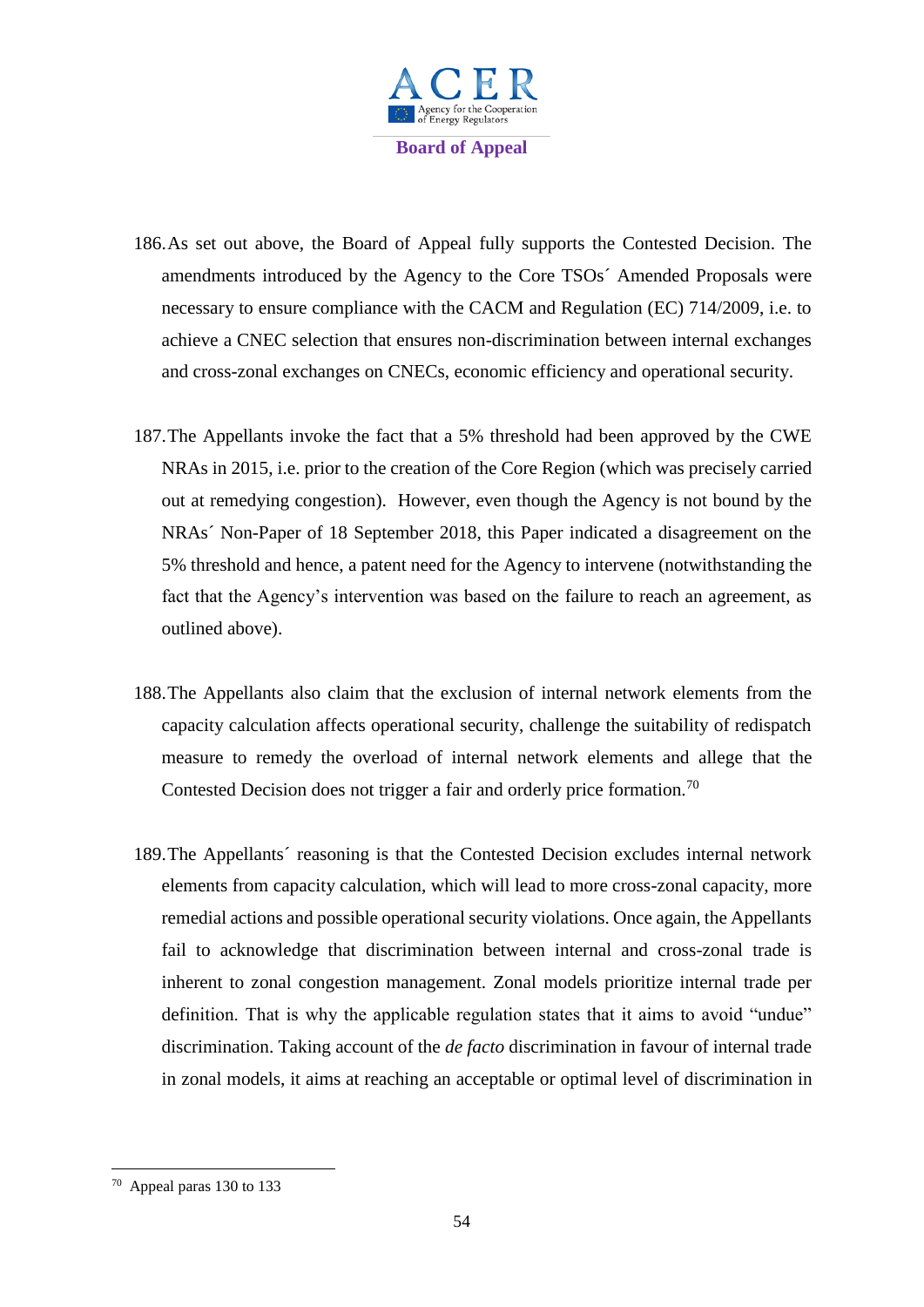186. As set out above, the Board of Appeal fully supports the Contested Decision. The amendments introduced by the Agency to the Core TSOs´ Amended Proposals were necessary to ensure compliance with the CACM and Regulation (EC) 714/2009, i.e. to achieve a CNEC selection that ensures non-discrimination between internal exchanges and cross-zonal exchanges on CNECs, economic efficiency and operational security.

187. The Appellants invoke the fact that a 5% threshold had been approved by the CWE NRAs in 2015, i.e. prior to the creation of the Core Region (which was precisely carried out at remedying congestion). However, even though the Agency is not bound by the NRAs´ Non-Paper of 18 September 2018, this Paper indicated a disagreement on the 5% threshold and hence, a patent need for the Agency to intervene (notwithstanding the fact that the Agency's intervention was based on the failure to reach an agreement, as outlined above).

188. The Appellants also claim that the exclusion of internal network elements from the capacity calculation affects operational security, challenge the suitability of redispatch measure to remedy the overload of internal network elements and allege that the Contested Decision does not trigger a fair and orderly price formation.[70]

189. The Appellants´ reasoning is that the Contested Decision excludes internal network elements from capacity calculation, which will lead to more cross-zonal capacity, more remedial actions and possible operational security violations. Once again, the Appellants fail to acknowledge that discrimination between internal and cross-zonal trade is inherent to zonal congestion management. Zonal models prioritize internal trade per definition. That is why the applicable regulation states that it aims to avoid "undue" discrimination. Taking account of the *de facto* discrimination in favour of internal trade in zonal models, it aims at reaching an acceptable or optimal level of discrimination in

---

[70] Appeal paras 130 to 133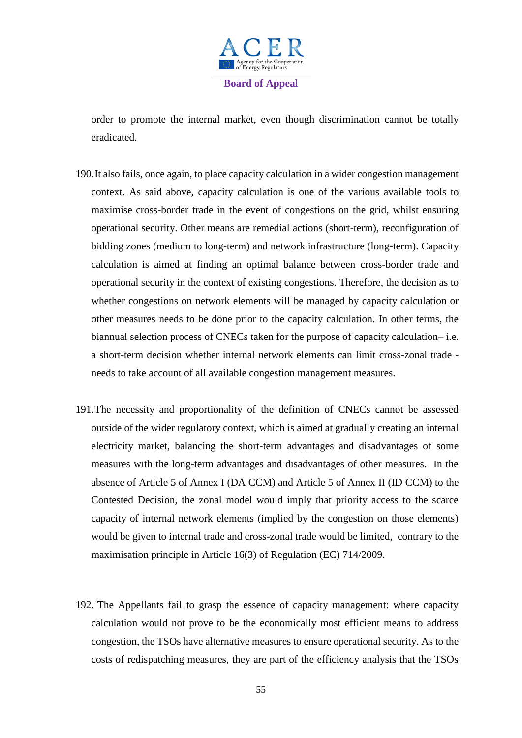order to promote the internal market, even though discrimination cannot be totally eradicated.

190. It also fails, once again, to place capacity calculation in a wider congestion management context. As said above, capacity calculation is one of the various available tools to maximise cross-border trade in the event of congestions on the grid, whilst ensuring operational security. Other means are remedial actions (short-term), reconfiguration of bidding zones (medium to long-term) and network infrastructure (long-term). Capacity calculation is aimed at finding an optimal balance between cross-border trade and operational security in the context of existing congestions. Therefore, the decision as to whether congestions on network elements will be managed by capacity calculation or other measures needs to be done prior to the capacity calculation. In other terms, the biannual selection process of CNECs taken for the purpose of capacity calculation– i.e. a short-term decision whether internal network elements can limit cross-zonal trade - needs to take account of all available congestion management measures.

191. The necessity and proportionality of the definition of CNECs cannot be assessed outside of the wider regulatory context, which is aimed at gradually creating an internal electricity market, balancing the short-term advantages and disadvantages of some measures with the long-term advantages and disadvantages of other measures. In the absence of Article 5 of Annex I (DA CCM) and Article 5 of Annex II (ID CCM) to the Contested Decision, the zonal model would imply that priority access to the scarce capacity of internal network elements (implied by the congestion on those elements) would be given to internal trade and cross-zonal trade would be limited, contrary to the maximisation principle in Article 16(3) of Regulation (EC) 714/2009.

192. The Appellants fail to grasp the essence of capacity management: where capacity calculation would not prove to be the economically most efficient means to address congestion, the TSOs have alternative measures to ensure operational security. As to the costs of redispatching measures, they are part of the efficiency analysis that the TSOs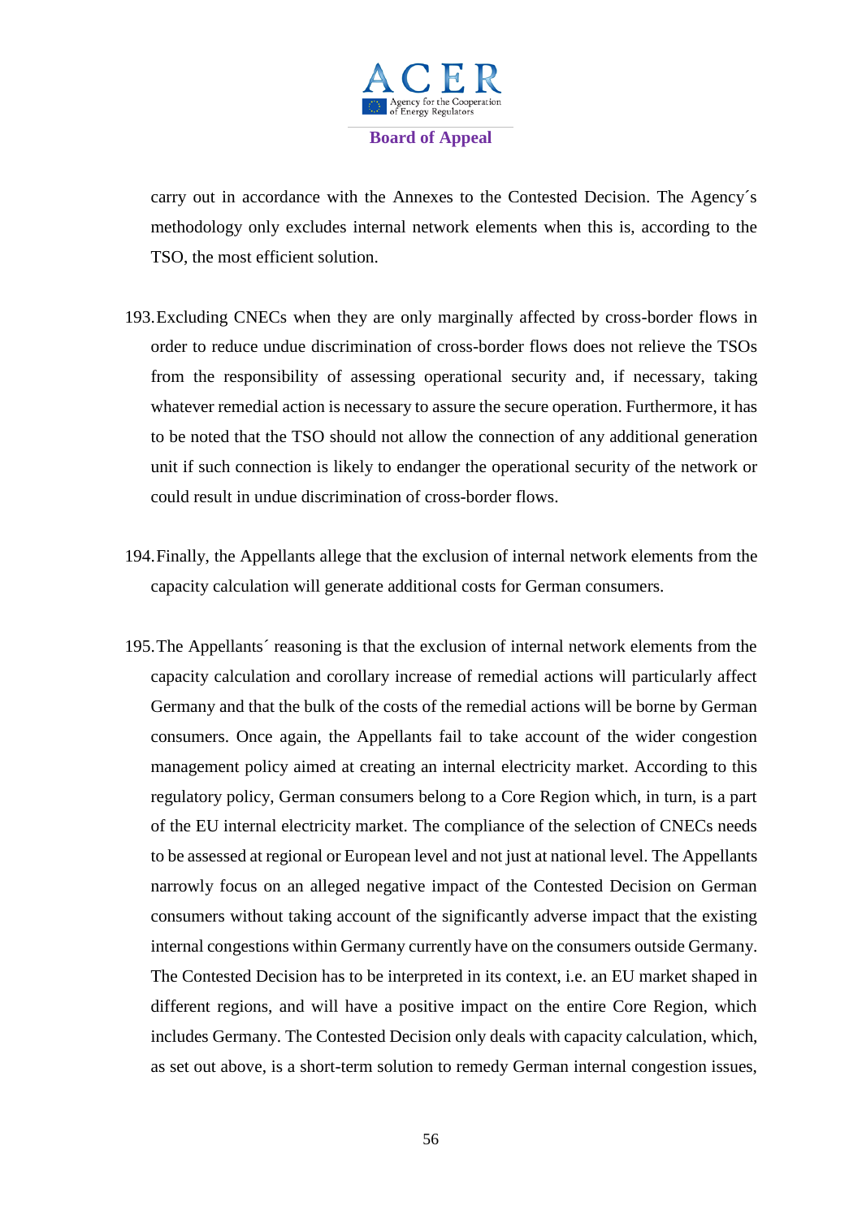carry out in accordance with the Annexes to the Contested Decision. The Agency´s methodology only excludes internal network elements when this is, according to the TSO, the most efficient solution.

193. Excluding CNECs when they are only marginally affected by cross-border flows in order to reduce undue discrimination of cross-border flows does not relieve the TSOs from the responsibility of assessing operational security and, if necessary, taking whatever remedial action is necessary to assure the secure operation. Furthermore, it has to be noted that the TSO should not allow the connection of any additional generation unit if such connection is likely to endanger the operational security of the network or could result in undue discrimination of cross-border flows.

194. Finally, the Appellants allege that the exclusion of internal network elements from the capacity calculation will generate additional costs for German consumers.

195. The Appellants´ reasoning is that the exclusion of internal network elements from the capacity calculation and corollary increase of remedial actions will particularly affect Germany and that the bulk of the costs of the remedial actions will be borne by German consumers. Once again, the Appellants fail to take account of the wider congestion management policy aimed at creating an internal electricity market. According to this regulatory policy, German consumers belong to a Core Region which, in turn, is a part of the EU internal electricity market. The compliance of the selection of CNECs needs to be assessed at regional or European level and not just at national level. The Appellants narrowly focus on an alleged negative impact of the Contested Decision on German consumers without taking account of the significantly adverse impact that the existing internal congestions within Germany currently have on the consumers outside Germany. The Contested Decision has to be interpreted in its context, i.e. an EU market shaped in different regions, and will have a positive impact on the entire Core Region, which includes Germany. The Contested Decision only deals with capacity calculation, which, as set out above, is a short-term solution to remedy German internal congestion issues,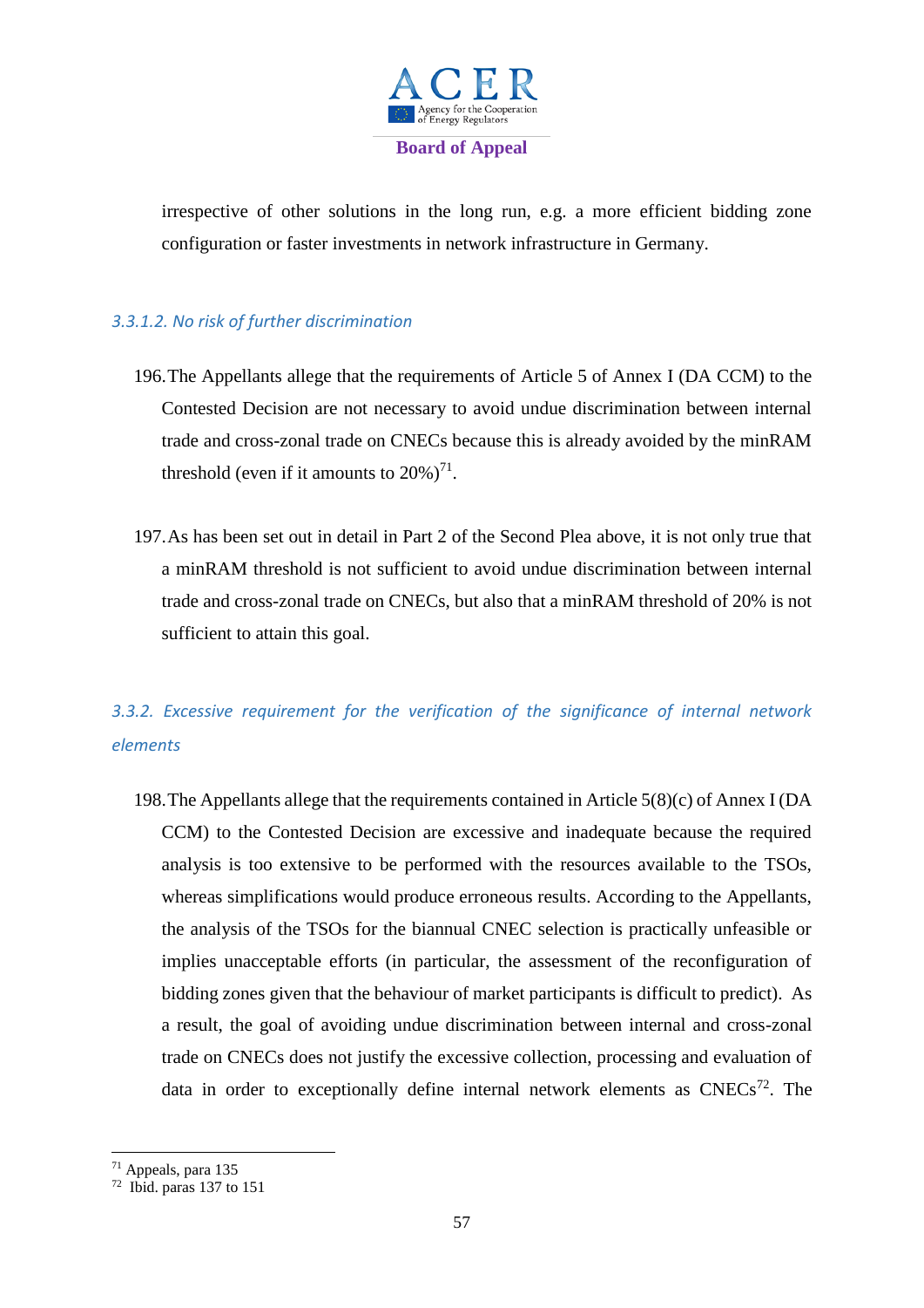irrespective of other solutions in the long run, e.g. a more efficient bidding zone configuration or faster investments in network infrastructure in Germany.

#### *3.3.1.2. No risk of further discrimination*

196. The Appellants allege that the requirements of Article 5 of Annex I (DA CCM) to the Contested Decision are not necessary to avoid undue discrimination between internal trade and cross-zonal trade on CNECs because this is already avoided by the minRAM threshold (even if it amounts to 20%)[71].

197. As has been set out in detail in Part 2 of the Second Plea above, it is not only true that a minRAM threshold is not sufficient to avoid undue discrimination between internal trade and cross-zonal trade on CNECs, but also that a minRAM threshold of 20% is not sufficient to attain this goal.

### *3.3.2. Excessive requirement for the verification of the significance of internal network elements*

198. The Appellants allege that the requirements contained in Article 5(8)(c) of Annex I (DA CCM) to the Contested Decision are excessive and inadequate because the required analysis is too extensive to be performed with the resources available to the TSOs, whereas simplifications would produce erroneous results. According to the Appellants, the analysis of the TSOs for the biannual CNEC selection is practically unfeasible or implies unacceptable efforts (in particular, the assessment of the reconfiguration of bidding zones given that the behaviour of market participants is difficult to predict). As a result, the goal of avoiding undue discrimination between internal and cross-zonal trade on CNECs does not justify the excessive collection, processing and evaluation of data in order to exceptionally define internal network elements as CNECs[72]. The

---

[71] Appeals, para 135

[72] Ibid. paras 137 to 151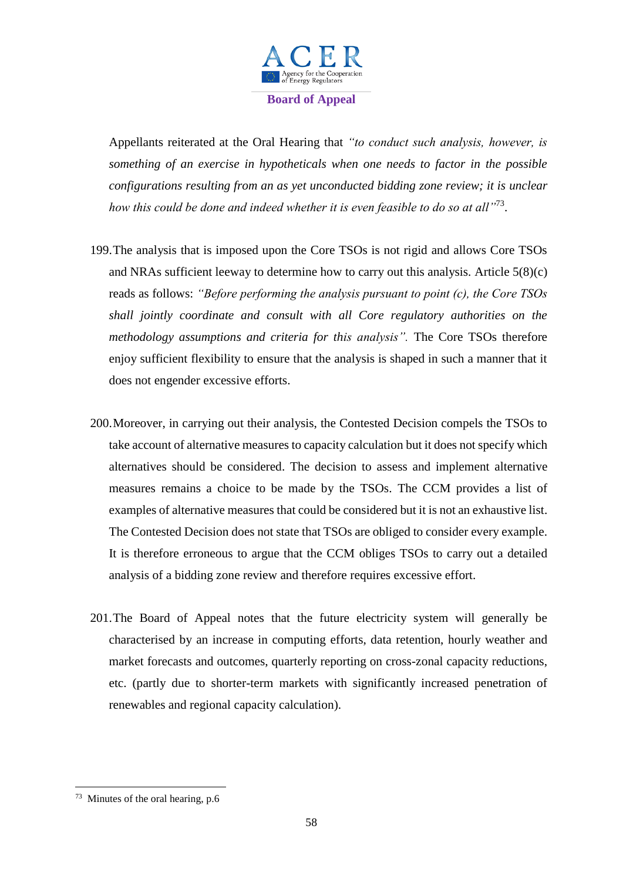Appellants reiterated at the Oral Hearing that *"to conduct such analysis, however, is something of an exercise in hypotheticals when one needs to factor in the possible configurations resulting from an as yet unconducted bidding zone review; it is unclear how this could be done and indeed whether it is even feasible to do so at all"*[73].

199. The analysis that is imposed upon the Core TSOs is not rigid and allows Core TSOs and NRAs sufficient leeway to determine how to carry out this analysis. Article 5(8)(c) reads as follows: *"Before performing the analysis pursuant to point (c), the Core TSOs shall jointly coordinate and consult with all Core regulatory authorities on the methodology assumptions and criteria for this analysis".* The Core TSOs therefore enjoy sufficient flexibility to ensure that the analysis is shaped in such a manner that it does not engender excessive efforts.

200. Moreover, in carrying out their analysis, the Contested Decision compels the TSOs to take account of alternative measures to capacity calculation but it does not specify which alternatives should be considered. The decision to assess and implement alternative measures remains a choice to be made by the TSOs. The CCM provides a list of examples of alternative measures that could be considered but it is not an exhaustive list. The Contested Decision does not state that TSOs are obliged to consider every example. It is therefore erroneous to argue that the CCM obliges TSOs to carry out a detailed analysis of a bidding zone review and therefore requires excessive effort.

201. The Board of Appeal notes that the future electricity system will generally be characterised by an increase in computing efforts, data retention, hourly weather and market forecasts and outcomes, quarterly reporting on cross-zonal capacity reductions, etc. (partly due to shorter-term markets with significantly increased penetration of renewables and regional capacity calculation).

---

[73] Minutes of the oral hearing, p.6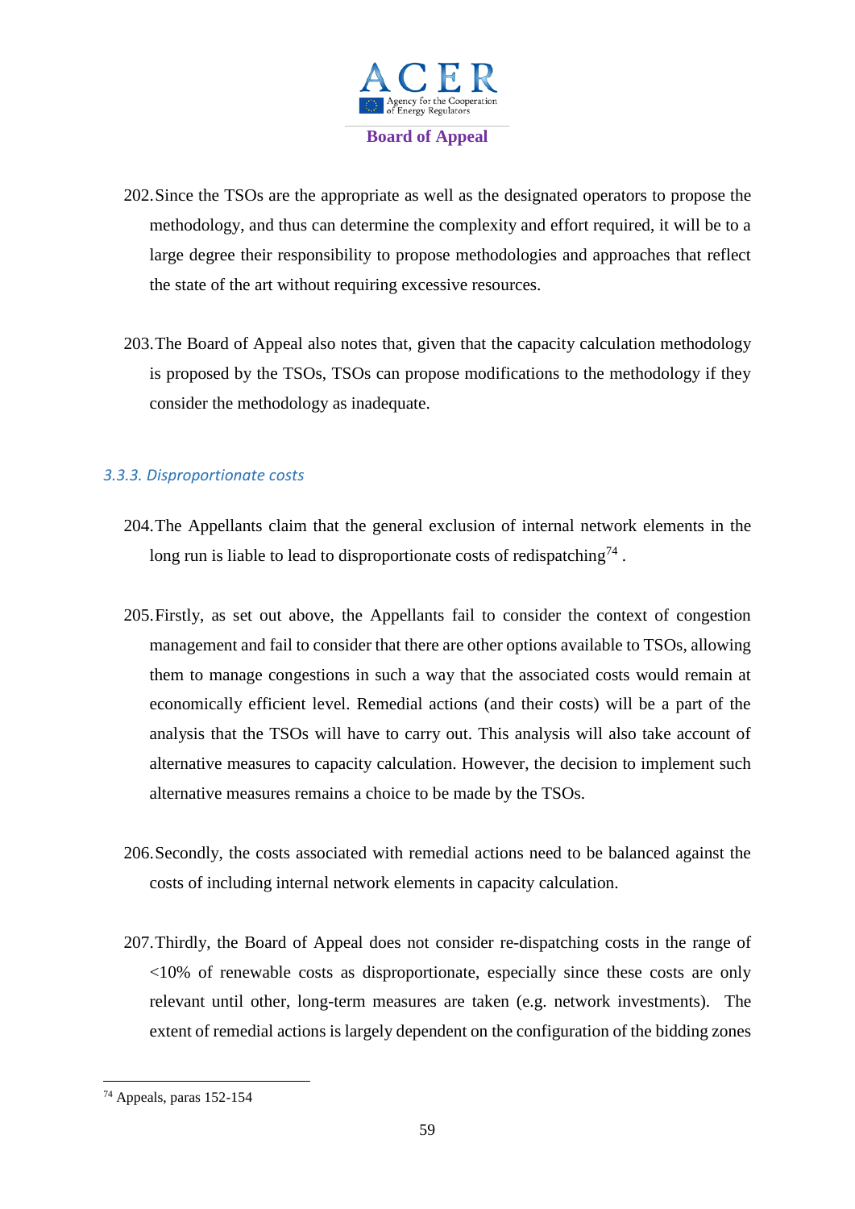202. Since the TSOs are the appropriate as well as the designated operators to propose the methodology, and thus can determine the complexity and effort required, it will be to a large degree their responsibility to propose methodologies and approaches that reflect the state of the art without requiring excessive resources.

203. The Board of Appeal also notes that, given that the capacity calculation methodology is proposed by the TSOs, TSOs can propose modifications to the methodology if they consider the methodology as inadequate.

### *3.3.3. Disproportionate costs*

204. The Appellants claim that the general exclusion of internal network elements in the long run is liable to lead to disproportionate costs of redispatching[74] .

205. Firstly, as set out above, the Appellants fail to consider the context of congestion management and fail to consider that there are other options available to TSOs, allowing them to manage congestions in such a way that the associated costs would remain at economically efficient level. Remedial actions (and their costs) will be a part of the analysis that the TSOs will have to carry out. This analysis will also take account of alternative measures to capacity calculation. However, the decision to implement such alternative measures remains a choice to be made by the TSOs.

206. Secondly, the costs associated with remedial actions need to be balanced against the costs of including internal network elements in capacity calculation.

207. Thirdly, the Board of Appeal does not consider re-dispatching costs in the range of <10% of renewable costs as disproportionate, especially since these costs are only relevant until other, long-term measures are taken (e.g. network investments). The extent of remedial actions is largely dependent on the configuration of the bidding zones

---

[74] Appeals, paras 152-154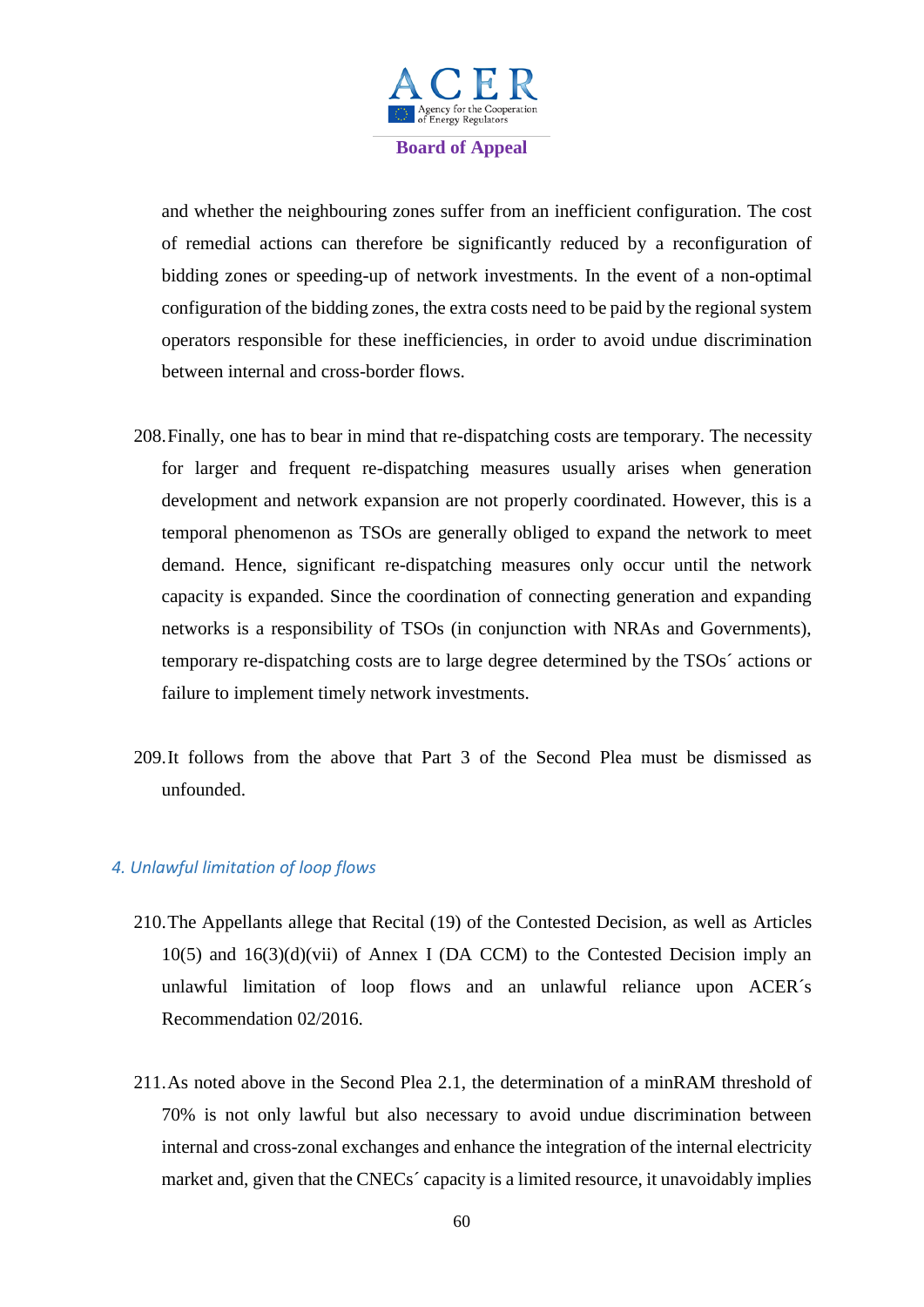and whether the neighbouring zones suffer from an inefficient configuration. The cost of remedial actions can therefore be significantly reduced by a reconfiguration of bidding zones or speeding-up of network investments. In the event of a non-optimal configuration of the bidding zones, the extra costs need to be paid by the regional system operators responsible for these inefficiencies, in order to avoid undue discrimination between internal and cross-border flows.

208. Finally, one has to bear in mind that re-dispatching costs are temporary. The necessity for larger and frequent re-dispatching measures usually arises when generation development and network expansion are not properly coordinated. However, this is a temporal phenomenon as TSOs are generally obliged to expand the network to meet demand. Hence, significant re-dispatching measures only occur until the network capacity is expanded. Since the coordination of connecting generation and expanding networks is a responsibility of TSOs (in conjunction with NRAs and Governments), temporary re-dispatching costs are to large degree determined by the TSOs´ actions or failure to implement timely network investments.

209. It follows from the above that Part 3 of the Second Plea must be dismissed as unfounded.

### *4. Unlawful limitation of loop flows*

210. The Appellants allege that Recital (19) of the Contested Decision, as well as Articles 10(5) and 16(3)(d)(vii) of Annex I (DA CCM) to the Contested Decision imply an unlawful limitation of loop flows and an unlawful reliance upon ACER´s Recommendation 02/2016.

211. As noted above in the Second Plea 2.1, the determination of a minRAM threshold of 70% is not only lawful but also necessary to avoid undue discrimination between internal and cross-zonal exchanges and enhance the integration of the internal electricity market and, given that the CNECs´ capacity is a limited resource, it unavoidably implies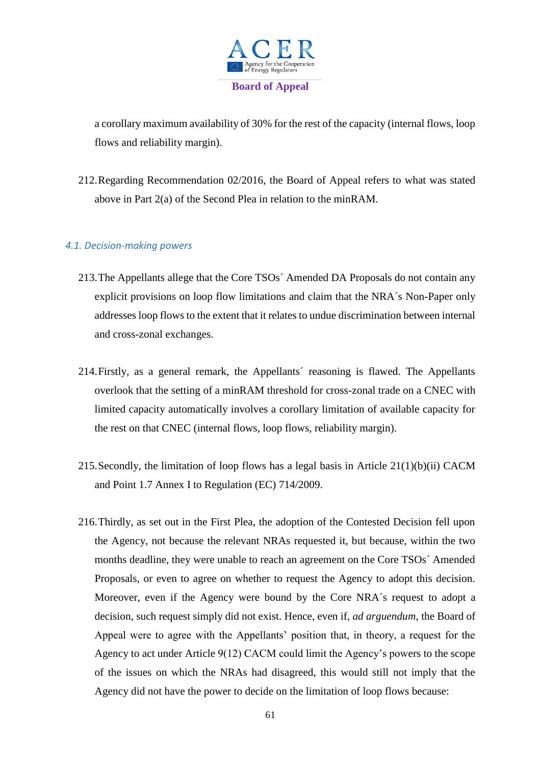a corollary maximum availability of 30% for the rest of the capacity (internal flows, loop flows and reliability margin).

212. Regarding Recommendation 02/2016, the Board of Appeal refers to what was stated above in Part 2(a) of the Second Plea in relation to the minRAM.

### *4.1. Decision-making powers*

213. The Appellants allege that the Core TSOs´ Amended DA Proposals do not contain any explicit provisions on loop flow limitations and claim that the NRA´s Non-Paper only addresses loop flows to the extent that it relates to undue discrimination between internal and cross-zonal exchanges.

214. Firstly, as a general remark, the Appellants´ reasoning is flawed. The Appellants overlook that the setting of a minRAM threshold for cross-zonal trade on a CNEC with limited capacity automatically involves a corollary limitation of available capacity for the rest on that CNEC (internal flows, loop flows, reliability margin).

215. Secondly, the limitation of loop flows has a legal basis in Article 21(1)(b)(ii) CACM and Point 1.7 Annex I to Regulation (EC) 714/2009.

216. Thirdly, as set out in the First Plea, the adoption of the Contested Decision fell upon the Agency, not because the relevant NRAs requested it, but because, within the two months deadline, they were unable to reach an agreement on the Core TSOs´ Amended Proposals, or even to agree on whether to request the Agency to adopt this decision. Moreover, even if the Agency were bound by the Core NRA´s request to adopt a decision, such request simply did not exist. Hence, even if, *ad arguendum*, the Board of Appeal were to agree with the Appellants' position that, in theory, a request for the Agency to act under Article 9(12) CACM could limit the Agency's powers to the scope of the issues on which the NRAs had disagreed, this would still not imply that the Agency did not have the power to decide on the limitation of loop flows because: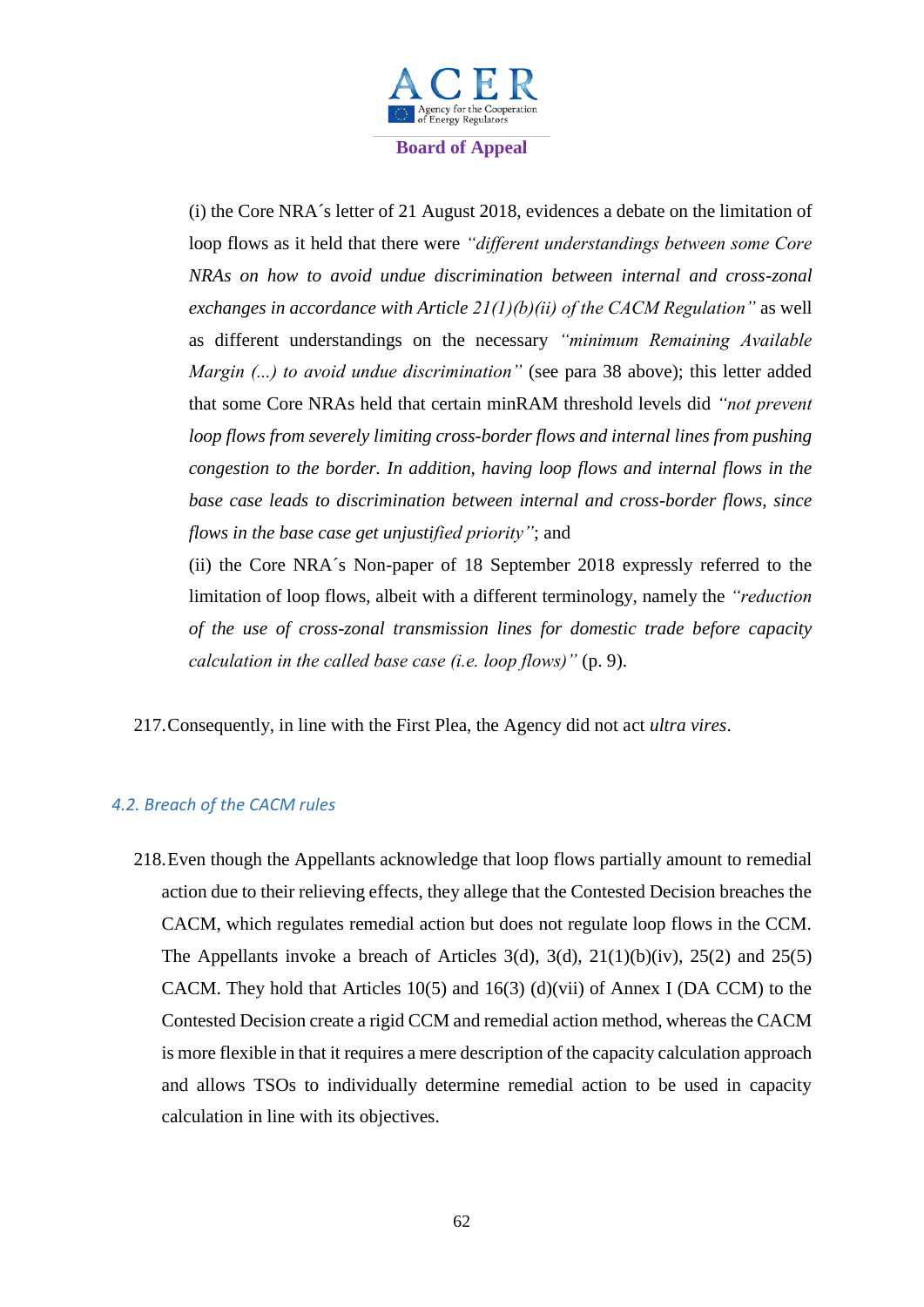(i) the Core NRA´s letter of 21 August 2018, evidences a debate on the limitation of loop flows as it held that there were *"different understandings between some Core NRAs on how to avoid undue discrimination between internal and cross-zonal exchanges in accordance with Article 21(1)(b)(ii) of the CACM Regulation"* as well as different understandings on the necessary *"minimum Remaining Available Margin (...) to avoid undue discrimination"* (see para 38 above); this letter added that some Core NRAs held that certain minRAM threshold levels did *"not prevent loop flows from severely limiting cross-border flows and internal lines from pushing congestion to the border. In addition, having loop flows and internal flows in the base case leads to discrimination between internal and cross-border flows, since flows in the base case get unjustified priority"*; and

(ii) the Core NRA´s Non-paper of 18 September 2018 expressly referred to the limitation of loop flows, albeit with a different terminology, namely the *"reduction of the use of cross-zonal transmission lines for domestic trade before capacity calculation in the called base case (i.e. loop flows)"* (p. 9).

217. Consequently, in line with the First Plea, the Agency did not act *ultra vires*.

### *4.2. Breach of the CACM rules*

218. Even though the Appellants acknowledge that loop flows partially amount to remedial action due to their relieving effects, they allege that the Contested Decision breaches the CACM, which regulates remedial action but does not regulate loop flows in the CCM. The Appellants invoke a breach of Articles 3(d), 3(d), 21(1)(b)(iv), 25(2) and 25(5) CACM. They hold that Articles 10(5) and 16(3) (d)(vii) of Annex I (DA CCM) to the Contested Decision create a rigid CCM and remedial action method, whereas the CACM is more flexible in that it requires a mere description of the capacity calculation approach and allows TSOs to individually determine remedial action to be used in capacity calculation in line with its objectives.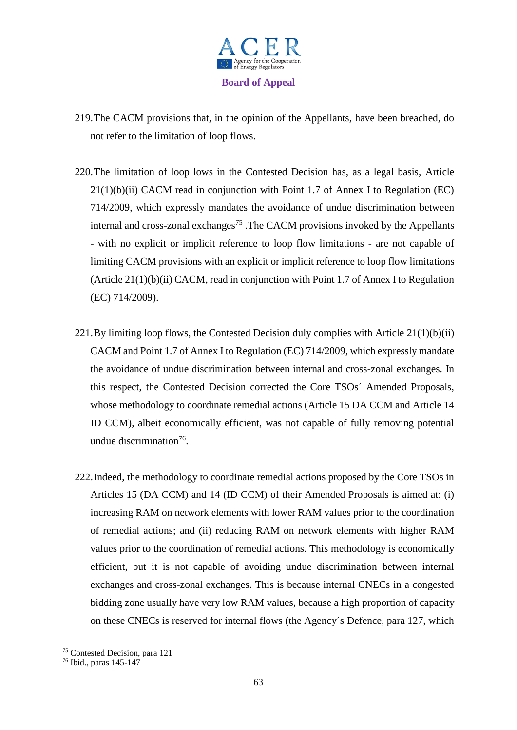219. The CACM provisions that, in the opinion of the Appellants, have been breached, do not refer to the limitation of loop flows.

220. The limitation of loop lows in the Contested Decision has, as a legal basis, Article 21(1)(b)(ii) CACM read in conjunction with Point 1.7 of Annex I to Regulation (EC) 714/2009, which expressly mandates the avoidance of undue discrimination between internal and cross-zonal exchanges[75] .The CACM provisions invoked by the Appellants - with no explicit or implicit reference to loop flow limitations - are not capable of limiting CACM provisions with an explicit or implicit reference to loop flow limitations (Article 21(1)(b)(ii) CACM, read in conjunction with Point 1.7 of Annex I to Regulation (EC) 714/2009).

221. By limiting loop flows, the Contested Decision duly complies with Article 21(1)(b)(ii) CACM and Point 1.7 of Annex I to Regulation (EC) 714/2009, which expressly mandate the avoidance of undue discrimination between internal and cross-zonal exchanges. In this respect, the Contested Decision corrected the Core TSOs´ Amended Proposals, whose methodology to coordinate remedial actions (Article 15 DA CCM and Article 14 ID CCM), albeit economically efficient, was not capable of fully removing potential undue discrimination[76].

222. Indeed, the methodology to coordinate remedial actions proposed by the Core TSOs in Articles 15 (DA CCM) and 14 (ID CCM) of their Amended Proposals is aimed at: (i) increasing RAM on network elements with lower RAM values prior to the coordination of remedial actions; and (ii) reducing RAM on network elements with higher RAM values prior to the coordination of remedial actions. This methodology is economically efficient, but it is not capable of avoiding undue discrimination between internal exchanges and cross-zonal exchanges. This is because internal CNECs in a congested bidding zone usually have very low RAM values, because a high proportion of capacity on these CNECs is reserved for internal flows (the Agency´s Defence, para 127, which

[75] Contested Decision, para 121

[76] Ibid., paras 145-147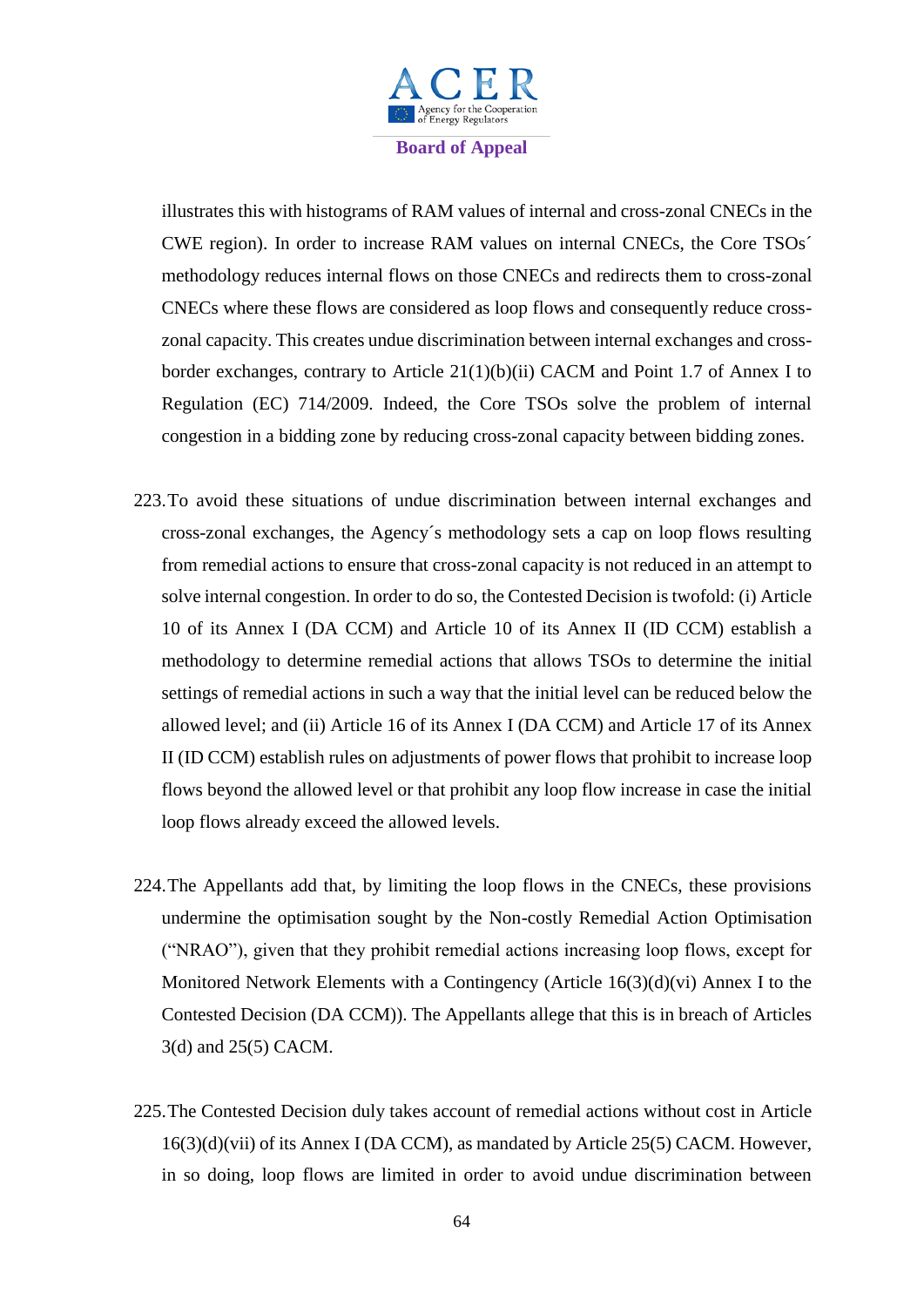illustrates this with histograms of RAM values of internal and cross-zonal CNECs in the CWE region). In order to increase RAM values on internal CNECs, the Core TSOs´ methodology reduces internal flows on those CNECs and redirects them to cross-zonal CNECs where these flows are considered as loop flows and consequently reduce cross-zonal capacity. This creates undue discrimination between internal exchanges and cross-border exchanges, contrary to Article 21(1)(b)(ii) CACM and Point 1.7 of Annex I to Regulation (EC) 714/2009. Indeed, the Core TSOs solve the problem of internal congestion in a bidding zone by reducing cross-zonal capacity between bidding zones.

223. To avoid these situations of undue discrimination between internal exchanges and cross-zonal exchanges, the Agency´s methodology sets a cap on loop flows resulting from remedial actions to ensure that cross-zonal capacity is not reduced in an attempt to solve internal congestion. In order to do so, the Contested Decision is twofold: (i) Article 10 of its Annex I (DA CCM) and Article 10 of its Annex II (ID CCM) establish a methodology to determine remedial actions that allows TSOs to determine the initial settings of remedial actions in such a way that the initial level can be reduced below the allowed level; and (ii) Article 16 of its Annex I (DA CCM) and Article 17 of its Annex II (ID CCM) establish rules on adjustments of power flows that prohibit to increase loop flows beyond the allowed level or that prohibit any loop flow increase in case the initial loop flows already exceed the allowed levels.

224. The Appellants add that, by limiting the loop flows in the CNECs, these provisions undermine the optimisation sought by the Non-costly Remedial Action Optimisation ("NRAO"), given that they prohibit remedial actions increasing loop flows, except for Monitored Network Elements with a Contingency (Article 16(3)(d)(vi) Annex I to the Contested Decision (DA CCM)). The Appellants allege that this is in breach of Articles 3(d) and 25(5) CACM.

225. The Contested Decision duly takes account of remedial actions without cost in Article 16(3)(d)(vii) of its Annex I (DA CCM), as mandated by Article 25(5) CACM. However, in so doing, loop flows are limited in order to avoid undue discrimination between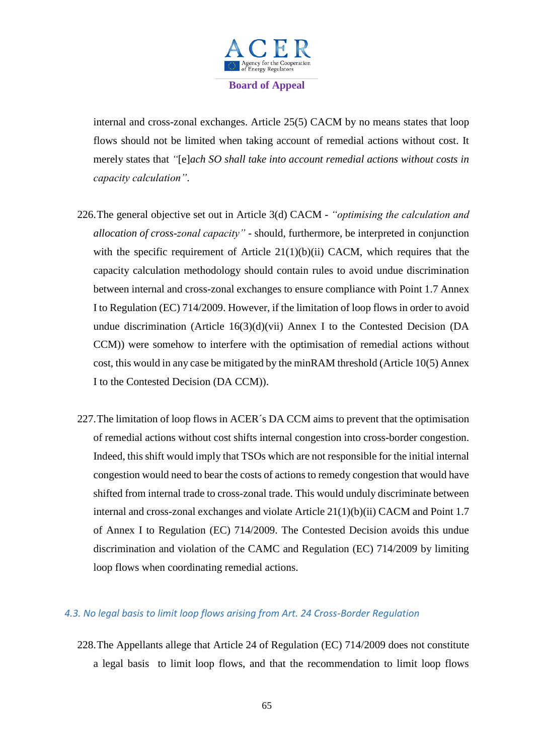internal and cross-zonal exchanges. Article 25(5) CACM by no means states that loop flows should not be limited when taking account of remedial actions without cost. It merely states that *"*[e]*ach SO shall take into account remedial actions without costs in capacity calculation"*.

226. The general objective set out in Article 3(d) CACM - *"optimising the calculation and allocation of cross-zonal capacity"* - should, furthermore, be interpreted in conjunction with the specific requirement of Article 21(1)(b)(ii) CACM, which requires that the capacity calculation methodology should contain rules to avoid undue discrimination between internal and cross-zonal exchanges to ensure compliance with Point 1.7 Annex I to Regulation (EC) 714/2009. However, if the limitation of loop flows in order to avoid undue discrimination (Article 16(3)(d)(vii) Annex I to the Contested Decision (DA CCM)) were somehow to interfere with the optimisation of remedial actions without cost, this would in any case be mitigated by the minRAM threshold (Article 10(5) Annex I to the Contested Decision (DA CCM)).

227. The limitation of loop flows in ACER´s DA CCM aims to prevent that the optimisation of remedial actions without cost shifts internal congestion into cross-border congestion. Indeed, this shift would imply that TSOs which are not responsible for the initial internal congestion would need to bear the costs of actions to remedy congestion that would have shifted from internal trade to cross-zonal trade. This would unduly discriminate between internal and cross-zonal exchanges and violate Article 21(1)(b)(ii) CACM and Point 1.7 of Annex I to Regulation (EC) 714/2009. The Contested Decision avoids this undue discrimination and violation of the CAMC and Regulation (EC) 714/2009 by limiting loop flows when coordinating remedial actions.

### *4.3. No legal basis to limit loop flows arising from Art. 24 Cross-Border Regulation*

228. The Appellants allege that Article 24 of Regulation (EC) 714/2009 does not constitute a legal basis to limit loop flows, and that the recommendation to limit loop flows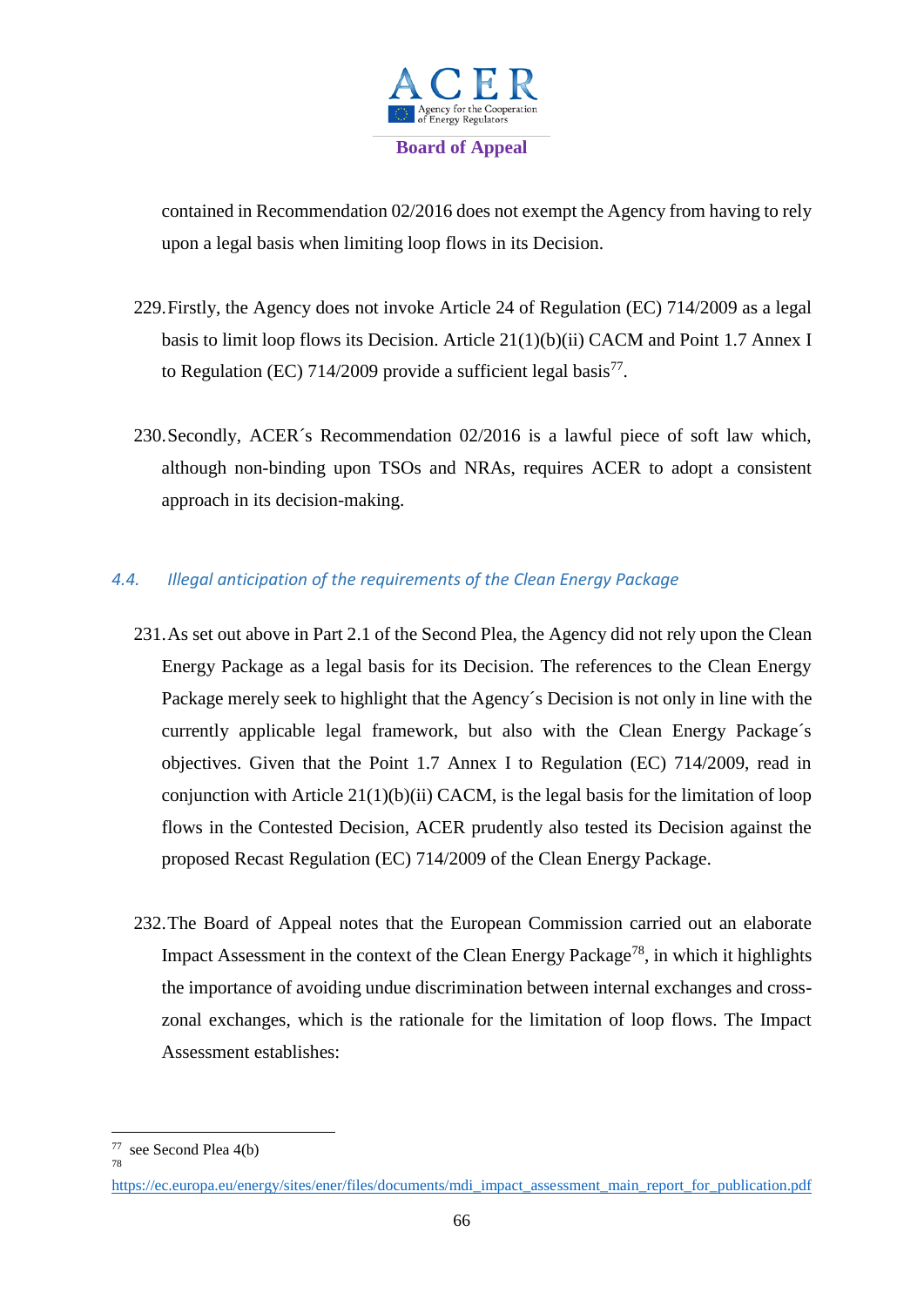contained in Recommendation 02/2016 does not exempt the Agency from having to rely upon a legal basis when limiting loop flows in its Decision.

229. Firstly, the Agency does not invoke Article 24 of Regulation (EC) 714/2009 as a legal basis to limit loop flows its Decision. Article 21(1)(b)(ii) CACM and Point 1.7 Annex I to Regulation (EC) 714/2009 provide a sufficient legal basis[77].

230. Secondly, ACER´s Recommendation 02/2016 is a lawful piece of soft law which, although non-binding upon TSOs and NRAs, requires ACER to adopt a consistent approach in its decision-making.

### *4.4. Illegal anticipation of the requirements of the Clean Energy Package*

231. As set out above in Part 2.1 of the Second Plea, the Agency did not rely upon the Clean Energy Package as a legal basis for its Decision. The references to the Clean Energy Package merely seek to highlight that the Agency´s Decision is not only in line with the currently applicable legal framework, but also with the Clean Energy Package´s objectives. Given that the Point 1.7 Annex I to Regulation (EC) 714/2009, read in conjunction with Article 21(1)(b)(ii) CACM, is the legal basis for the limitation of loop flows in the Contested Decision, ACER prudently also tested its Decision against the proposed Recast Regulation (EC) 714/2009 of the Clean Energy Package.

232. The Board of Appeal notes that the European Commission carried out an elaborate Impact Assessment in the context of the Clean Energy Package[78], in which it highlights the importance of avoiding undue discrimination between internal exchanges and cross-zonal exchanges, which is the rationale for the limitation of loop flows. The Impact Assessment establishes:

---

[77] see Second Plea 4(b)

[78] https://ec.europa.eu/energy/sites/ener/files/documents/mdi_impact_assessment_main_report_for_publication.pdf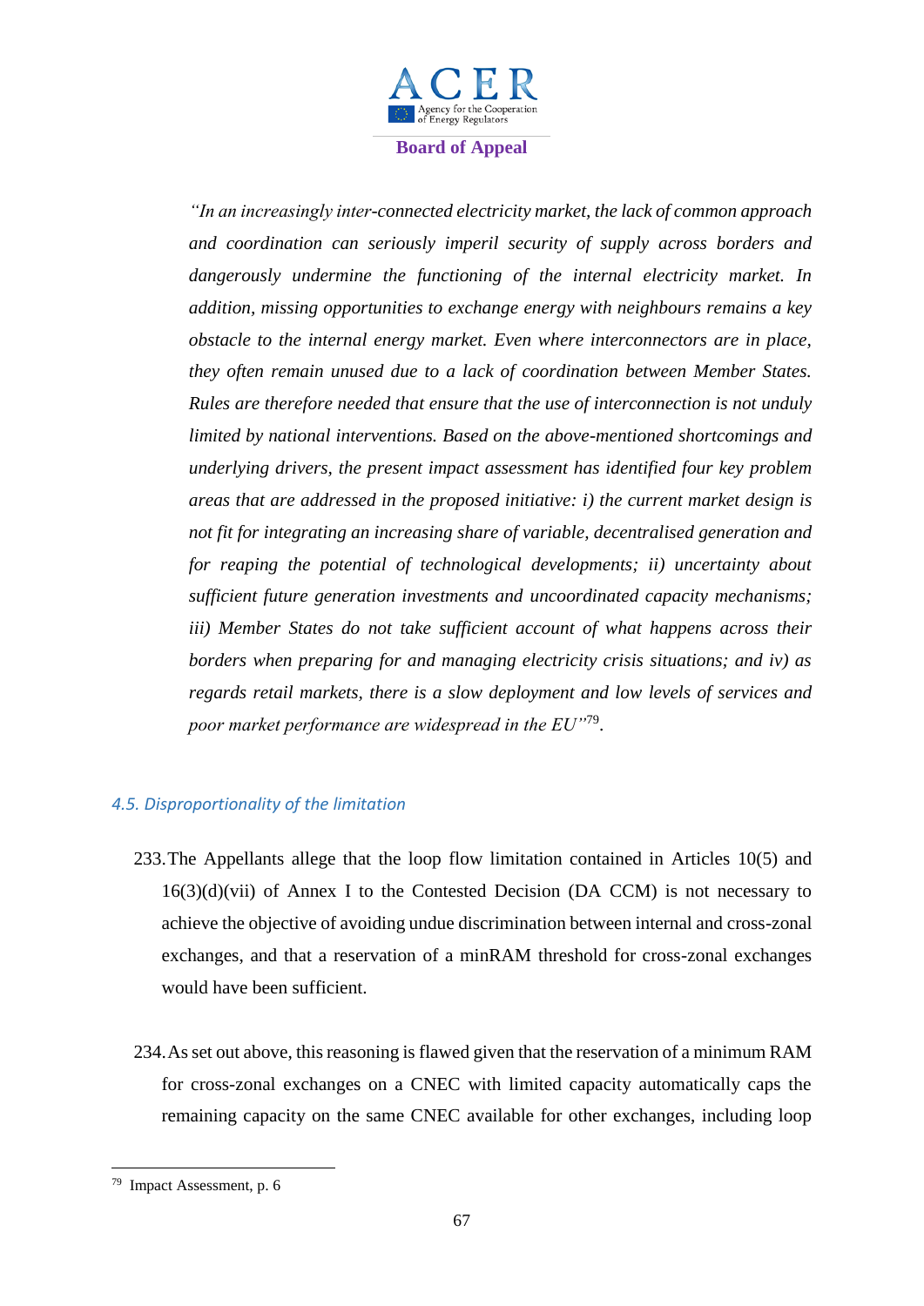*"In an increasingly inter-connected electricity market, the lack of common approach and coordination can seriously imperil security of supply across borders and dangerously undermine the functioning of the internal electricity market. In addition, missing opportunities to exchange energy with neighbours remains a key obstacle to the internal energy market. Even where interconnectors are in place, they often remain unused due to a lack of coordination between Member States. Rules are therefore needed that ensure that the use of interconnection is not unduly limited by national interventions. Based on the above-mentioned shortcomings and underlying drivers, the present impact assessment has identified four key problem areas that are addressed in the proposed initiative: i) the current market design is not fit for integrating an increasing share of variable, decentralised generation and for reaping the potential of technological developments; ii) uncertainty about sufficient future generation investments and uncoordinated capacity mechanisms; iii) Member States do not take sufficient account of what happens across their borders when preparing for and managing electricity crisis situations; and iv) as regards retail markets, there is a slow deployment and low levels of services and poor market performance are widespread in the EU"*[79].

### *4.5. Disproportionality of the limitation*

233. The Appellants allege that the loop flow limitation contained in Articles 10(5) and 16(3)(d)(vii) of Annex I to the Contested Decision (DA CCM) is not necessary to achieve the objective of avoiding undue discrimination between internal and cross-zonal exchanges, and that a reservation of a minRAM threshold for cross-zonal exchanges would have been sufficient.

234. As set out above, this reasoning is flawed given that the reservation of a minimum RAM for cross-zonal exchanges on a CNEC with limited capacity automatically caps the remaining capacity on the same CNEC available for other exchanges, including loop

---

[79] Impact Assessment, p. 6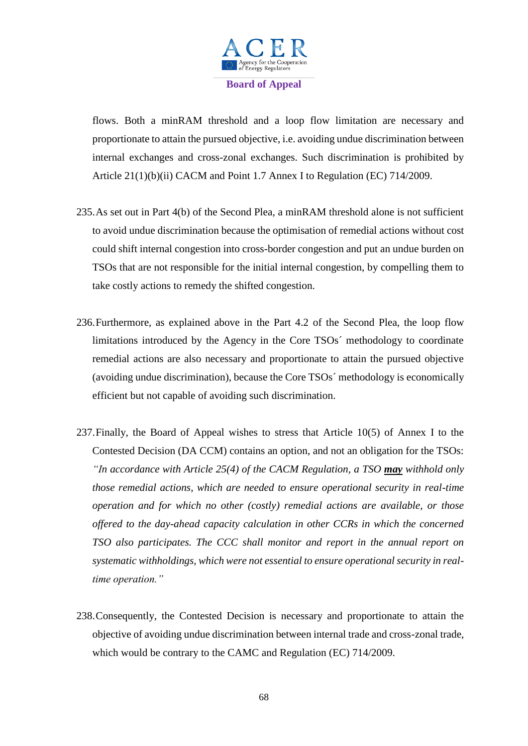flows. Both a minRAM threshold and a loop flow limitation are necessary and proportionate to attain the pursued objective, i.e. avoiding undue discrimination between internal exchanges and cross-zonal exchanges. Such discrimination is prohibited by Article 21(1)(b)(ii) CACM and Point 1.7 Annex I to Regulation (EC) 714/2009.

235. As set out in Part 4(b) of the Second Plea, a minRAM threshold alone is not sufficient to avoid undue discrimination because the optimisation of remedial actions without cost could shift internal congestion into cross-border congestion and put an undue burden on TSOs that are not responsible for the initial internal congestion, by compelling them to take costly actions to remedy the shifted congestion.

236. Furthermore, as explained above in the Part 4.2 of the Second Plea, the loop flow limitations introduced by the Agency in the Core TSOs´ methodology to coordinate remedial actions are also necessary and proportionate to attain the pursued objective (avoiding undue discrimination), because the Core TSOs´ methodology is economically efficient but not capable of avoiding such discrimination.

237. Finally, the Board of Appeal wishes to stress that Article 10(5) of Annex I to the Contested Decision (DA CCM) contains an option, and not an obligation for the TSOs: *"In accordance with Article 25(4) of the CACM Regulation, a TSO* ***may*** *withhold only those remedial actions, which are needed to ensure operational security in real-time operation and for which no other (costly) remedial actions are available, or those offered to the day-ahead capacity calculation in other CCRs in which the concerned TSO also participates. The CCC shall monitor and report in the annual report on systematic withholdings, which were not essential to ensure operational security in real-time operation."*

238. Consequently, the Contested Decision is necessary and proportionate to attain the objective of avoiding undue discrimination between internal trade and cross-zonal trade, which would be contrary to the CAMC and Regulation (EC) 714/2009.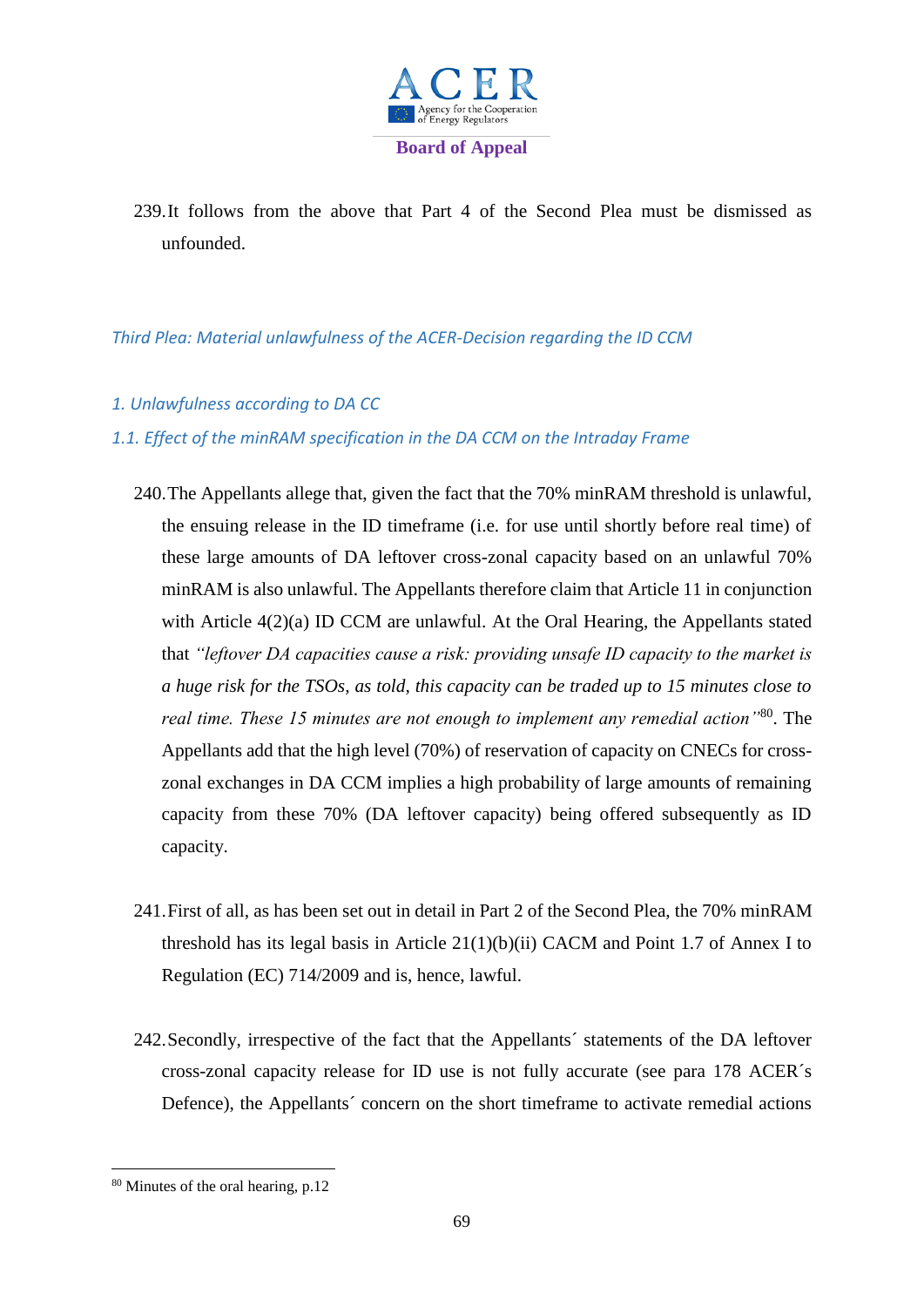239. It follows from the above that Part 4 of the Second Plea must be dismissed as unfounded.

### *Third Plea: Material unlawfulness of the ACER-Decision regarding the ID CCM*

#### *1. Unlawfulness according to DA CC*

#### *1.1. Effect of the minRAM specification in the DA CCM on the Intraday Frame*

240. The Appellants allege that, given the fact that the 70% minRAM threshold is unlawful, the ensuing release in the ID timeframe (i.e. for use until shortly before real time) of these large amounts of DA leftover cross-zonal capacity based on an unlawful 70% minRAM is also unlawful. The Appellants therefore claim that Article 11 in conjunction with Article 4(2)(a) ID CCM are unlawful. At the Oral Hearing, the Appellants stated that *"leftover DA capacities cause a risk: providing unsafe ID capacity to the market is a huge risk for the TSOs, as told, this capacity can be traded up to 15 minutes close to real time. These 15 minutes are not enough to implement any remedial action"*[80]. The Appellants add that the high level (70%) of reservation of capacity on CNECs for cross-zonal exchanges in DA CCM implies a high probability of large amounts of remaining capacity from these 70% (DA leftover capacity) being offered subsequently as ID capacity.

241. First of all, as has been set out in detail in Part 2 of the Second Plea, the 70% minRAM threshold has its legal basis in Article 21(1)(b)(ii) CACM and Point 1.7 of Annex I to Regulation (EC) 714/2009 and is, hence, lawful.

242. Secondly, irrespective of the fact that the Appellants´ statements of the DA leftover cross-zonal capacity release for ID use is not fully accurate (see para 178 ACER´s Defence), the Appellants´ concern on the short timeframe to activate remedial actions

---

[80] Minutes of the oral hearing, p.12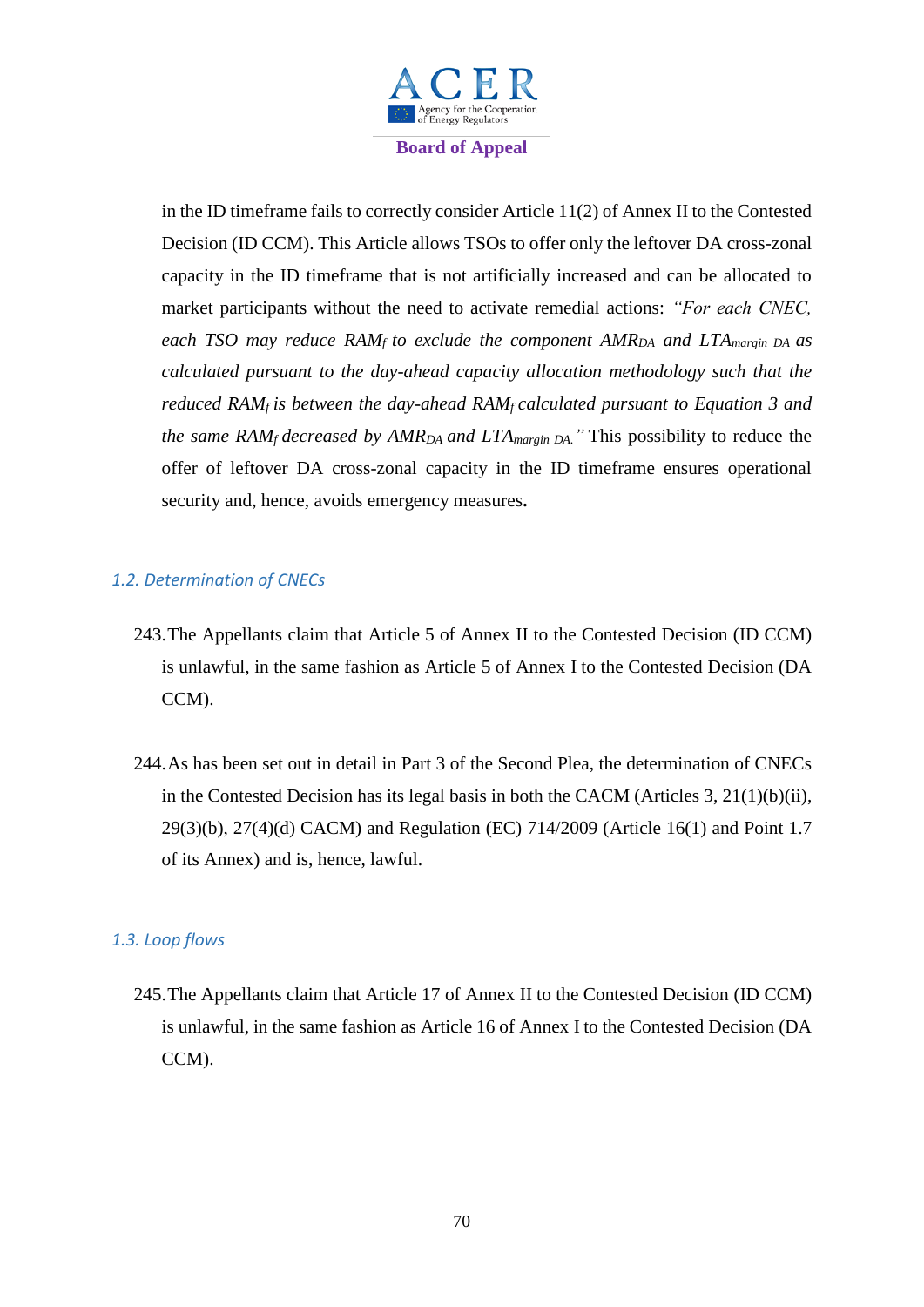in the ID timeframe fails to correctly consider Article 11(2) of Annex II to the Contested Decision (ID CCM). This Article allows TSOs to offer only the leftover DA cross-zonal capacity in the ID timeframe that is not artificially increased and can be allocated to market participants without the need to activate remedial actions: *"For each CNEC, each TSO may reduce $RAM_f$ to exclude the component $AMR_{DA}$ and $LTA_{margin\ DA}$ as calculated pursuant to the day-ahead capacity allocation methodology such that the reduced $RAM_f$ is between the day-ahead $RAM_f$ calculated pursuant to Equation 3 and the same $RAM_f$ decreased by $AMR_{DA}$ and $LTA_{margin\ DA}$."* This possibility to reduce the offer of leftover DA cross-zonal capacity in the ID timeframe ensures operational security and, hence, avoids emergency measures**.**

### *1.2. Determination of CNECs*

243. The Appellants claim that Article 5 of Annex II to the Contested Decision (ID CCM) is unlawful, in the same fashion as Article 5 of Annex I to the Contested Decision (DA CCM).

244. As has been set out in detail in Part 3 of the Second Plea, the determination of CNECs in the Contested Decision has its legal basis in both the CACM (Articles 3, 21(1)(b)(ii), 29(3)(b), 27(4)(d) CACM) and Regulation (EC) 714/2009 (Article 16(1) and Point 1.7 of its Annex) and is, hence, lawful.

### *1.3. Loop flows*

245. The Appellants claim that Article 17 of Annex II to the Contested Decision (ID CCM) is unlawful, in the same fashion as Article 16 of Annex I to the Contested Decision (DA CCM).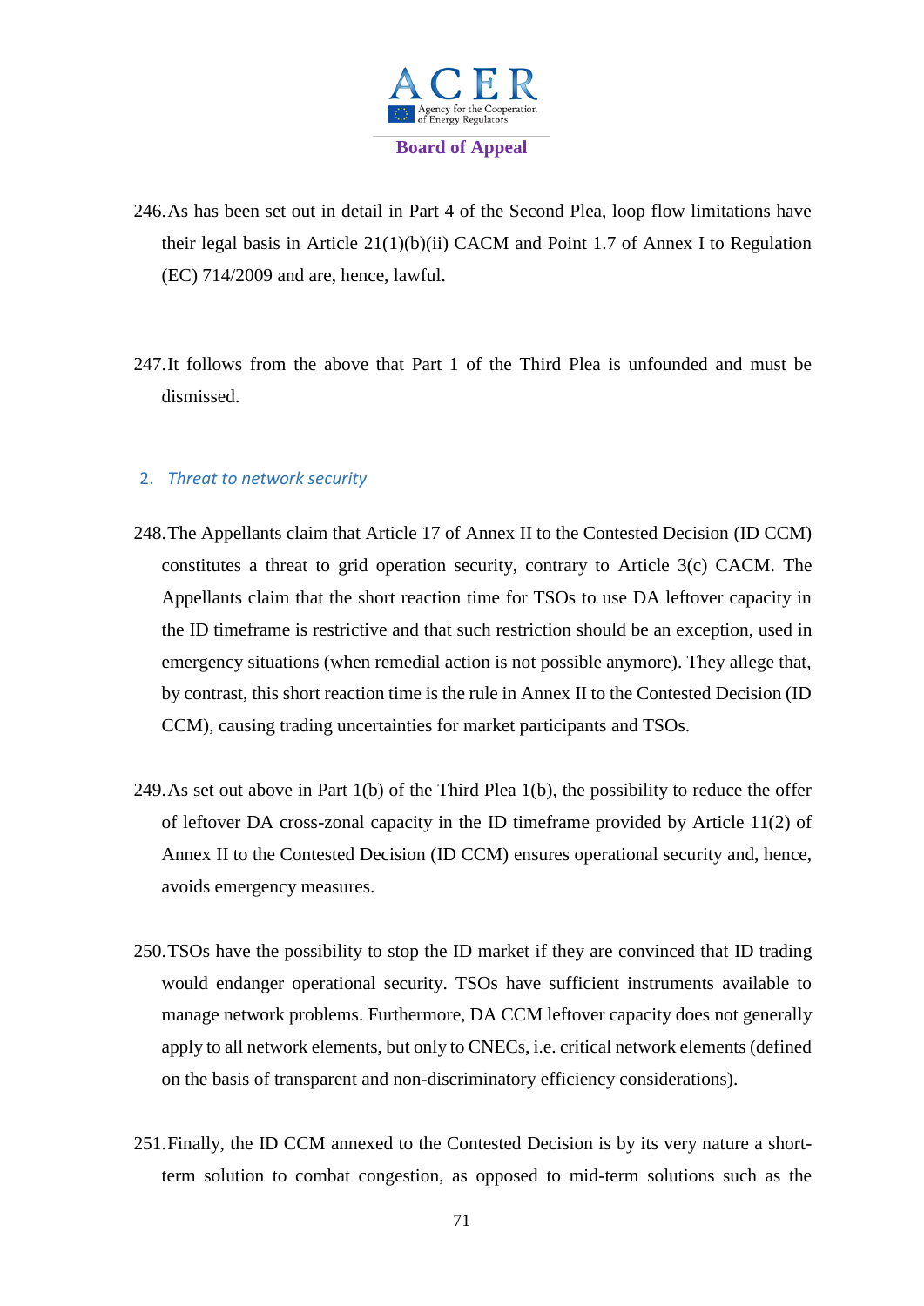246. As has been set out in detail in Part 4 of the Second Plea, loop flow limitations have their legal basis in Article 21(1)(b)(ii) CACM and Point 1.7 of Annex I to Regulation (EC) 714/2009 and are, hence, lawful.

247. It follows from the above that Part 1 of the Third Plea is unfounded and must be dismissed.

## 2. *Threat to network security*

248. The Appellants claim that Article 17 of Annex II to the Contested Decision (ID CCM) constitutes a threat to grid operation security, contrary to Article 3(c) CACM. The Appellants claim that the short reaction time for TSOs to use DA leftover capacity in the ID timeframe is restrictive and that such restriction should be an exception, used in emergency situations (when remedial action is not possible anymore). They allege that, by contrast, this short reaction time is the rule in Annex II to the Contested Decision (ID CCM), causing trading uncertainties for market participants and TSOs.

249. As set out above in Part 1(b) of the Third Plea 1(b), the possibility to reduce the offer of leftover DA cross-zonal capacity in the ID timeframe provided by Article 11(2) of Annex II to the Contested Decision (ID CCM) ensures operational security and, hence, avoids emergency measures.

250. TSOs have the possibility to stop the ID market if they are convinced that ID trading would endanger operational security. TSOs have sufficient instruments available to manage network problems. Furthermore, DA CCM leftover capacity does not generally apply to all network elements, but only to CNECs, i.e. critical network elements (defined on the basis of transparent and non-discriminatory efficiency considerations).

251. Finally, the ID CCM annexed to the Contested Decision is by its very nature a short-term solution to combat congestion, as opposed to mid-term solutions such as the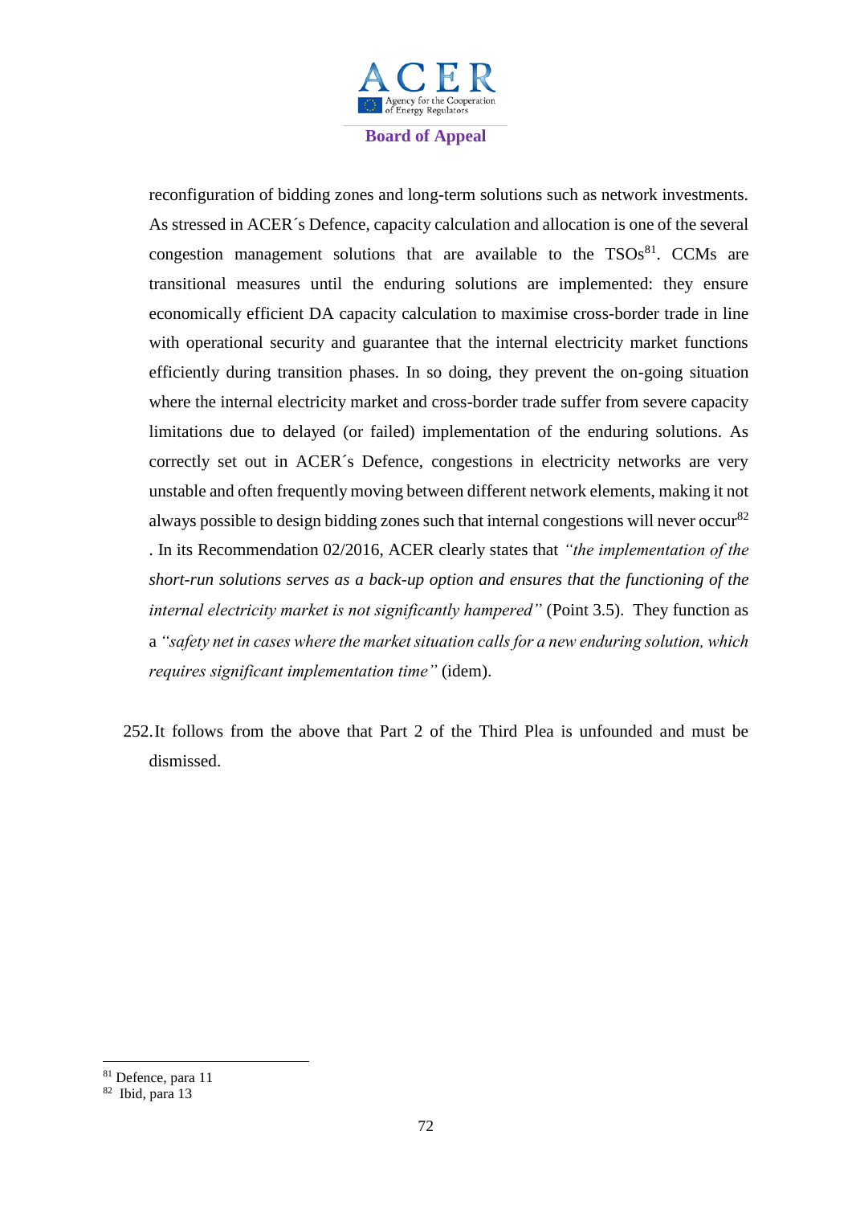reconfiguration of bidding zones and long-term solutions such as network investments. As stressed in ACER´s Defence, capacity calculation and allocation is one of the several congestion management solutions that are available to the TSOs[81]. CCMs are transitional measures until the enduring solutions are implemented: they ensure economically efficient DA capacity calculation to maximise cross-border trade in line with operational security and guarantee that the internal electricity market functions efficiently during transition phases. In so doing, they prevent the on-going situation where the internal electricity market and cross-border trade suffer from severe capacity limitations due to delayed (or failed) implementation of the enduring solutions. As correctly set out in ACER´s Defence, congestions in electricity networks are very unstable and often frequently moving between different network elements, making it not always possible to design bidding zones such that internal congestions will never occur[82]. In its Recommendation 02/2016, ACER clearly states that *"the implementation of the short-run solutions serves as a back-up option and ensures that the functioning of the internal electricity market is not significantly hampered"* (Point 3.5). They function as a *"safety net in cases where the market situation calls for a new enduring solution, which requires significant implementation time"* (idem).

252. It follows from the above that Part 2 of the Third Plea is unfounded and must be dismissed.

---

[81] Defence, para 11

[82] Ibid, para 13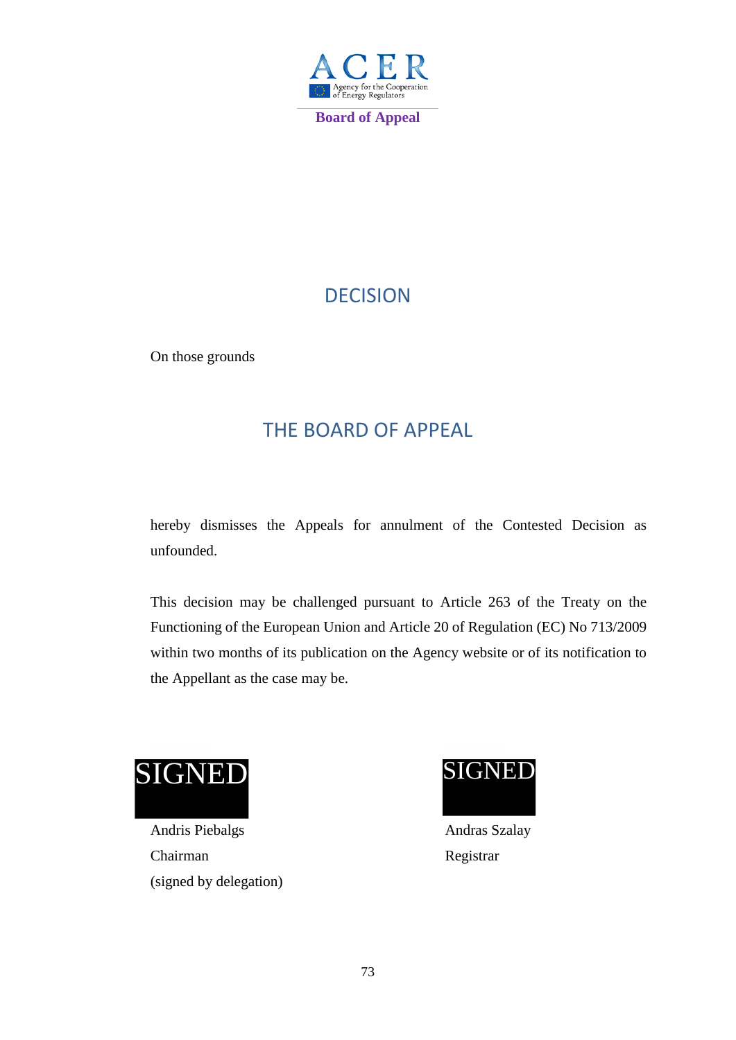**Board of Appeal**

# DECISION

On those grounds

# THE BOARD OF APPEAL

hereby dismisses the Appeals for annulment of the Contested Decision as unfounded.

This decision may be challenged pursuant to Article 263 of the Treaty on the Functioning of the European Union and Article 20 of Regulation (EC) No 713/2009 within two months of its publication on the Agency website or of its notification to the Appellant as the case may be.

SIGNED

Andris Piebalgs
Chairman
(signed by delegation)

SIGNED

Andras Szalay
Registrar